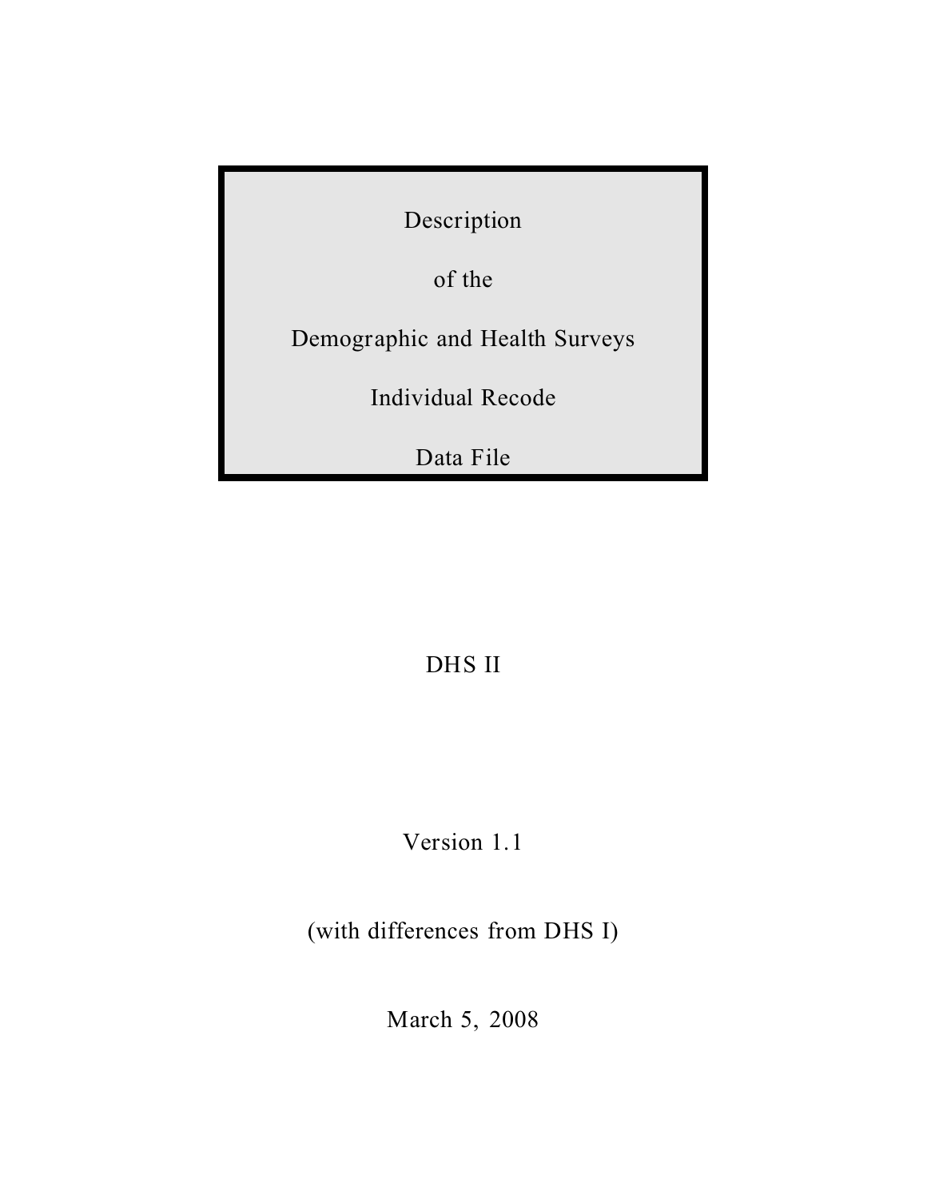# Description

# of the

# Demographic and Health Surveys

# Individual Recode

# Data File

DHS II

Version 1.1

(with differences from DHS I)

March 5, 2008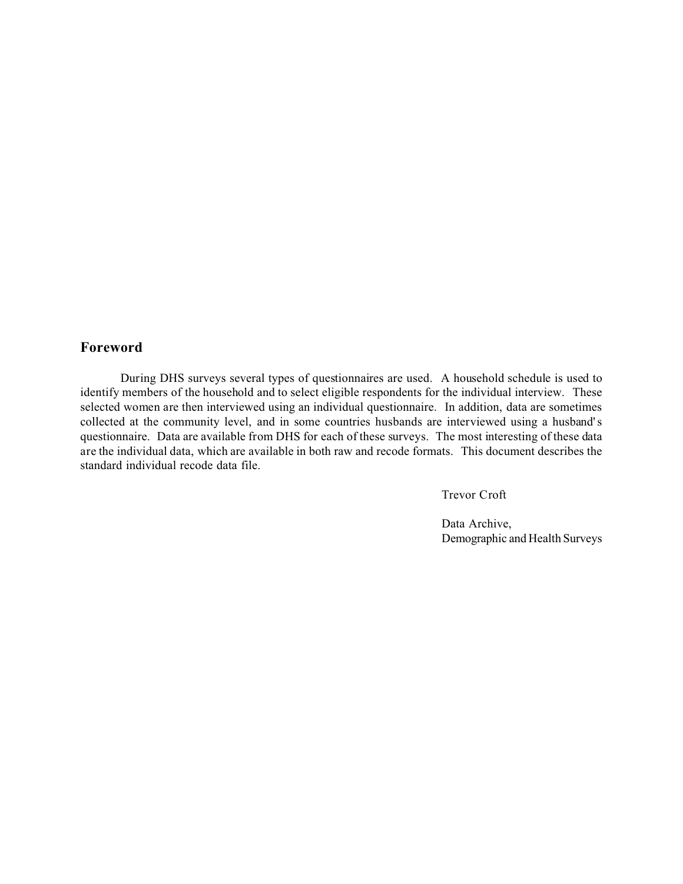## Foreword

During DHS surveys several types of questionnaires are used. A household schedule is used to identify members of the household and to select eligible respondents for the individual interview. These selected women are then interviewed using an individual questionnaire. In addition, data are sometimes collected at the community level, and in some countries husbands are interviewed using a husband's questionnaire. Data are available from DHS for each of these surveys. The most interesting of these data are the individual data, which are available in both raw and recode formats. This document describes the standard individual recode data file.

Trevor Croft

Data Archive,
Demographic and Health Surveys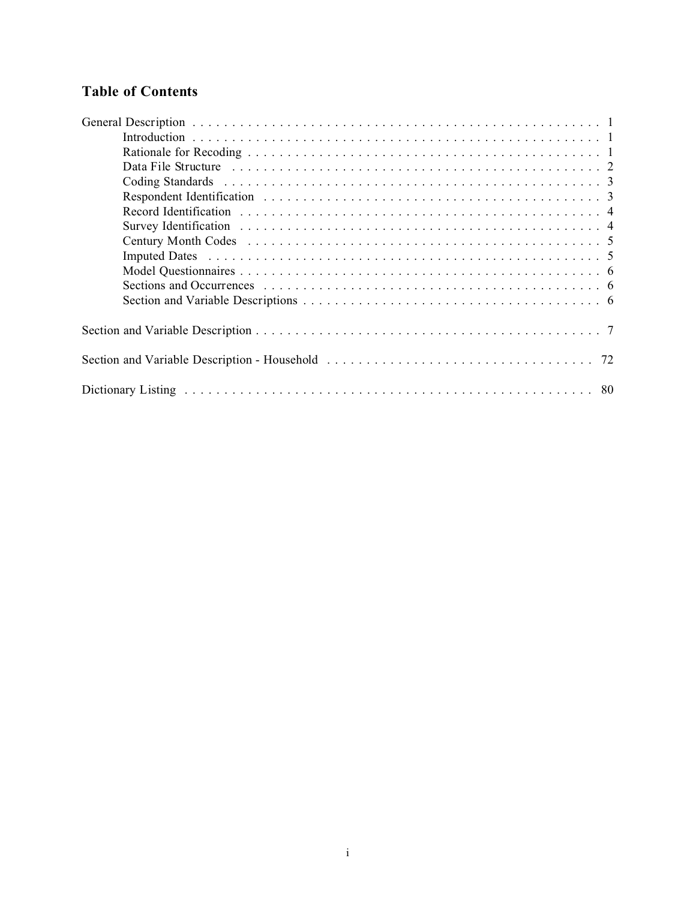## Table of Contents

General Description . . . . . . . . . . . . . . . . . . . . . . . . . . . . . . . . . . . . . . . . . . . . . . . . . . . . . 1
- Introduction . . . . . . . . . . . . . . . . . . . . . . . . . . . . . . . . . . . . . . . . . . . . . . . . . . . . . 1
- Rationale for Recoding . . . . . . . . . . . . . . . . . . . . . . . . . . . . . . . . . . . . . . . . . . . . . 1
- Data File Structure . . . . . . . . . . . . . . . . . . . . . . . . . . . . . . . . . . . . . . . . . . . . . . . 2
- Coding Standards . . . . . . . . . . . . . . . . . . . . . . . . . . . . . . . . . . . . . . . . . . . . . . . . 3
- Respondent Identification . . . . . . . . . . . . . . . . . . . . . . . . . . . . . . . . . . . . . . . . . . 3
- Record Identification . . . . . . . . . . . . . . . . . . . . . . . . . . . . . . . . . . . . . . . . . . . . . 4
- Survey Identification . . . . . . . . . . . . . . . . . . . . . . . . . . . . . . . . . . . . . . . . . . . . . 4
- Century Month Codes . . . . . . . . . . . . . . . . . . . . . . . . . . . . . . . . . . . . . . . . . . . . 5
- Imputed Dates . . . . . . . . . . . . . . . . . . . . . . . . . . . . . . . . . . . . . . . . . . . . . . . . . . 5
- Model Questionnaires . . . . . . . . . . . . . . . . . . . . . . . . . . . . . . . . . . . . . . . . . . . . . 6
- Sections and Occurrences . . . . . . . . . . . . . . . . . . . . . . . . . . . . . . . . . . . . . . . . . . 6
- Section and Variable Descriptions . . . . . . . . . . . . . . . . . . . . . . . . . . . . . . . . . . . . 6

Section and Variable Description . . . . . . . . . . . . . . . . . . . . . . . . . . . . . . . . . . . . . . . . . . . . 7

Section and Variable Description - Household . . . . . . . . . . . . . . . . . . . . . . . . . . . . . . . . . 72

Dictionary Listing . . . . . . . . . . . . . . . . . . . . . . . . . . . . . . . . . . . . . . . . . . . . . . . . . . . . . 80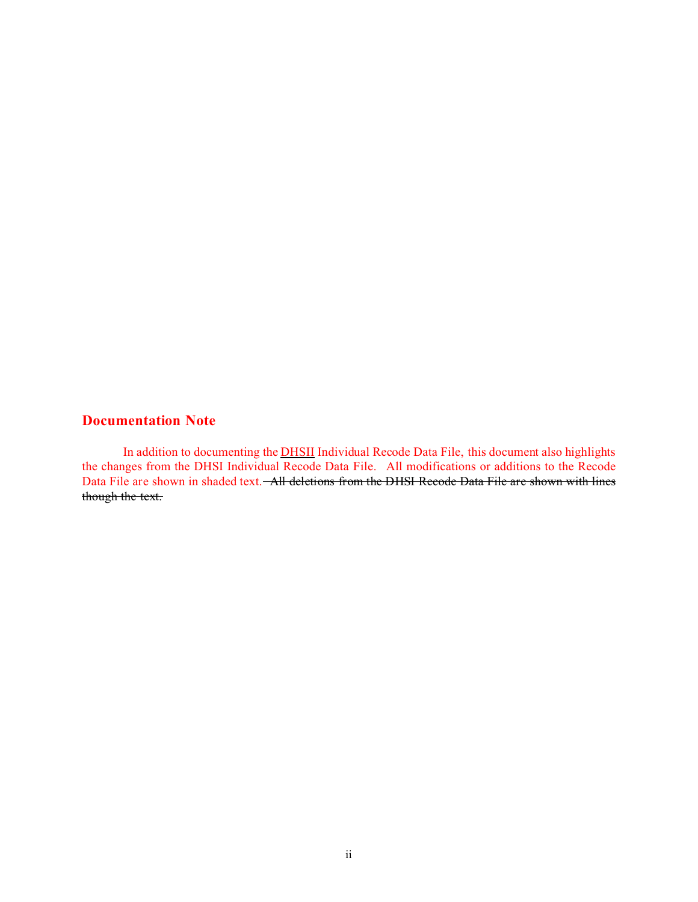## Documentation Note

In addition to documenting the DHSII Individual Recode Data File, this document also highlights the changes from the DHSI Individual Recode Data File. All modifications or additions to the Recode Data File are shown in shaded text. ~~All deletions from the DHSI Recode Data File are shown with lines though the text.~~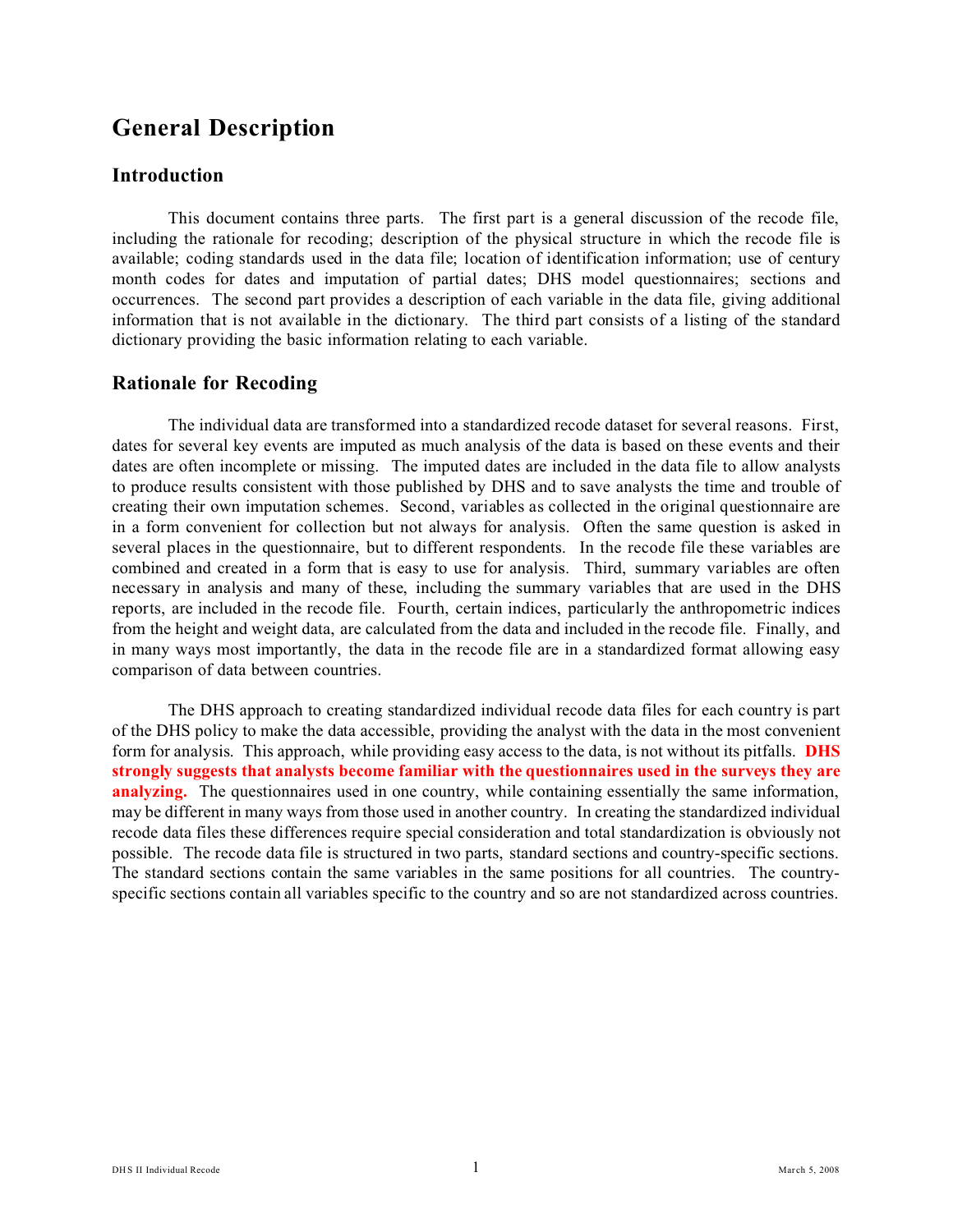# General Description

## Introduction

This document contains three parts. The first part is a general discussion of the recode file, including the rationale for recoding; description of the physical structure in which the recode file is available; coding standards used in the data file; location of identification information; use of century month codes for dates and imputation of partial dates; DHS model questionnaires; sections and occurrences. The second part provides a description of each variable in the data file, giving additional information that is not available in the dictionary. The third part consists of a listing of the standard dictionary providing the basic information relating to each variable.

## Rationale for Recoding

The individual data are transformed into a standardized recode dataset for several reasons. First, dates for several key events are imputed as much analysis of the data is based on these events and their dates are often incomplete or missing. The imputed dates are included in the data file to allow analysts to produce results consistent with those published by DHS and to save analysts the time and trouble of creating their own imputation schemes. Second, variables as collected in the original questionnaire are in a form convenient for collection but not always for analysis. Often the same question is asked in several places in the questionnaire, but to different respondents. In the recode file these variables are combined and created in a form that is easy to use for analysis. Third, summary variables are often necessary in analysis and many of these, including the summary variables that are used in the DHS reports, are included in the recode file. Fourth, certain indices, particularly the anthropometric indices from the height and weight data, are calculated from the data and included in the recode file. Finally, and in many ways most importantly, the data in the recode file are in a standardized format allowing easy comparison of data between countries.

The DHS approach to creating standardized individual recode data files for each country is part of the DHS policy to make the data accessible, providing the analyst with the data in the most convenient form for analysis. This approach, while providing easy access to the data, is not without its pitfalls. **DHS strongly suggests that analysts become familiar with the questionnaires used in the surveys they are analyzing.** The questionnaires used in one country, while containing essentially the same information, may be different in many ways from those used in another country. In creating the standardized individual recode data files these differences require special consideration and total standardization is obviously not possible. The recode data file is structured in two parts, standard sections and country-specific sections. The standard sections contain the same variables in the same positions for all countries. The country-specific sections contain all variables specific to the country and so are not standardized across countries.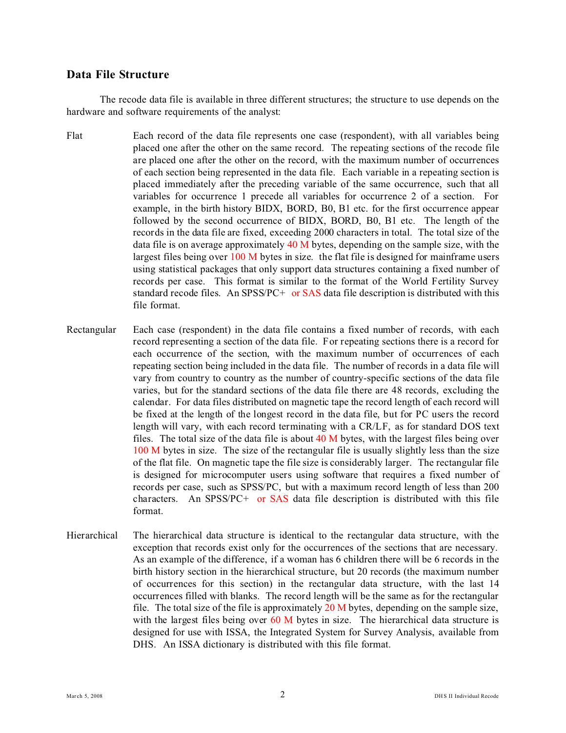## Data File Structure

The recode data file is available in three different structures; the structure to use depends on the hardware and software requirements of the analyst:

**Flat** — Each record of the data file represents one case (respondent), with all variables being placed one after the other on the same record. The repeating sections of the recode file are placed one after the other on the record, with the maximum number of occurrences of each section being represented in the data file. Each variable in a repeating section is placed immediately after the preceding variable of the same occurrence, such that all variables for occurrence 1 precede all variables for occurrence 2 of a section. For example, in the birth history BIDX, BORD, B0, B1 etc. for the first occurrence appear followed by the second occurrence of BIDX, BORD, B0, B1 etc. The length of the records in the data file are fixed, exceeding 2000 characters in total. The total size of the data file is on average approximately 40 M bytes, depending on the sample size, with the largest files being over 100 M bytes in size. the flat file is designed for mainframe users using statistical packages that only support data structures containing a fixed number of records per case. This format is similar to the format of the World Fertility Survey standard recode files. An SPSS/PC+ or SAS data file description is distributed with this file format.

**Rectangular** — Each case (respondent) in the data file contains a fixed number of records, with each record representing a section of the data file. For repeating sections there is a record for each occurrence of the section, with the maximum number of occurrences of each repeating section being included in the data file. The number of records in a data file will vary from country to country as the number of country-specific sections of the data file varies, but for the standard sections of the data file there are 48 records, excluding the calendar. For data files distributed on magnetic tape the record length of each record will be fixed at the length of the longest record in the data file, but for PC users the record length will vary, with each record terminating with a CR/LF, as for standard DOS text files. The total size of the data file is about 40 M bytes, with the largest files being over 100 M bytes in size. The size of the rectangular file is usually slightly less than the size of the flat file. On magnetic tape the file size is considerably larger. The rectangular file is designed for microcomputer users using software that requires a fixed number of records per case, such as SPSS/PC, but with a maximum record length of less than 200 characters. An SPSS/PC+ or SAS data file description is distributed with this file format.

**Hierarchical** — The hierarchical data structure is identical to the rectangular data structure, with the exception that records exist only for the occurrences of the sections that are necessary. As an example of the difference, if a woman has 6 children there will be 6 records in the birth history section in the hierarchical structure, but 20 records (the maximum number of occurrences for this section) in the rectangular data structure, with the last 14 occurrences filled with blanks. The record length will be the same as for the rectangular file. The total size of the file is approximately 20 M bytes, depending on the sample size, with the largest files being over 60 M bytes in size. The hierarchical data structure is designed for use with ISSA, the Integrated System for Survey Analysis, available from DHS. An ISSA dictionary is distributed with this file format.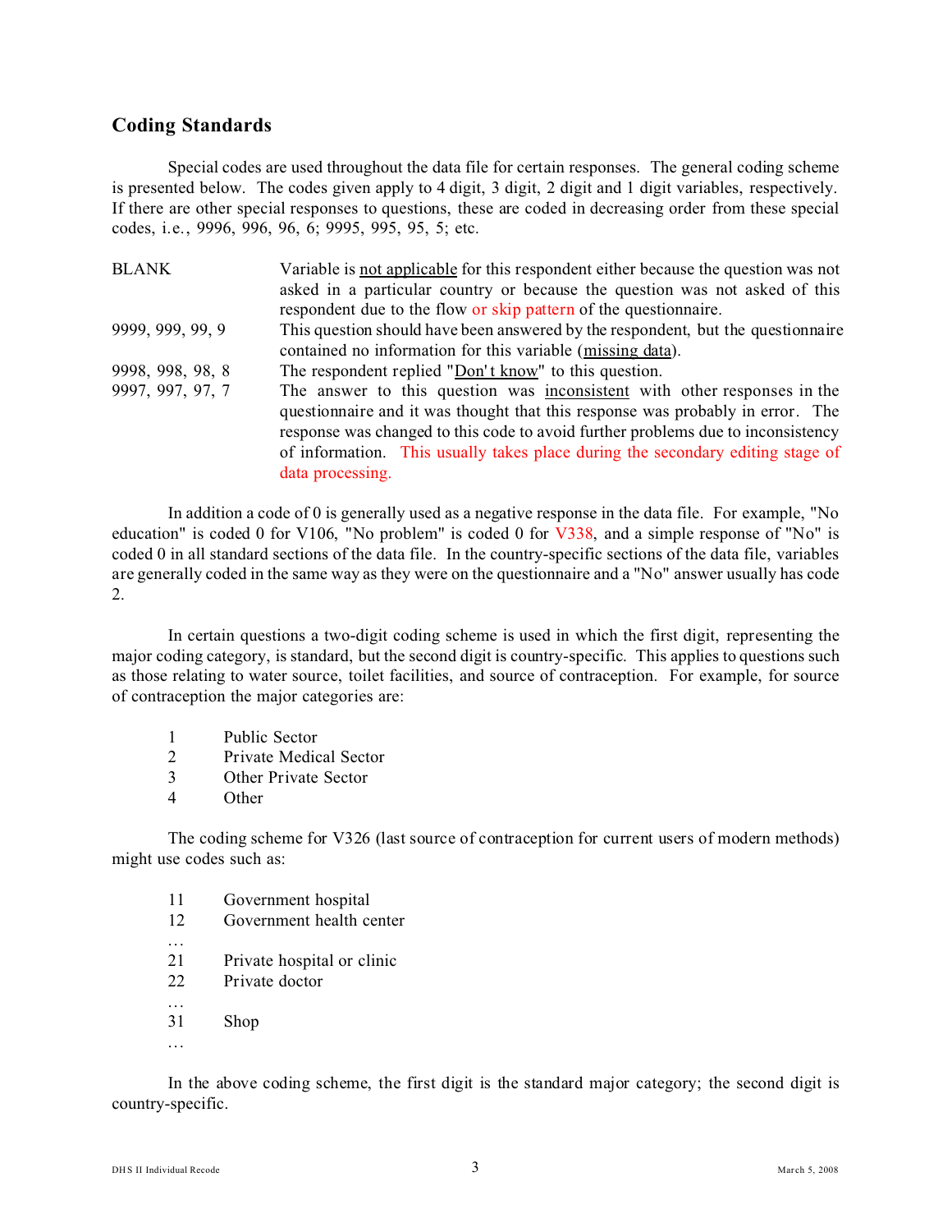## Coding Standards

Special codes are used throughout the data file for certain responses. The general coding scheme is presented below. The codes given apply to 4 digit, 3 digit, 2 digit and 1 digit variables, respectively. If there are other special responses to questions, these are coded in decreasing order from these special codes, i.e., 9996, 996, 96, 6; 9995, 995, 95, 5; etc.

| | |
|---|---|
| BLANK | Variable is not applicable for this respondent either because the question was not asked in a particular country or because the question was not asked of this respondent due to the flow or skip pattern of the questionnaire. |
| 9999, 999, 99, 9 | This question should have been answered by the respondent, but the questionnaire contained no information for this variable (missing data). |
| 9998, 998, 98, 8 | The respondent replied "Don't know" to this question. |
| 9997, 997, 97, 7 | The answer to this question was inconsistent with other responses in the questionnaire and it was thought that this response was probably in error. The response was changed to this code to avoid further problems due to inconsistency of information. This usually takes place during the secondary editing stage of data processing. |

In addition a code of 0 is generally used as a negative response in the data file. For example, "No education" is coded 0 for V106, "No problem" is coded 0 for V338, and a simple response of "No" is coded 0 in all standard sections of the data file. In the country-specific sections of the data file, variables are generally coded in the same way as they were on the questionnaire and a "No" answer usually has code 2.

In certain questions a two-digit coding scheme is used in which the first digit, representing the major coding category, is standard, but the second digit is country-specific. This applies to questions such as those relating to water source, toilet facilities, and source of contraception. For example, for source of contraception the major categories are:

1 Public Sector
2 Private Medical Sector
3 Other Private Sector
4 Other

The coding scheme for V326 (last source of contraception for current users of modern methods) might use codes such as:

11 Government hospital
12 Government health center
…
21 Private hospital or clinic
22 Private doctor
…
31 Shop
…

In the above coding scheme, the first digit is the standard major category; the second digit is country-specific.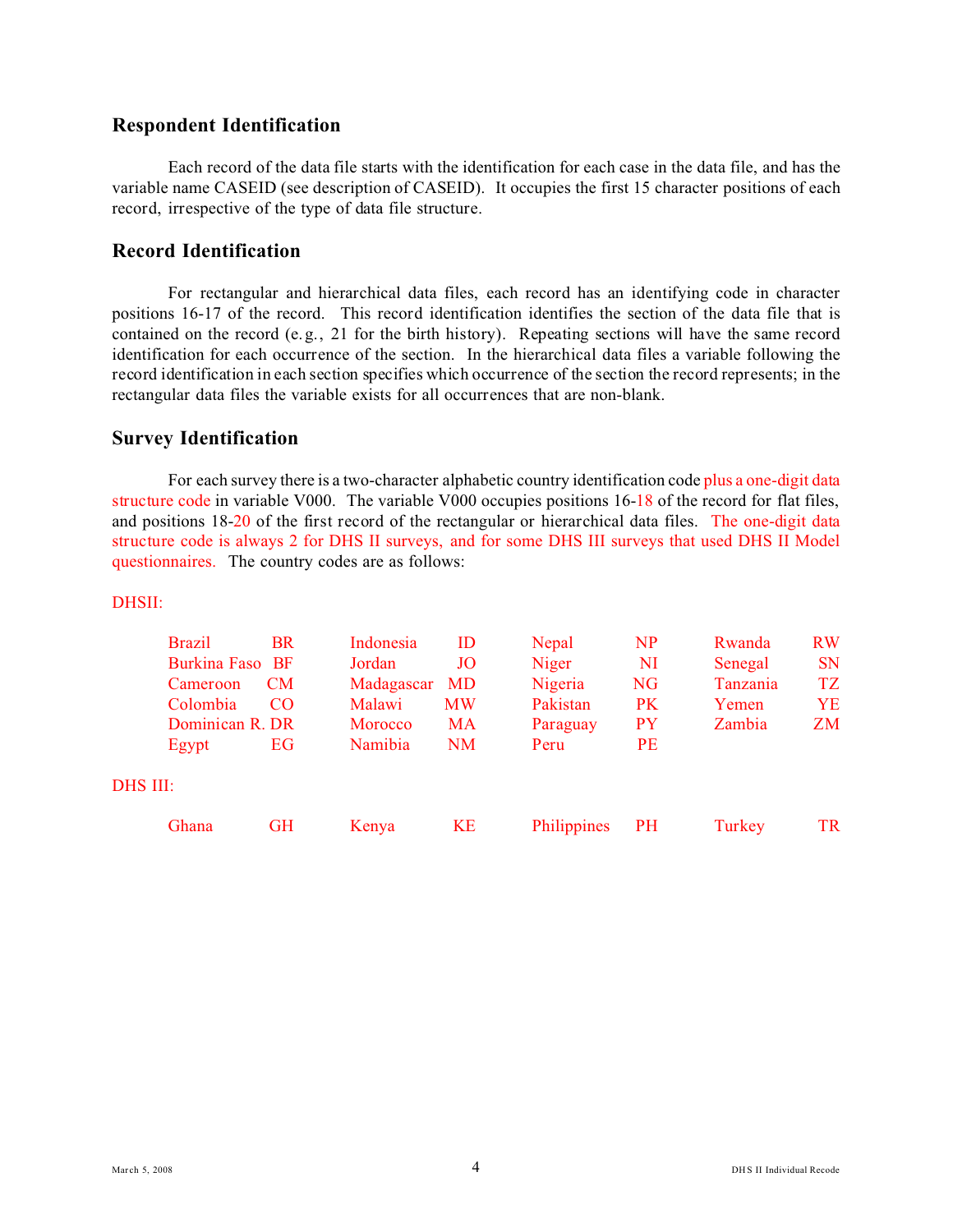## Respondent Identification

Each record of the data file starts with the identification for each case in the data file, and has the variable name CASEID (see description of CASEID). It occupies the first 15 character positions of each record, irrespective of the type of data file structure.

## Record Identification

For rectangular and hierarchical data files, each record has an identifying code in character positions 16-17 of the record. This record identification identifies the section of the data file that is contained on the record (e.g., 21 for the birth history). Repeating sections will have the same record identification for each occurrence of the section. In the hierarchical data files a variable following the record identification in each section specifies which occurrence of the section the record represents; in the rectangular data files the variable exists for all occurrences that are non-blank.

## Survey Identification

For each survey there is a two-character alphabetic country identification code plus a one-digit data structure code in variable V000. The variable V000 occupies positions 16-18 of the record for flat files, and positions 18-20 of the first record of the rectangular or hierarchical data files. The one-digit data structure code is always 2 for DHS II surveys, and for some DHS III surveys that used DHS II Model questionnaires. The country codes are as follows:

DHSII:

| | | | | | | | |
|---|---|---|---|---|---|---|---|
| Brazil | BR | Indonesia | ID | Nepal | NP | Rwanda | RW |
| Burkina Faso | BF | Jordan | JO | Niger | NI | Senegal | SN |
| Cameroon | CM | Madagascar | MD | Nigeria | NG | Tanzania | TZ |
| Colombia | CO | Malawi | MW | Pakistan | PK | Yemen | YE |
| Dominican R. | DR | Morocco | MA | Paraguay | PY | Zambia | ZM |
| Egypt | EG | Namibia | NM | Peru | PE | | |

DHS III:

| | | | | | | | |
|---|---|---|---|---|---|---|---|
| Ghana | GH | Kenya | KE | Philippines | PH | Turkey | TR |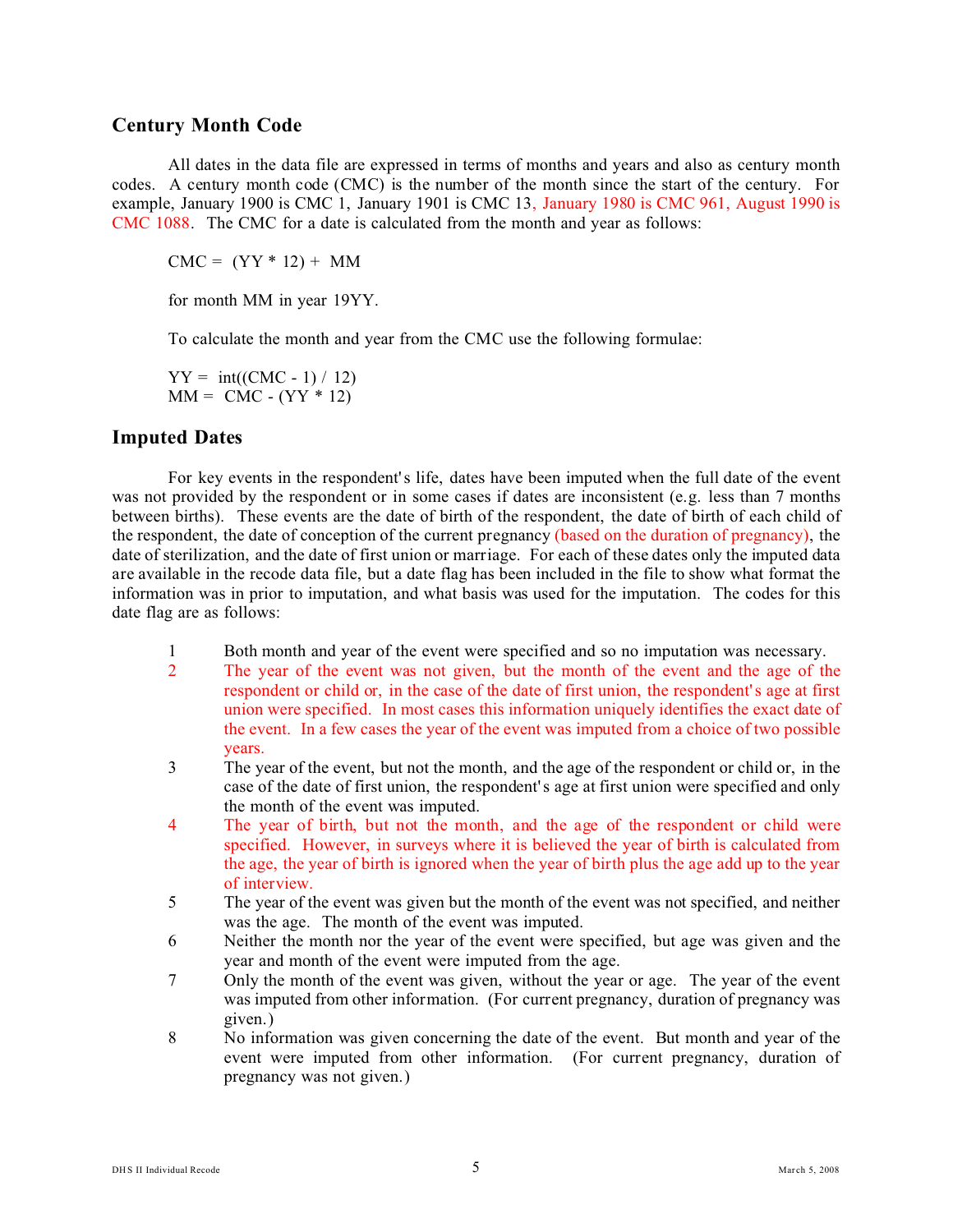## Century Month Code

All dates in the data file are expressed in terms of months and years and also as century month codes. A century month code (CMC) is the number of the month since the start of the century. For example, January 1900 is CMC 1, January 1901 is CMC 13, January 1980 is CMC 961, August 1990 is CMC 1088. The CMC for a date is calculated from the month and year as follows:

$$CMC = (YY * 12) + MM$$

for month MM in year 19YY.

To calculate the month and year from the CMC use the following formulae:

$$YY = \text{int}((CMC - 1) / 12)$$
$$MM = CMC - (YY * 12)$$

## Imputed Dates

For key events in the respondent's life, dates have been imputed when the full date of the event was not provided by the respondent or in some cases if dates are inconsistent (e.g. less than 7 months between births). These events are the date of birth of the respondent, the date of birth of each child of the respondent, the date of conception of the current pregnancy (based on the duration of pregnancy), the date of sterilization, and the date of first union or marriage. For each of these dates only the imputed data are available in the recode data file, but a date flag has been included in the file to show what format the information was in prior to imputation, and what basis was used for the imputation. The codes for this date flag are as follows:

1. Both month and year of the event were specified and so no imputation was necessary.
2. The year of the event was not given, but the month of the event and the age of the respondent or child or, in the case of the date of first union, the respondent's age at first union were specified. In most cases this information uniquely identifies the exact date of the event. In a few cases the year of the event was imputed from a choice of two possible years.
3. The year of the event, but not the month, and the age of the respondent or child or, in the case of the date of first union, the respondent's age at first union were specified and only the month of the event was imputed.
4. The year of birth, but not the month, and the age of the respondent or child were specified. However, in surveys where it is believed the year of birth is calculated from the age, the year of birth is ignored when the year of birth plus the age add up to the year of interview.
5. The year of the event was given but the month of the event was not specified, and neither was the age. The month of the event was imputed.
6. Neither the month nor the year of the event were specified, but age was given and the year and month of the event were imputed from the age.
7. Only the month of the event was given, without the year or age. The year of the event was imputed from other information. (For current pregnancy, duration of pregnancy was given.)
8. No information was given concerning the date of the event. But month and year of the event were imputed from other information. (For current pregnancy, duration of pregnancy was not given.)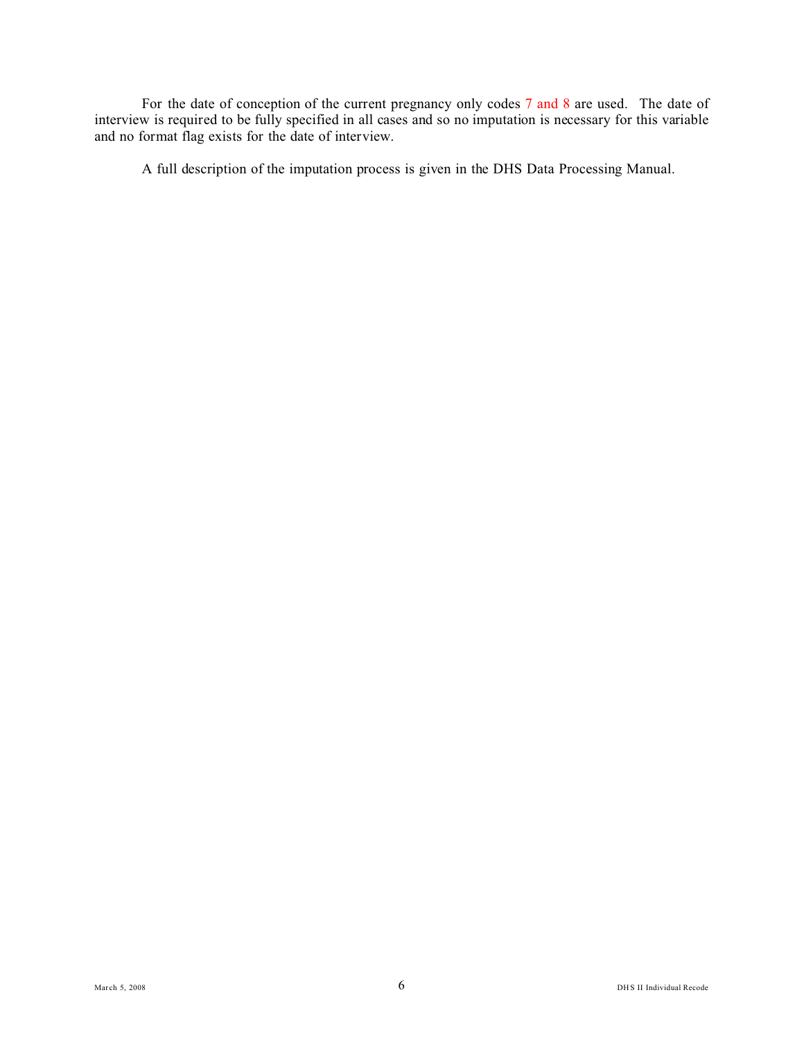For the date of conception of the current pregnancy only codes 7 and 8 are used. The date of interview is required to be fully specified in all cases and so no imputation is necessary for this variable and no format flag exists for the date of interview.

A full description of the imputation process is given in the DHS Data Processing Manual.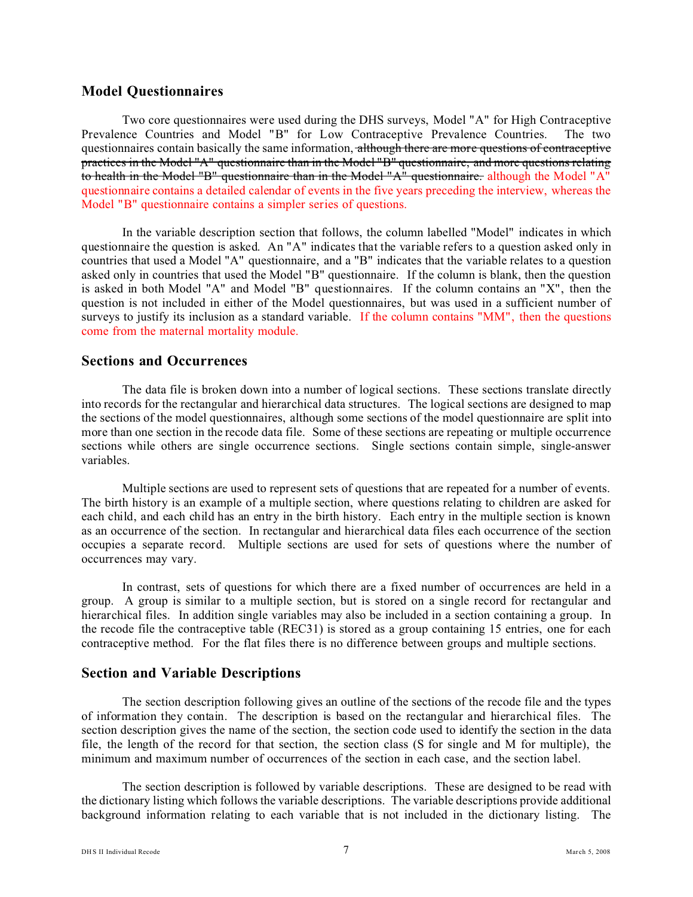## Model Questionnaires

Two core questionnaires were used during the DHS surveys, Model "A" for High Contraceptive Prevalence Countries and Model "B" for Low Contraceptive Prevalence Countries. The two questionnaires contain basically the same information, ~~although there are more questions of contraceptive practices in the Model "A" questionnaire than in the Model "B" questionnaire, and more questions relating to health in the Model "B" questionnaire than in the Model "A" questionnaire.~~ although the Model "A" questionnaire contains a detailed calendar of events in the five years preceding the interview, whereas the Model "B" questionnaire contains a simpler series of questions.

In the variable description section that follows, the column labelled "Model" indicates in which questionnaire the question is asked. An "A" indicates that the variable refers to a question asked only in countries that used a Model "A" questionnaire, and a "B" indicates that the variable relates to a question asked only in countries that used the Model "B" questionnaire. If the column is blank, then the question is asked in both Model "A" and Model "B" questionnaires. If the column contains an "X", then the question is not included in either of the Model questionnaires, but was used in a sufficient number of surveys to justify its inclusion as a standard variable. If the column contains "MM", then the questions come from the maternal mortality module.

## Sections and Occurrences

The data file is broken down into a number of logical sections. These sections translate directly into records for the rectangular and hierarchical data structures. The logical sections are designed to map the sections of the model questionnaires, although some sections of the model questionnaire are split into more than one section in the recode data file. Some of these sections are repeating or multiple occurrence sections while others are single occurrence sections. Single sections contain simple, single-answer variables.

Multiple sections are used to represent sets of questions that are repeated for a number of events. The birth history is an example of a multiple section, where questions relating to children are asked for each child, and each child has an entry in the birth history. Each entry in the multiple section is known as an occurrence of the section. In rectangular and hierarchical data files each occurrence of the section occupies a separate record. Multiple sections are used for sets of questions where the number of occurrences may vary.

In contrast, sets of questions for which there are a fixed number of occurrences are held in a group. A group is similar to a multiple section, but is stored on a single record for rectangular and hierarchical files. In addition single variables may also be included in a section containing a group. In the recode file the contraceptive table (REC31) is stored as a group containing 15 entries, one for each contraceptive method. For the flat files there is no difference between groups and multiple sections.

## Section and Variable Descriptions

The section description following gives an outline of the sections of the recode file and the types of information they contain. The description is based on the rectangular and hierarchical files. The section description gives the name of the section, the section code used to identify the section in the data file, the length of the record for that section, the section class (S for single and M for multiple), the minimum and maximum number of occurrences of the section in each case, and the section label.

The section description is followed by variable descriptions. These are designed to be read with the dictionary listing which follows the variable descriptions. The variable descriptions provide additional background information relating to each variable that is not included in the dictionary listing. The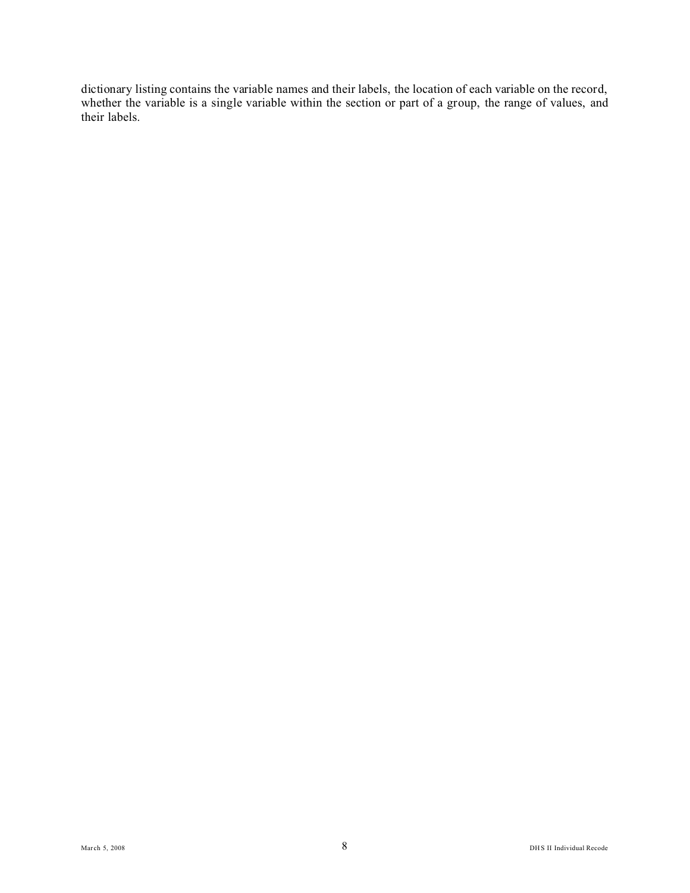dictionary listing contains the variable names and their labels, the location of each variable on the record, whether the variable is a single variable within the section or part of a group, the range of values, and their labels.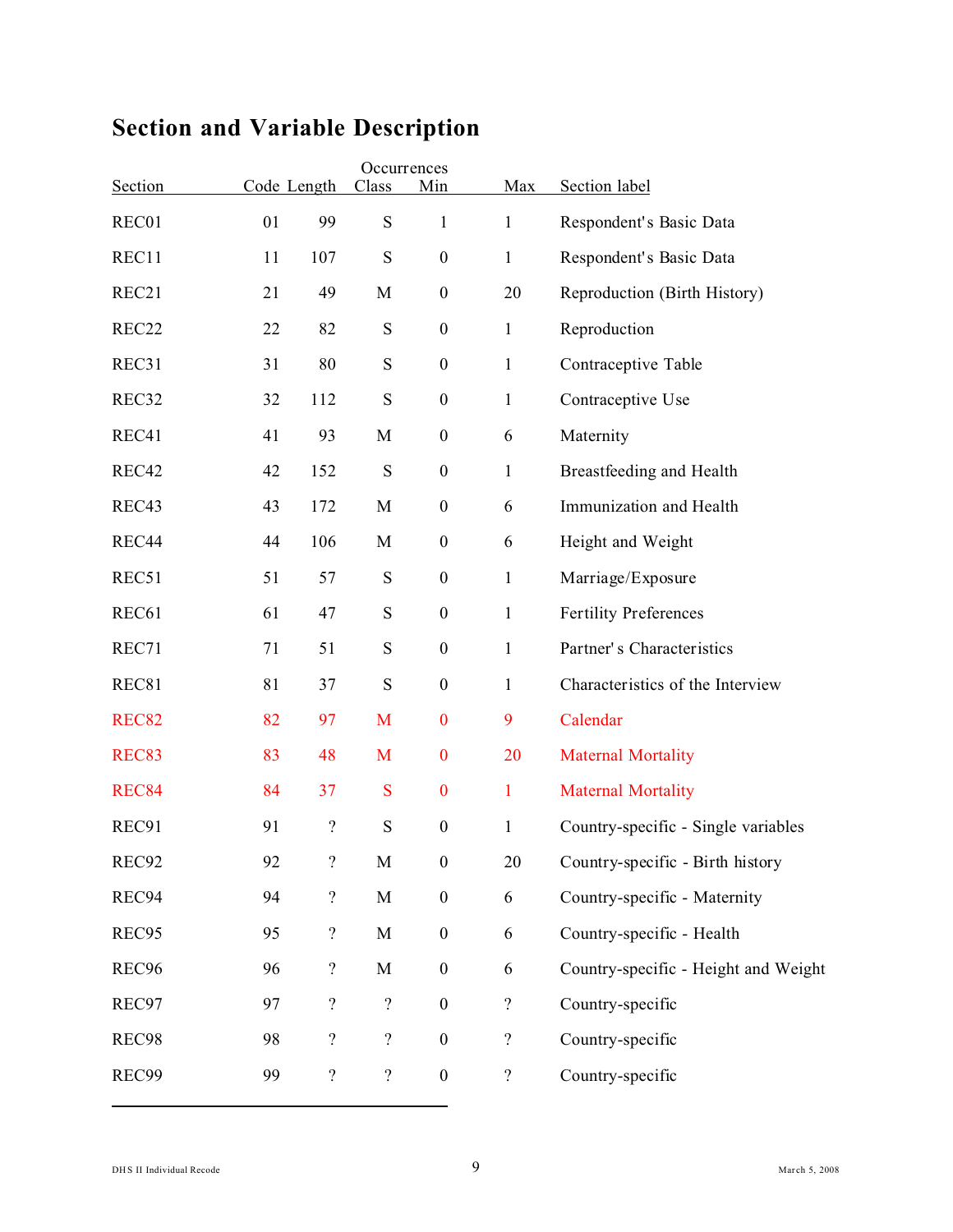# Section and Variable Description

| Section | Code | Length | Occurrences Class | Min | Max | Section label |
|---|---|---|---|---|---|---|
| REC01 | 01 | 99 | S | 1 | 1 | Respondent's Basic Data |
| REC11 | 11 | 107 | S | 0 | 1 | Respondent's Basic Data |
| REC21 | 21 | 49 | M | 0 | 20 | Reproduction (Birth History) |
| REC22 | 22 | 82 | S | 0 | 1 | Reproduction |
| REC31 | 31 | 80 | S | 0 | 1 | Contraceptive Table |
| REC32 | 32 | 112 | S | 0 | 1 | Contraceptive Use |
| REC41 | 41 | 93 | M | 0 | 6 | Maternity |
| REC42 | 42 | 152 | S | 0 | 1 | Breastfeeding and Health |
| REC43 | 43 | 172 | M | 0 | 6 | Immunization and Health |
| REC44 | 44 | 106 | M | 0 | 6 | Height and Weight |
| REC51 | 51 | 57 | S | 0 | 1 | Marriage/Exposure |
| REC61 | 61 | 47 | S | 0 | 1 | Fertility Preferences |
| REC71 | 71 | 51 | S | 0 | 1 | Partner' s Characteristics |
| REC81 | 81 | 37 | S | 0 | 1 | Characteristics of the Interview |
| REC82 | 82 | 97 | M | 0 | 9 | Calendar |
| REC83 | 83 | 48 | M | 0 | 20 | Maternal Mortality |
| REC84 | 84 | 37 | S | 0 | 1 | Maternal Mortality |
| REC91 | 91 | ? | S | 0 | 1 | Country-specific - Single variables |
| REC92 | 92 | ? | M | 0 | 20 | Country-specific - Birth history |
| REC94 | 94 | ? | M | 0 | 6 | Country-specific - Maternity |
| REC95 | 95 | ? | M | 0 | 6 | Country-specific - Health |
| REC96 | 96 | ? | M | 0 | 6 | Country-specific - Height and Weight |
| REC97 | 97 | ? | ? | 0 | ? | Country-specific |
| REC98 | 98 | ? | ? | 0 | ? | Country-specific |
| REC99 | 99 | ? | ? | 0 | ? | Country-specific |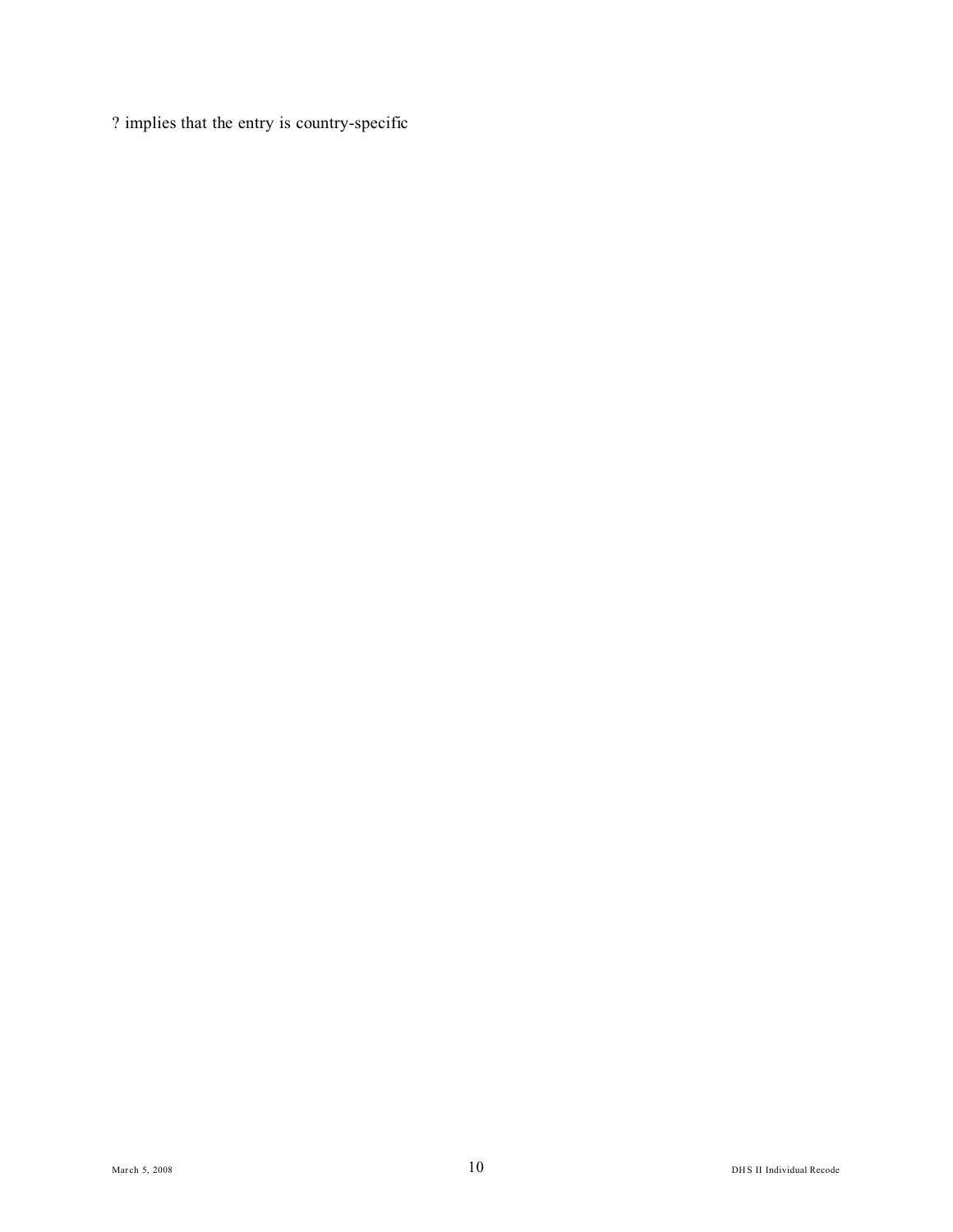? implies that the entry is country-specific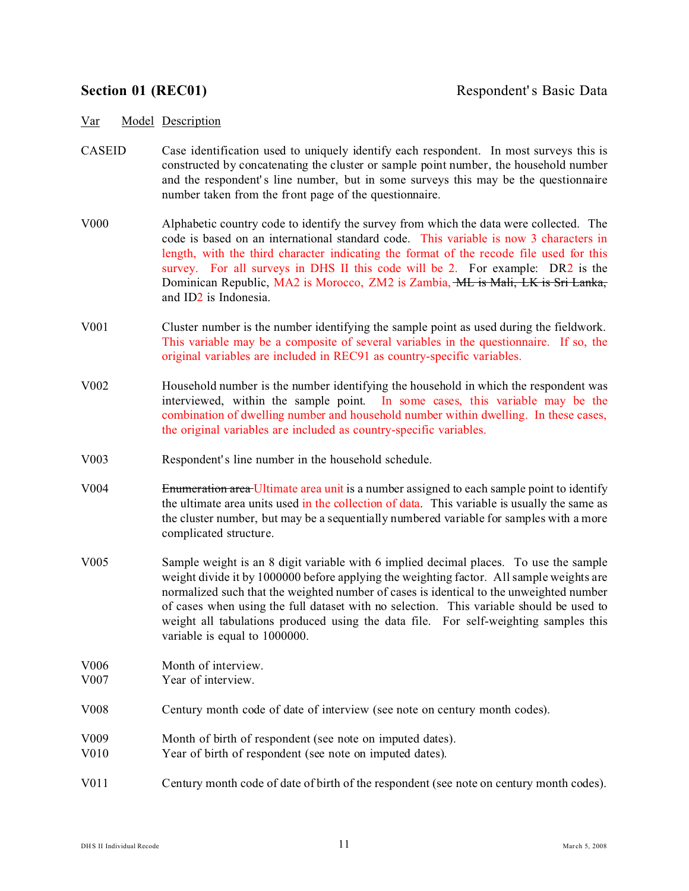## Section 01 (REC01) — Respondent's Basic Data

| Var | Model | Description |
|---|---|---|
| CASEID | | Case identification used to uniquely identify each respondent. In most surveys this is constructed by concatenating the cluster or sample point number, the household number and the respondent's line number, but in some surveys this may be the questionnaire number taken from the front page of the questionnaire. |
| V000 | | Alphabetic country code to identify the survey from which the data were collected. The code is based on an international standard code. This variable is now 3 characters in length, with the third character indicating the format of the recode file used for this survey. For all surveys in DHS II this code will be 2. For example: DR2 is the Dominican Republic, MA2 is Morocco, ZM2 is Zambia, ~~ML is Mali, LK is Sri Lanka,~~ and ID2 is Indonesia. |
| V001 | | Cluster number is the number identifying the sample point as used during the fieldwork. This variable may be a composite of several variables in the questionnaire. If so, the original variables are included in REC91 as country-specific variables. |
| V002 | | Household number is the number identifying the household in which the respondent was interviewed, within the sample point. In some cases, this variable may be the combination of dwelling number and household number within dwelling. In these cases, the original variables are included as country-specific variables. |
| V003 | | Respondent's line number in the household schedule. |
| V004 | | ~~Enumeration area~~ Ultimate area unit is a number assigned to each sample point to identify the ultimate area units used in the collection of data. This variable is usually the same as the cluster number, but may be a sequentially numbered variable for samples with a more complicated structure. |
| V005 | | Sample weight is an 8 digit variable with 6 implied decimal places. To use the sample weight divide it by 1000000 before applying the weighting factor. All sample weights are normalized such that the weighted number of cases is identical to the unweighted number of cases when using the full dataset with no selection. This variable should be used to weight all tabulations produced using the data file. For self-weighting samples this variable is equal to 1000000. |
| V006 | | Month of interview. |
| V007 | | Year of interview. |
| V008 | | Century month code of date of interview (see note on century month codes). |
| V009 | | Month of birth of respondent (see note on imputed dates). |
| V010 | | Year of birth of respondent (see note on imputed dates). |
| V011 | | Century month code of date of birth of the respondent (see note on century month codes). |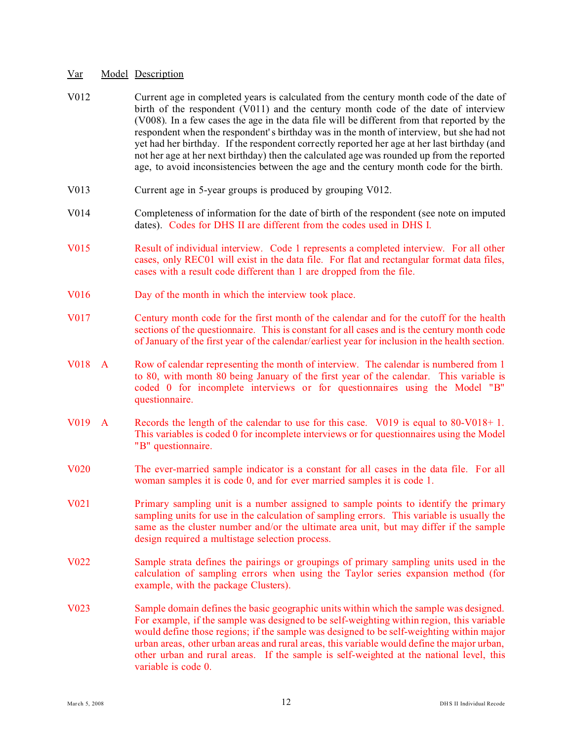| Var | Model | Description |
|---|---|---|
| V012 | | Current age in completed years is calculated from the century month code of the date of birth of the respondent (V011) and the century month code of the date of interview (V008). In a few cases the age in the data file will be different from that reported by the respondent when the respondent' s birthday was in the month of interview, but she had not yet had her birthday. If the respondent correctly reported her age at her last birthday (and not her age at her next birthday) then the calculated age was rounded up from the reported age, to avoid inconsistencies between the age and the century month code for the birth. |
| V013 | | Current age in 5-year groups is produced by grouping V012. |
| V014 | | Completeness of information for the date of birth of the respondent (see note on imputed dates). Codes for DHS II are different from the codes used in DHS I. |
| V015 | | Result of individual interview. Code 1 represents a completed interview. For all other cases, only REC01 will exist in the data file. For flat and rectangular format data files, cases with a result code different than 1 are dropped from the file. |
| V016 | | Day of the month in which the interview took place. |
| V017 | | Century month code for the first month of the calendar and for the cutoff for the health sections of the questionnaire. This is constant for all cases and is the century month code of January of the first year of the calendar/earliest year for inclusion in the health section. |
| V018 | A | Row of calendar representing the month of interview. The calendar is numbered from 1 to 80, with month 80 being January of the first year of the calendar. This variable is coded 0 for incomplete interviews or for questionnaires using the Model "B" questionnaire. |
| V019 | A | Records the length of the calendar to use for this case. V019 is equal to 80-V018+ 1. This variables is coded 0 for incomplete interviews or for questionnaires using the Model "B" questionnaire. |
| V020 | | The ever-married sample indicator is a constant for all cases in the data file. For all woman samples it is code 0, and for ever married samples it is code 1. |
| V021 | | Primary sampling unit is a number assigned to sample points to identify the primary sampling units for use in the calculation of sampling errors. This variable is usually the same as the cluster number and/or the ultimate area unit, but may differ if the sample design required a multistage selection process. |
| V022 | | Sample strata defines the pairings or groupings of primary sampling units used in the calculation of sampling errors when using the Taylor series expansion method (for example, with the package Clusters). |
| V023 | | Sample domain defines the basic geographic units within which the sample was designed. For example, if the sample was designed to be self-weighting within region, this variable would define those regions; if the sample was designed to be self-weighting within major urban areas, other urban areas and rural areas, this variable would define the major urban, other urban and rural areas. If the sample is self-weighted at the national level, this variable is code 0. |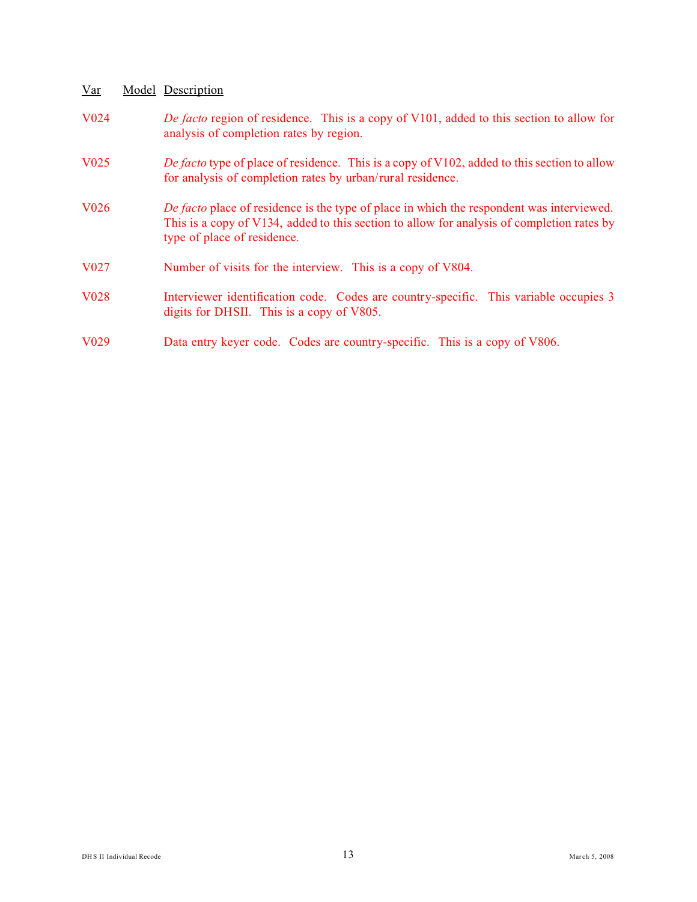| Var | Model | Description |
| --- | --- | --- |
| V024 | | *De facto* region of residence. This is a copy of V101, added to this section to allow for analysis of completion rates by region. |
| V025 | | *De facto* type of place of residence. This is a copy of V102, added to this section to allow for analysis of completion rates by urban/rural residence. |
| V026 | | *De facto* place of residence is the type of place in which the respondent was interviewed. This is a copy of V134, added to this section to allow for analysis of completion rates by type of place of residence. |
| V027 | | Number of visits for the interview. This is a copy of V804. |
| V028 | | Interviewer identification code. Codes are country-specific. This variable occupies 3 digits for DHSII. This is a copy of V805. |
| V029 | | Data entry keyer code. Codes are country-specific. This is a copy of V806. |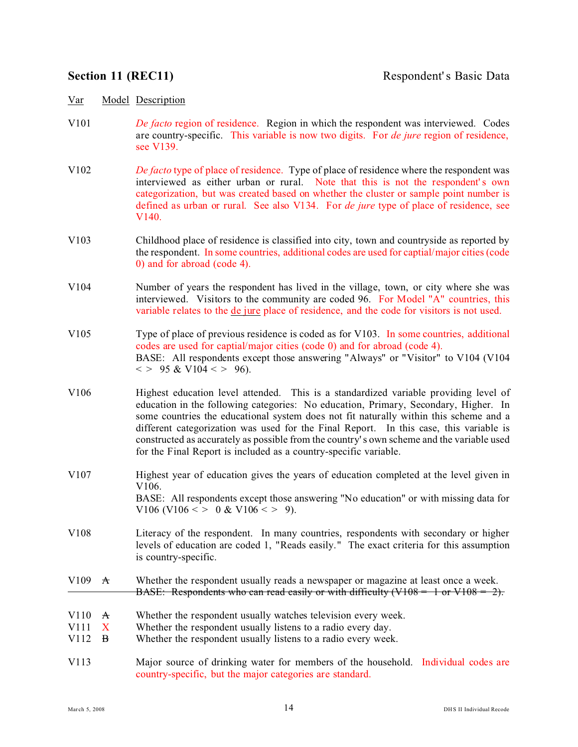## Section 11 (REC11) Respondent's Basic Data

| Var | Model | Description |
|---|---|---|
| V101 | | *De facto* region of residence. Region in which the respondent was interviewed. Codes are country-specific. This variable is now two digits. For *de jure* region of residence, see V139. |
| V102 | | *De facto* type of place of residence. Type of place of residence where the respondent was interviewed as either urban or rural. Note that this is not the respondent's own categorization, but was created based on whether the cluster or sample point number is defined as urban or rural. See also V134. For *de jure* type of place of residence, see V140. |
| V103 | | Childhood place of residence is classified into city, town and countryside as reported by the respondent. In some countries, additional codes are used for captial/major cities (code 0) and for abroad (code 4). |
| V104 | | Number of years the respondent has lived in the village, town, or city where she was interviewed. Visitors to the community are coded 96. For Model "A" countries, this variable relates to the de jure place of residence, and the code for visitors is not used. |
| V105 | | Type of place of previous residence is coded as for V103. In some countries, additional codes are used for captial/major cities (code 0) and for abroad (code 4).<br>BASE: All respondents except those answering "Always" or "Visitor" to V104 (V104 < > 95 & V104 < > 96). |
| V106 | | Highest education level attended. This is a standardized variable providing level of education in the following categories: No education, Primary, Secondary, Higher. In some countries the educational system does not fit naturally within this scheme and a different categorization was used for the Final Report. In this case, this variable is constructed as accurately as possible from the country's own scheme and the variable used for the Final Report is included as a country-specific variable. |
| V107 | | Highest year of education gives the years of education completed at the level given in V106.<br>BASE: All respondents except those answering "No education" or with missing data for V106 (V106 < > 0 & V106 < > 9). |
| V108 | | Literacy of the respondent. In many countries, respondents with secondary or higher levels of education are coded 1, "Reads easily." The exact criteria for this assumption is country-specific. |
| V109 | ~~A~~ | Whether the respondent usually reads a newspaper or magazine at least once a week.<br>~~BASE: Respondents who can read easily or with difficulty (V108 = 1 or V108 = 2).~~ |
| V110 | ~~A~~ | Whether the respondent usually watches television every week. |
| V111 | X | Whether the respondent usually listens to a radio every day. |
| V112 | ~~B~~ | Whether the respondent usually listens to a radio every week. |
| V113 | | Major source of drinking water for members of the household. Individual codes are country-specific, but the major categories are standard. |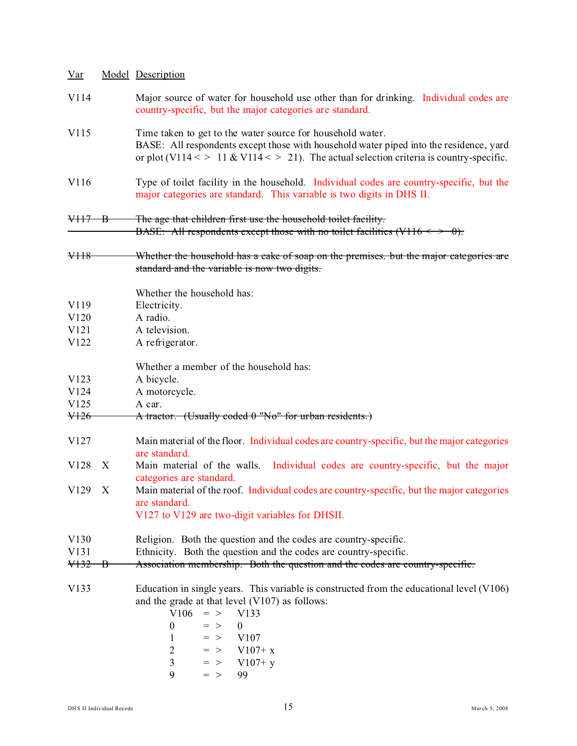| Var | Model | Description |
|---|---|---|
| V114 | | Major source of water for household use other than for drinking. Individual codes are country-specific, but the major categories are standard. |
| V115 | | Time taken to get to the water source for household water. BASE: All respondents except those with household water piped into the residence, yard or plot (V114 < > 11 & V114 < > 21). The actual selection criteria is country-specific. |
| V116 | | Type of toilet facility in the household. Individual codes are country-specific, but the major categories are standard. This variable is two digits in DHS II. |
| ~~V117~~ | ~~B~~ | ~~The age that children first use the household toilet facility. BASE: All respondents except those with no toilet facilities (V116 < > 0).~~ |
| ~~V118~~ | | ~~Whether the household has a cake of soap on the premises. but the major categories are standard and the variable is now two digits.~~ |
| | | Whether the household has: |
| V119 | | Electricity. |
| V120 | | A radio. |
| V121 | | A television. |
| V122 | | A refrigerator. |
| | | Whether a member of the household has: |
| V123 | | A bicycle. |
| V124 | | A motorcycle. |
| V125 | | A car. |
| ~~V126~~ | | ~~A tractor. (Usually coded 0 "No" for urban residents.)~~ |
| V127 | | Main material of the floor. Individual codes are country-specific, but the major categories are standard. |
| V128 | X | Main material of the walls. Individual codes are country-specific, but the major categories are standard. |
| V129 | X | Main material of the roof. Individual codes are country-specific, but the major categories are standard. V127 to V129 are two-digit variables for DHSII. |
| V130 | | Religion. Both the question and the codes are country-specific. |
| V131 | | Ethnicity. Both the question and the codes are country-specific. |
| ~~V132~~ | ~~B~~ | ~~Association membership. Both the question and the codes are country-specific.~~ |
| V133 | | Education in single years. This variable is constructed from the educational level (V106) and the grade at that level (V107) as follows: |

| V106 | => | V133 |
|---|---|---|
| 0 | => | 0 |
| 1 | => | V107 |
| 2 | => | V107+ x |
| 3 | => | V107+ y |
| 9 | => | 99 |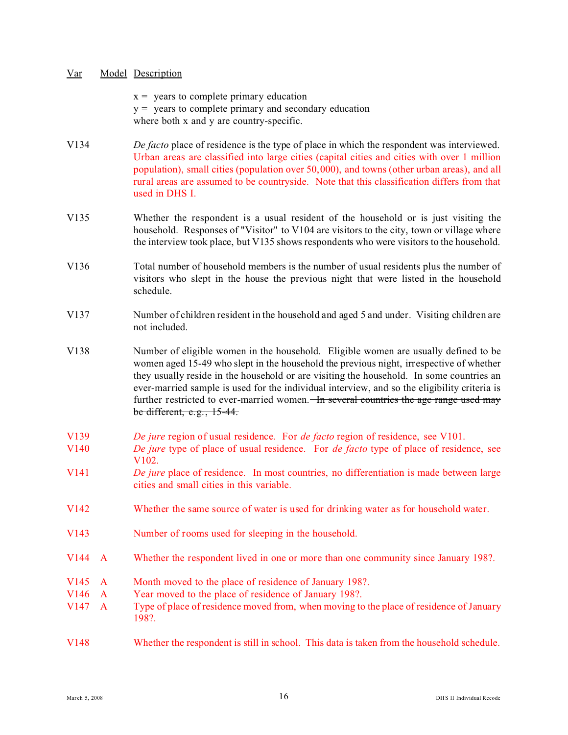| Var | Model | Description |
|---|---|---|
| | | x = years to complete primary education<br>y = years to complete primary and secondary education<br>where both x and y are country-specific. |
| V134 | | *De facto* place of residence is the type of place in which the respondent was interviewed. Urban areas are classified into large cities (capital cities and cities with over 1 million population), small cities (population over 50,000), and towns (other urban areas), and all rural areas are assumed to be countryside. Note that this classification differs from that used in DHS I. |
| V135 | | Whether the respondent is a usual resident of the household or is just visiting the household. Responses of "Visitor" to V104 are visitors to the city, town or village where the interview took place, but V135 shows respondents who were visitors to the household. |
| V136 | | Total number of household members is the number of usual residents plus the number of visitors who slept in the house the previous night that were listed in the household schedule. |
| V137 | | Number of children resident in the household and aged 5 and under. Visiting children are not included. |
| V138 | | Number of eligible women in the household. Eligible women are usually defined to be women aged 15-49 who slept in the household the previous night, irrespective of whether they usually reside in the household or are visiting the household. In some countries an ever-married sample is used for the individual interview, and so the eligibility criteria is further restricted to ever-married women. ~~In several countries the age range used may be different, e.g., 15-44.~~ |
| V139 | | *De jure* region of usual residence. For *de facto* region of residence, see V101. |
| V140 | | *De jure* type of place of usual residence. For *de facto* type of place of residence, see V102. |
| V141 | | *De jure* place of residence. In most countries, no differentiation is made between large cities and small cities in this variable. |
| V142 | | Whether the same source of water is used for drinking water as for household water. |
| V143 | | Number of rooms used for sleeping in the household. |
| V144 | A | Whether the respondent lived in one or more than one community since January 198?. |
| V145 | A | Month moved to the place of residence of January 198?. |
| V146 | A | Year moved to the place of residence of January 198?. |
| V147 | A | Type of place of residence moved from, when moving to the place of residence of January 198?. |
| V148 | | Whether the respondent is still in school. This data is taken from the household schedule. |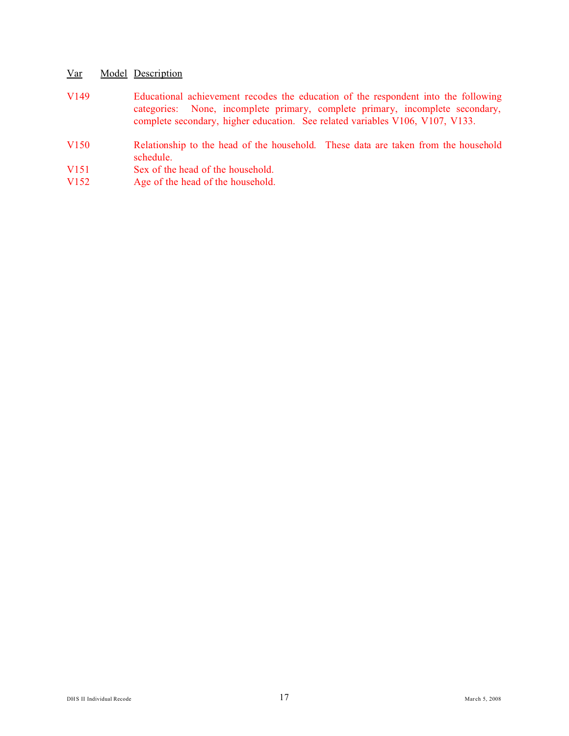| Var | Model | Description |
|---|---|---|
| V149 | | Educational achievement recodes the education of the respondent into the following categories: None, incomplete primary, complete primary, incomplete secondary, complete secondary, higher education. See related variables V106, V107, V133. |
| V150 | | Relationship to the head of the household. These data are taken from the household schedule. |
| V151 | | Sex of the head of the household. |
| V152 | | Age of the head of the household. |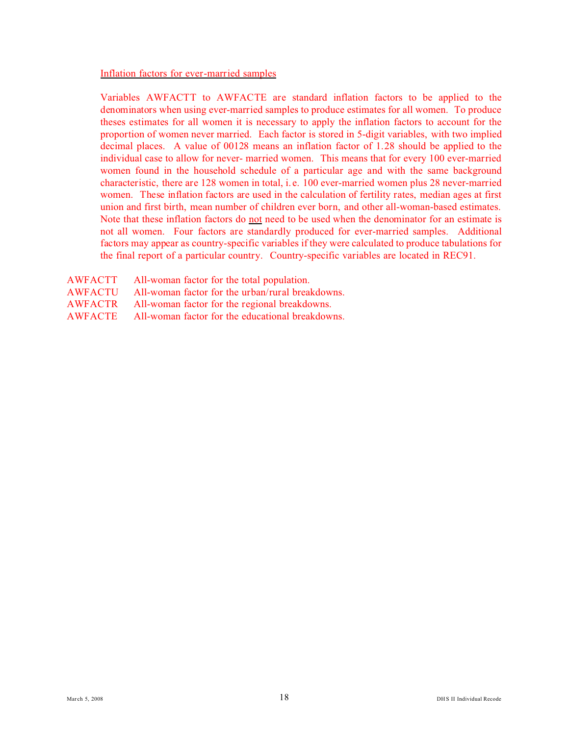Inflation factors for ever-married samples

Variables AWFACTT to AWFACTE are standard inflation factors to be applied to the denominators when using ever-married samples to produce estimates for all women. To produce theses estimates for all women it is necessary to apply the inflation factors to account for the proportion of women never married. Each factor is stored in 5-digit variables, with two implied decimal places. A value of 00128 means an inflation factor of 1.28 should be applied to the individual case to allow for never- married women. This means that for every 100 ever-married women found in the household schedule of a particular age and with the same background characteristic, there are 128 women in total, i.e. 100 ever-married women plus 28 never-married women. These inflation factors are used in the calculation of fertility rates, median ages at first union and first birth, mean number of children ever born, and other all-woman-based estimates. Note that these inflation factors do not need to be used when the denominator for an estimate is not all women. Four factors are standardly produced for ever-married samples. Additional factors may appear as country-specific variables if they were calculated to produce tabulations for the final report of a particular country. Country-specific variables are located in REC91.

| | |
|---|---|
| AWFACTT | All-woman factor for the total population. |
| AWFACTU | All-woman factor for the urban/rural breakdowns. |
| AWFACTR | All-woman factor for the regional breakdowns. |
| AWFACTE | All-woman factor for the educational breakdowns. |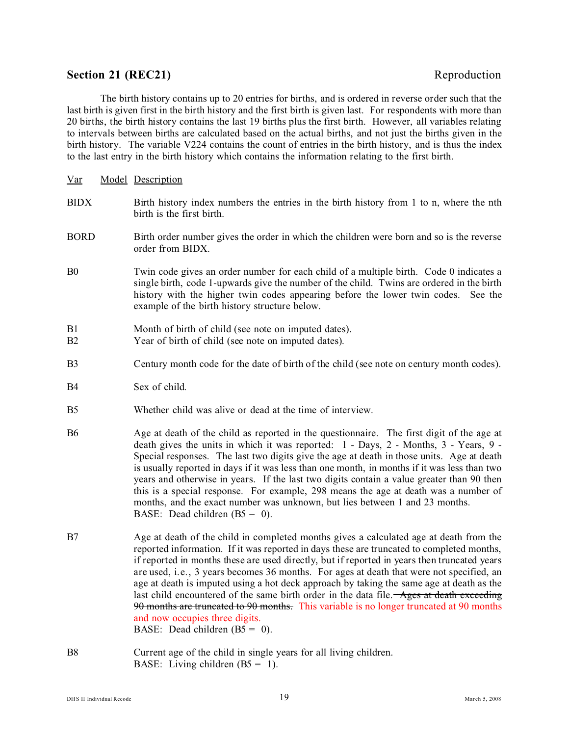## Section 21 (REC21) Reproduction

The birth history contains up to 20 entries for births, and is ordered in reverse order such that the last birth is given first in the birth history and the first birth is given last. For respondents with more than 20 births, the birth history contains the last 19 births plus the first birth. However, all variables relating to intervals between births are calculated based on the actual births, and not just the births given in the birth history. The variable V224 contains the count of entries in the birth history, and is thus the index to the last entry in the birth history which contains the information relating to the first birth.

| Var | Model | Description |
|---|---|---|
| BIDX | | Birth history index numbers the entries in the birth history from 1 to n, where the nth birth is the first birth. |
| BORD | | Birth order number gives the order in which the children were born and so is the reverse order from BIDX. |
| B0 | | Twin code gives an order number for each child of a multiple birth. Code 0 indicates a single birth, code 1-upwards give the number of the child. Twins are ordered in the birth history with the higher twin codes appearing before the lower twin codes. See the example of the birth history structure below. |
| B1 | | Month of birth of child (see note on imputed dates). |
| B2 | | Year of birth of child (see note on imputed dates). |
| B3 | | Century month code for the date of birth of the child (see note on century month codes). |
| B4 | | Sex of child. |
| B5 | | Whether child was alive or dead at the time of interview. |
| B6 | | Age at death of the child as reported in the questionnaire. The first digit of the age at death gives the units in which it was reported: 1 - Days, 2 - Months, 3 - Years, 9 - Special responses. The last two digits give the age at death in those units. Age at death is usually reported in days if it was less than one month, in months if it was less than two years and otherwise in years. If the last two digits contain a value greater than 90 then this is a special response. For example, 298 means the age at death was a number of months, and the exact number was unknown, but lies between 1 and 23 months.<br>BASE: Dead children (B5 = 0). |
| B7 | | Age at death of the child in completed months gives a calculated age at death from the reported information. If it was reported in days these are truncated to completed months, if reported in months these are used directly, but if reported in years then truncated years are used, i.e., 3 years becomes 36 months. For ages at death that were not specified, an age at death is imputed using a hot deck approach by taking the same age at death as the last child encountered of the same birth order in the data file. ~~Ages at death exceeding 90 months are truncated to 90 months.~~ This variable is no longer truncated at 90 months and now occupies three digits.<br>BASE: Dead children (B5 = 0). |
| B8 | | Current age of the child in single years for all living children.<br>BASE: Living children (B5 = 1). |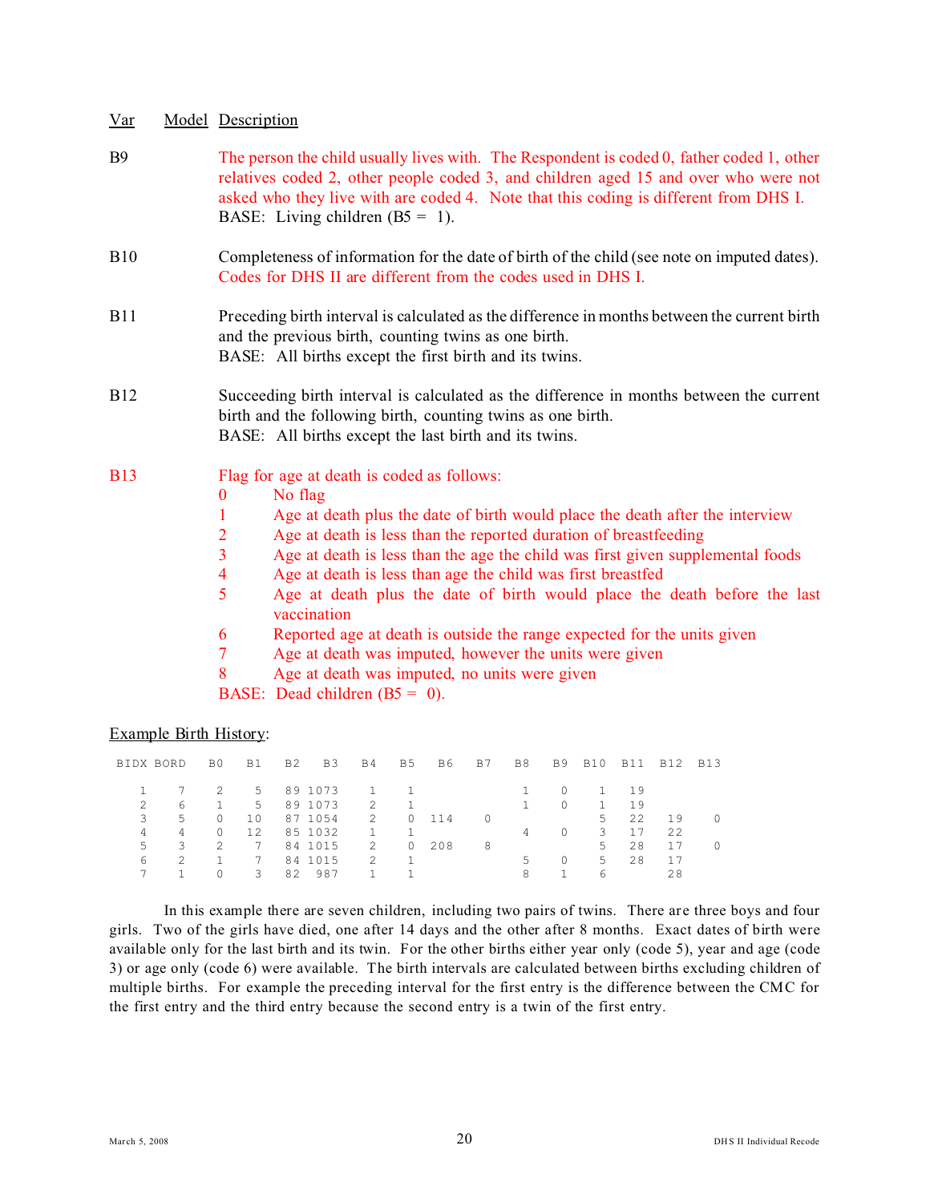| Var | Model | Description |
|---|---|---|
| B9 | | The person the child usually lives with. The Respondent is coded 0, father coded 1, other relatives coded 2, other people coded 3, and children aged 15 and over who were not asked who they live with are coded 4. Note that this coding is different from DHS I. BASE: Living children (B5 = 1). |
| B10 | | Completeness of information for the date of birth of the child (see note on imputed dates). Codes for DHS II are different from the codes used in DHS I. |
| B11 | | Preceding birth interval is calculated as the difference in months between the current birth and the previous birth, counting twins as one birth. BASE: All births except the first birth and its twins. |
| B12 | | Succeeding birth interval is calculated as the difference in months between the current birth and the following birth, counting twins as one birth. BASE: All births except the last birth and its twins. |
| B13 | | Flag for age at death is coded as follows: |

B13 codes:

- 0 No flag
- 1 Age at death plus the date of birth would place the death after the interview
- 2 Age at death is less than the reported duration of breastfeeding
- 3 Age at death is less than the age the child was first given supplemental foods
- 4 Age at death is less than age the child was first breastfed
- 5 Age at death plus the date of birth would place the death before the last vaccination
- 6 Reported age at death is outside the range expected for the units given
- 7 Age at death was imputed, however the units were given
- 8 Age at death was imputed, no units were given

BASE: Dead children (B5 = 0).

Example Birth History:

| BIDX | BORD | B0 | B1 | B2 | B3 | B4 | B5 | B6 | B7 | B8 | B9 | B10 | B11 | B12 | B13 |
|---|---|---|---|---|---|---|---|---|---|---|---|---|---|---|---|
| 1 | 7 | 2 | 5 | 89 | 1073 | 1 | 1 | | | 1 | 0 | 1 | 19 | | |
| 2 | 6 | 1 | 5 | 89 | 1073 | 2 | 1 | | | 1 | 0 | 1 | 19 | | |
| 3 | 5 | 0 | 10 | 87 | 1054 | 2 | 0 | 114 | 0 | | | 5 | 22 | 19 | 0 |
| 4 | 4 | 0 | 12 | 85 | 1032 | 1 | 1 | | | 4 | 0 | 3 | 17 | 22 | |
| 5 | 3 | 2 | 7 | 84 | 1015 | 2 | 0 | 208 | 8 | | | 5 | 28 | 17 | 0 |
| 6 | 2 | 1 | 7 | 84 | 1015 | 2 | 1 | | | 5 | 0 | 5 | 28 | 17 | |
| 7 | 1 | 0 | 3 | 82 | 987 | 1 | 1 | | | 8 | 1 | 6 | | 28 | |

In this example there are seven children, including two pairs of twins. There are three boys and four girls. Two of the girls have died, one after 14 days and the other after 8 months. Exact dates of birth were available only for the last birth and its twin. For the other births either year only (code 5), year and age (code 3) or age only (code 6) were available. The birth intervals are calculated between births excluding children of multiple births. For example the preceding interval for the first entry is the difference between the CMC for the first entry and the third entry because the second entry is a twin of the first entry.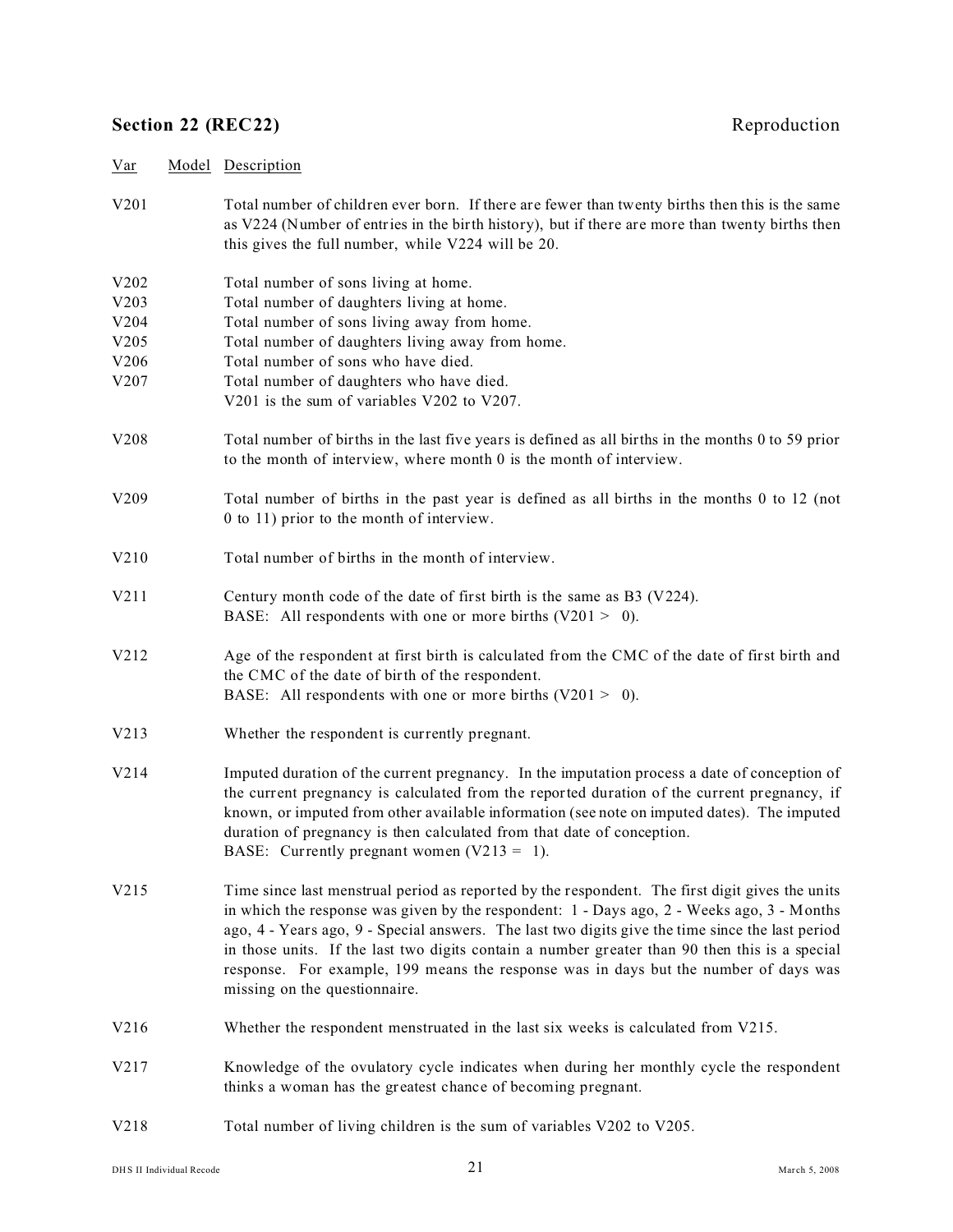## Section 22 (REC22) Reproduction

| Var | Model | Description |
|---|---|---|
| V201 | | Total number of children ever born. If there are fewer than twenty births then this is the same as V224 (Number of entries in the birth history), but if there are more than twenty births then this gives the full number, while V224 will be 20. |
| V202 | | Total number of sons living at home. |
| V203 | | Total number of daughters living at home. |
| V204 | | Total number of sons living away from home. |
| V205 | | Total number of daughters living away from home. |
| V206 | | Total number of sons who have died. |
| V207 | | Total number of daughters who have died. V201 is the sum of variables V202 to V207. |
| V208 | | Total number of births in the last five years is defined as all births in the months 0 to 59 prior to the month of interview, where month 0 is the month of interview. |
| V209 | | Total number of births in the past year is defined as all births in the months 0 to 12 (not 0 to 11) prior to the month of interview. |
| V210 | | Total number of births in the month of interview. |
| V211 | | Century month code of the date of first birth is the same as B3 (V224). BASE: All respondents with one or more births (V201 > 0). |
| V212 | | Age of the respondent at first birth is calculated from the CMC of the date of first birth and the CMC of the date of birth of the respondent. BASE: All respondents with one or more births (V201 > 0). |
| V213 | | Whether the respondent is currently pregnant. |
| V214 | | Imputed duration of the current pregnancy. In the imputation process a date of conception of the current pregnancy is calculated from the reported duration of the current pregnancy, if known, or imputed from other available information (see note on imputed dates). The imputed duration of pregnancy is then calculated from that date of conception. BASE: Currently pregnant women (V213 = 1). |
| V215 | | Time since last menstrual period as reported by the respondent. The first digit gives the units in which the response was given by the respondent: 1 - Days ago, 2 - Weeks ago, 3 - Months ago, 4 - Years ago, 9 - Special answers. The last two digits give the time since the last period in those units. If the last two digits contain a number greater than 90 then this is a special response. For example, 199 means the response was in days but the number of days was missing on the questionnaire. |
| V216 | | Whether the respondent menstruated in the last six weeks is calculated from V215. |
| V217 | | Knowledge of the ovulatory cycle indicates when during her monthly cycle the respondent thinks a woman has the greatest chance of becoming pregnant. |
| V218 | | Total number of living children is the sum of variables V202 to V205. |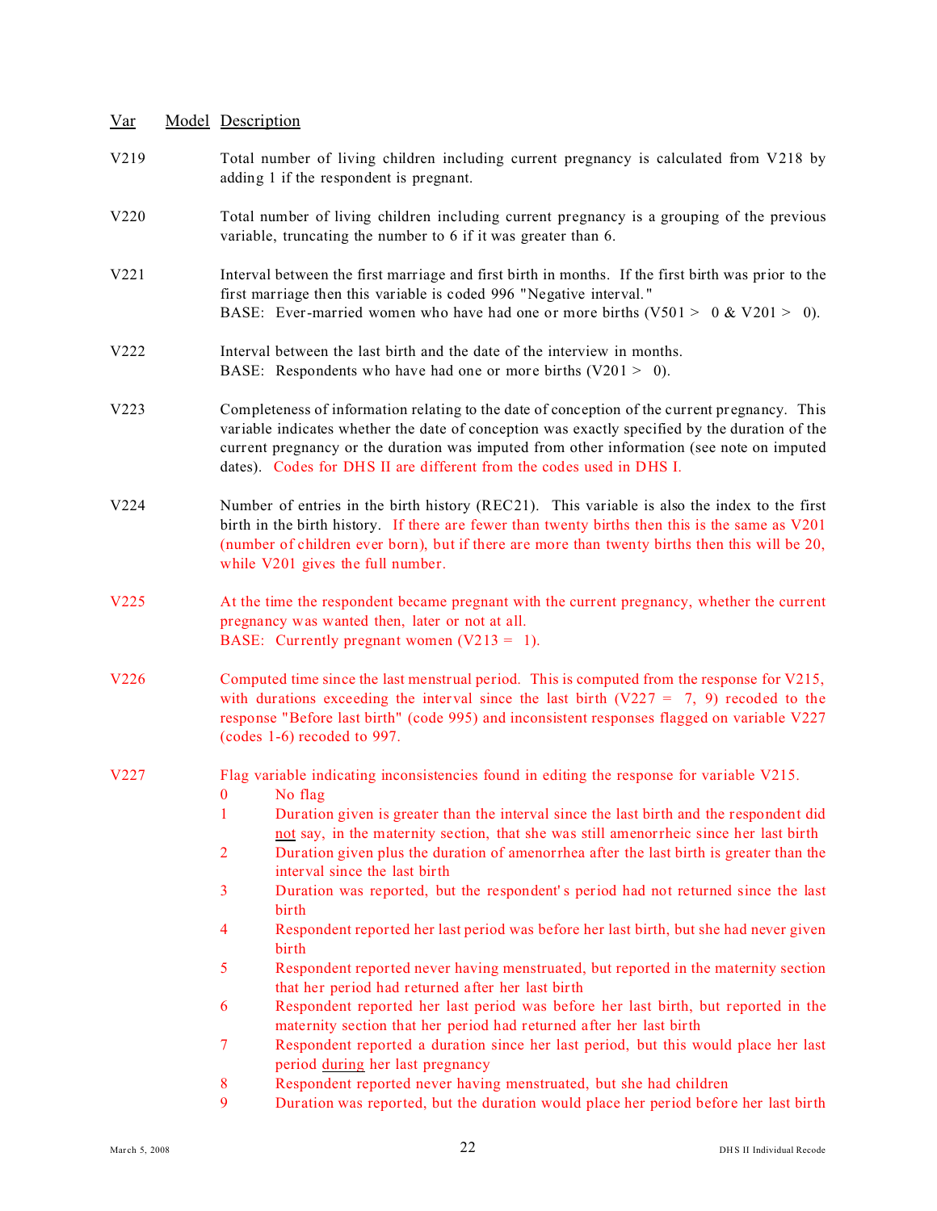| Var | Model | Description |
|---|---|---|
| V219 | | Total number of living children including current pregnancy is calculated from V218 by adding 1 if the respondent is pregnant. |
| V220 | | Total number of living children including current pregnancy is a grouping of the previous variable, truncating the number to 6 if it was greater than 6. |
| V221 | | Interval between the first marriage and first birth in months. If the first birth was prior to the first marriage then this variable is coded 996 "Negative interval." BASE: Ever-married women who have had one or more births (V501 > 0 & V201 > 0). |
| V222 | | Interval between the last birth and the date of the interview in months. BASE: Respondents who have had one or more births (V201 > 0). |
| V223 | | Completeness of information relating to the date of conception of the current pregnancy. This variable indicates whether the date of conception was exactly specified by the duration of the current pregnancy or the duration was imputed from other information (see note on imputed dates). Codes for DHS II are different from the codes used in DHS I. |
| V224 | | Number of entries in the birth history (REC21). This variable is also the index to the first birth in the birth history. If there are fewer than twenty births then this is the same as V201 (number of children ever born), but if there are more than twenty births then this will be 20, while V201 gives the full number. |
| V225 | | At the time the respondent became pregnant with the current pregnancy, whether the current pregnancy was wanted then, later or not at all. BASE: Currently pregnant women (V213 = 1). |
| V226 | | Computed time since the last menstrual period. This is computed from the response for V215, with durations exceeding the interval since the last birth (V227 = 7, 9) recoded to the response "Before last birth" (code 995) and inconsistent responses flagged on variable V227 (codes 1-6) recoded to 997. |
| V227 | | Flag variable indicating inconsistencies found in editing the response for variable V215. |

0 No flag

1 Duration given is greater than the interval since the last birth and the respondent did not say, in the maternity section, that she was still amenorrheic since her last birth

2 Duration given plus the duration of amenorrhea after the last birth is greater than the interval since the last birth

3 Duration was reported, but the respondent's period had not returned since the last birth

4 Respondent reported her last period was before her last birth, but she had never given birth

5 Respondent reported never having menstruated, but reported in the maternity section that her period had returned after her last birth

6 Respondent reported her last period was before her last birth, but reported in the maternity section that her period had returned after her last birth

7 Respondent reported a duration since her last period, but this would place her last period during her last pregnancy

8 Respondent reported never having menstruated, but she had children

9 Duration was reported, but the duration would place her period before her last birth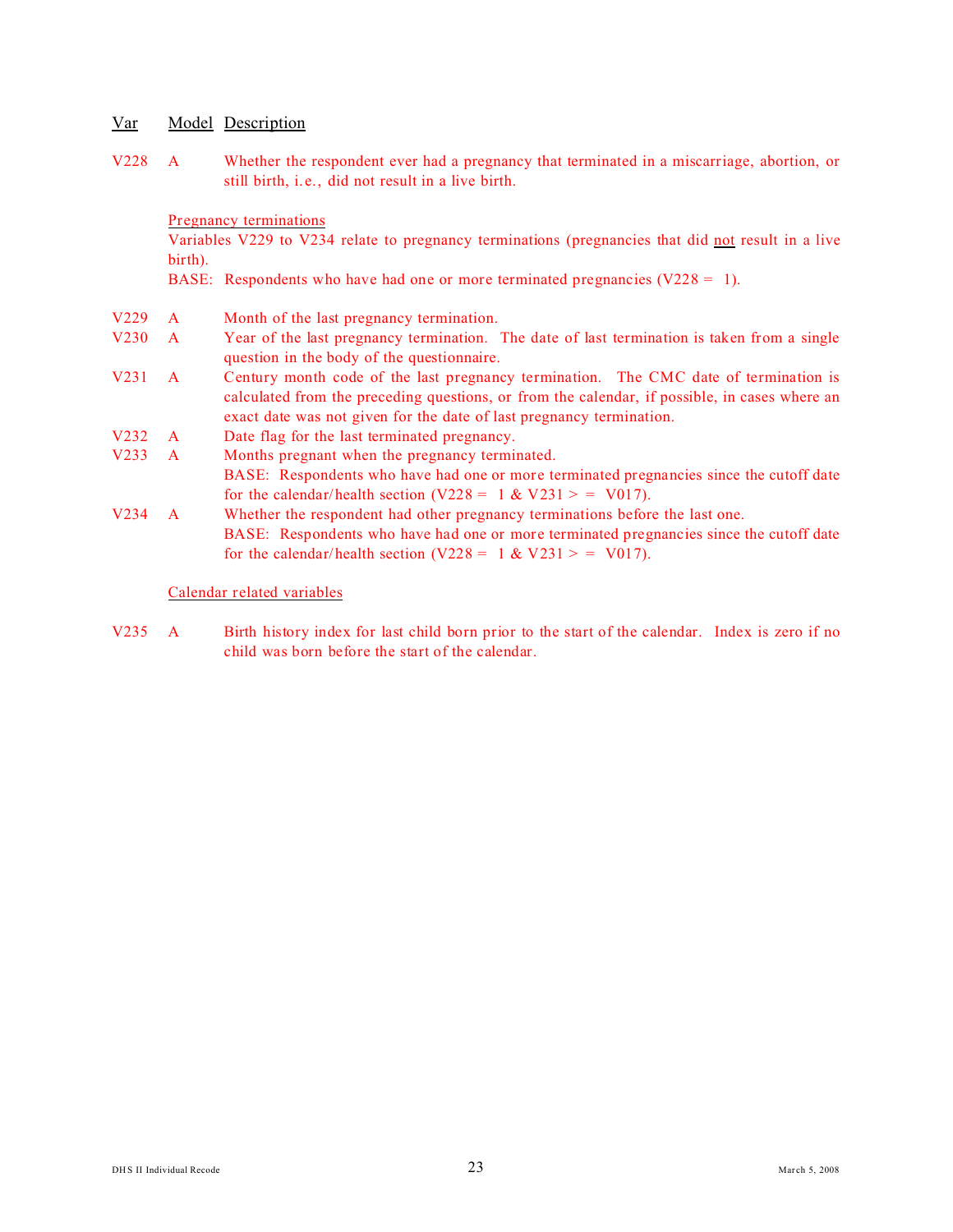| Var | Model | Description |
|---|---|---|
| V228 | A | Whether the respondent ever had a pregnancy that terminated in a miscarriage, abortion, or still birth, i.e., did not result in a live birth. |

Pregnancy terminations

Variables V229 to V234 relate to pregnancy terminations (pregnancies that did not result in a live birth).

BASE: Respondents who have had one or more terminated pregnancies (V228 = 1).

| Var | Model | Description |
|---|---|---|
| V229 | A | Month of the last pregnancy termination. |
| V230 | A | Year of the last pregnancy termination. The date of last termination is taken from a single question in the body of the questionnaire. |
| V231 | A | Century month code of the last pregnancy termination. The CMC date of termination is calculated from the preceding questions, or from the calendar, if possible, in cases where an exact date was not given for the date of last pregnancy termination. |
| V232 | A | Date flag for the last terminated pregnancy. |
| V233 | A | Months pregnant when the pregnancy terminated. BASE: Respondents who have had one or more terminated pregnancies since the cutoff date for the calendar/health section (V228 = 1 & V231 > = V017). |
| V234 | A | Whether the respondent had other pregnancy terminations before the last one. BASE: Respondents who have had one or more terminated pregnancies since the cutoff date for the calendar/health section (V228 = 1 & V231 > = V017). |

Calendar related variables

| Var | Model | Description |
|---|---|---|
| V235 | A | Birth history index for last child born prior to the start of the calendar. Index is zero if no child was born before the start of the calendar. |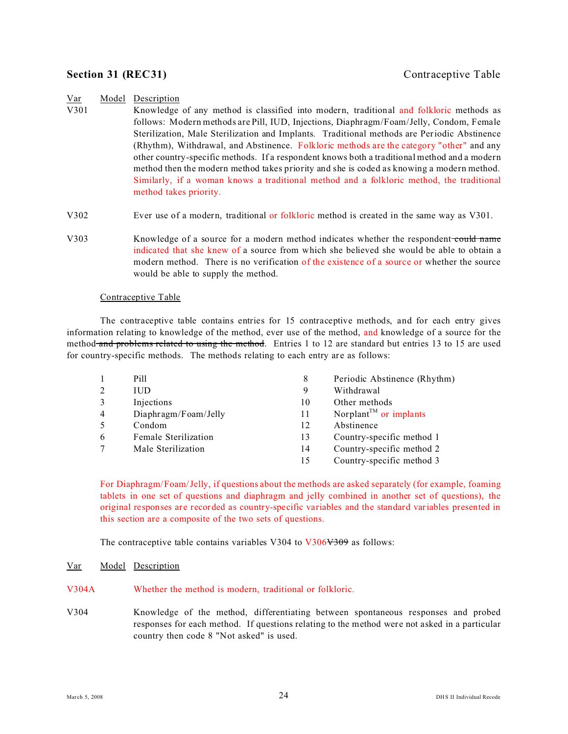## Section 31 (REC31) Contraceptive Table

| Var | Model | Description |
|---|---|---|
| V301 | | Knowledge of any method is classified into modern, traditional and folkloric methods as follows: Modern methods are Pill, IUD, Injections, Diaphragm/Foam/Jelly, Condom, Female Sterilization, Male Sterilization and Implants. Traditional methods are Periodic Abstinence (Rhythm), Withdrawal, and Abstinence. Folkloric methods are the category "other" and any other country-specific methods. If a respondent knows both a traditional method and a modern method then the modern method takes priority and she is coded as knowing a modern method. Similarly, if a woman knows a traditional method and a folkloric method, the traditional method takes priority. |
| V302 | | Ever use of a modern, traditional or folkloric method is created in the same way as V301. |
| V303 | | Knowledge of a source for a modern method indicates whether the respondent ~~could name~~ indicated that she knew of a source from which she believed she would be able to obtain a modern method. There is no verification of the existence of a source or whether the source would be able to supply the method. |

### Contraceptive Table

The contraceptive table contains entries for 15 contraceptive methods, and for each entry gives information relating to knowledge of the method, ever use of the method, and knowledge of a source for the method ~~and problems related to using the method~~. Entries 1 to 12 are standard but entries 13 to 15 are used for country-specific methods. The methods relating to each entry are as follows:

| | | | |
|---|---|---|---|
| 1 | Pill | 8 | Periodic Abstinence (Rhythm) |
| 2 | IUD | 9 | Withdrawal |
| 3 | Injections | 10 | Other methods |
| 4 | Diaphragm/Foam/Jelly | 11 | Norplant™ or implants |
| 5 | Condom | 12 | Abstinence |
| 6 | Female Sterilization | 13 | Country-specific method 1 |
| 7 | Male Sterilization | 14 | Country-specific method 2 |
| | | 15 | Country-specific method 3 |

For Diaphragm/Foam/Jelly, if questions about the methods are asked separately (for example, foaming tablets in one set of questions and diaphragm and jelly combined in another set of questions), the original responses are recorded as country-specific variables and the standard variables presented in this section are a composite of the two sets of questions.

The contraceptive table contains variables V304 to V306 ~~V309~~ as follows:

| Var | Model | Description |
|---|---|---|
| V304A | | Whether the method is modern, traditional or folkloric. |
| V304 | | Knowledge of the method, differentiating between spontaneous responses and probed responses for each method. If questions relating to the method were not asked in a particular country then code 8 "Not asked" is used. |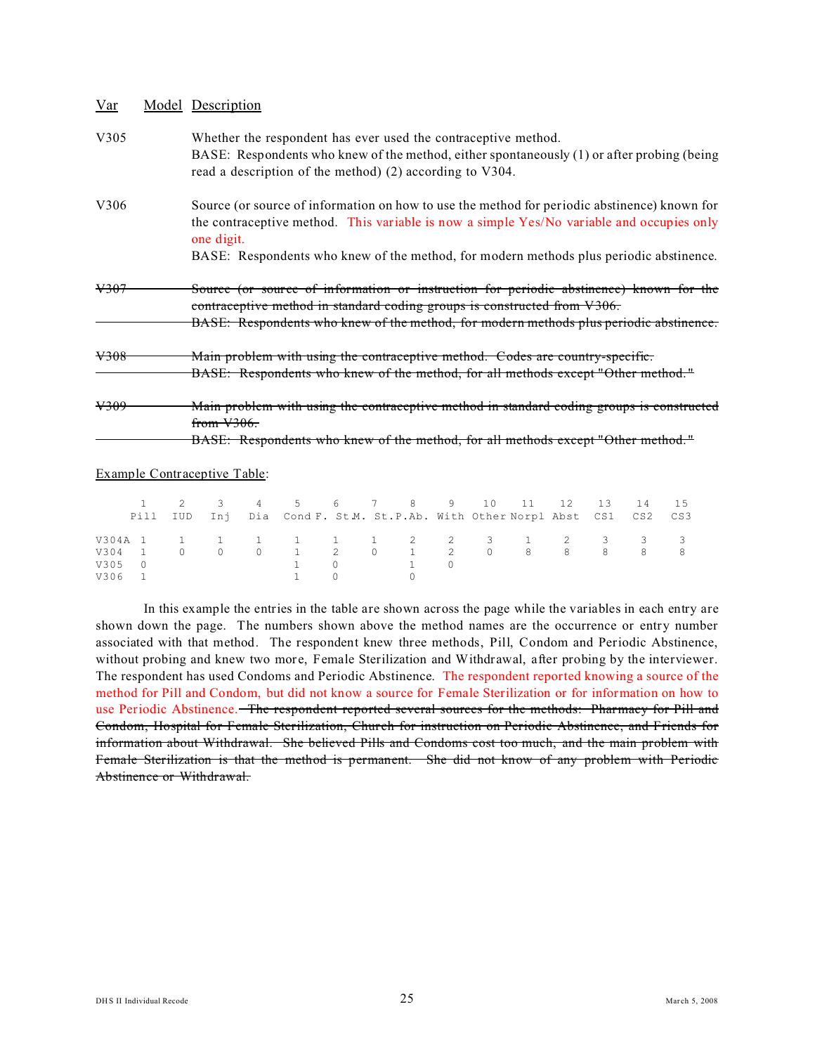| Var | Model | Description |
|---|---|---|
| V305 | | Whether the respondent has ever used the contraceptive method. BASE: Respondents who knew of the method, either spontaneously (1) or after probing (being read a description of the method) (2) according to V304. |
| V306 | | Source (or source of information on how to use the method for periodic abstinence) known for the contraceptive method. This variable is now a simple Yes/No variable and occupies only one digit. BASE: Respondents who knew of the method, for modern methods plus periodic abstinence. |
| ~~V307~~ | | ~~Source (or source of information or instruction for periodic abstinence) known for the contraceptive method in standard coding groups is constructed from V306. BASE: Respondents who knew of the method, for modern methods plus periodic abstinence.~~ |
| ~~V308~~ | | ~~Main problem with using the contraceptive method. Codes are country-specific. BASE: Respondents who knew of the method, for all methods except "Other method."~~ |
| ~~V309~~ | | ~~Main problem with using the contraceptive method in standard coding groups is constructed from V306. BASE: Respondents who knew of the method, for all methods except "Other method."~~ |

Example Contraceptive Table:

| | 1 Pill | 2 IUD | 3 Inj | 4 Dia | 5 Cond | 6 F. St. | 7 M. St. | 8 P.Ab. | 9 With | 10 Other | 11 Norpl | 12 Abst | 13 CS1 | 14 CS2 | 15 CS3 |
|---|---|---|---|---|---|---|---|---|---|---|---|---|---|---|---|
| V304A | 1 | 1 | 1 | 1 | 1 | 1 | 1 | 2 | 2 | 3 | 1 | 2 | 3 | 3 | 3 |
| V304 | 1 | 0 | 0 | 0 | 1 | 2 | 0 | 1 | 2 | 0 | 8 | 8 | 8 | 8 | 8 |
| V305 | 0 | | | | 1 | 0 | | 1 | 0 | | | | | | |
| V306 | 1 | | | | 1 | 0 | | 0 | | | | | | | |

In this example the entries in the table are shown across the page while the variables in each entry are shown down the page. The numbers shown above the method names are the occurrence or entry number associated with that method. The respondent knew three methods, Pill, Condom and Periodic Abstinence, without probing and knew two more, Female Sterilization and Withdrawal, after probing by the interviewer. The respondent has used Condoms and Periodic Abstinence. The respondent reported knowing a source of the method for Pill and Condom, but did not know a source for Female Sterilization or for information on how to use Periodic Abstinence. ~~The respondent reported several sources for the methods: Pharmacy for Pill and Condom, Hospital for Female Sterilization, Church for instruction on Periodic Abstinence, and Friends for information about Withdrawal. She believed Pills and Condoms cost too much, and the main problem with Female Sterilization is that the method is permanent. She did not know of any problem with Periodic Abstinence or Withdrawal.~~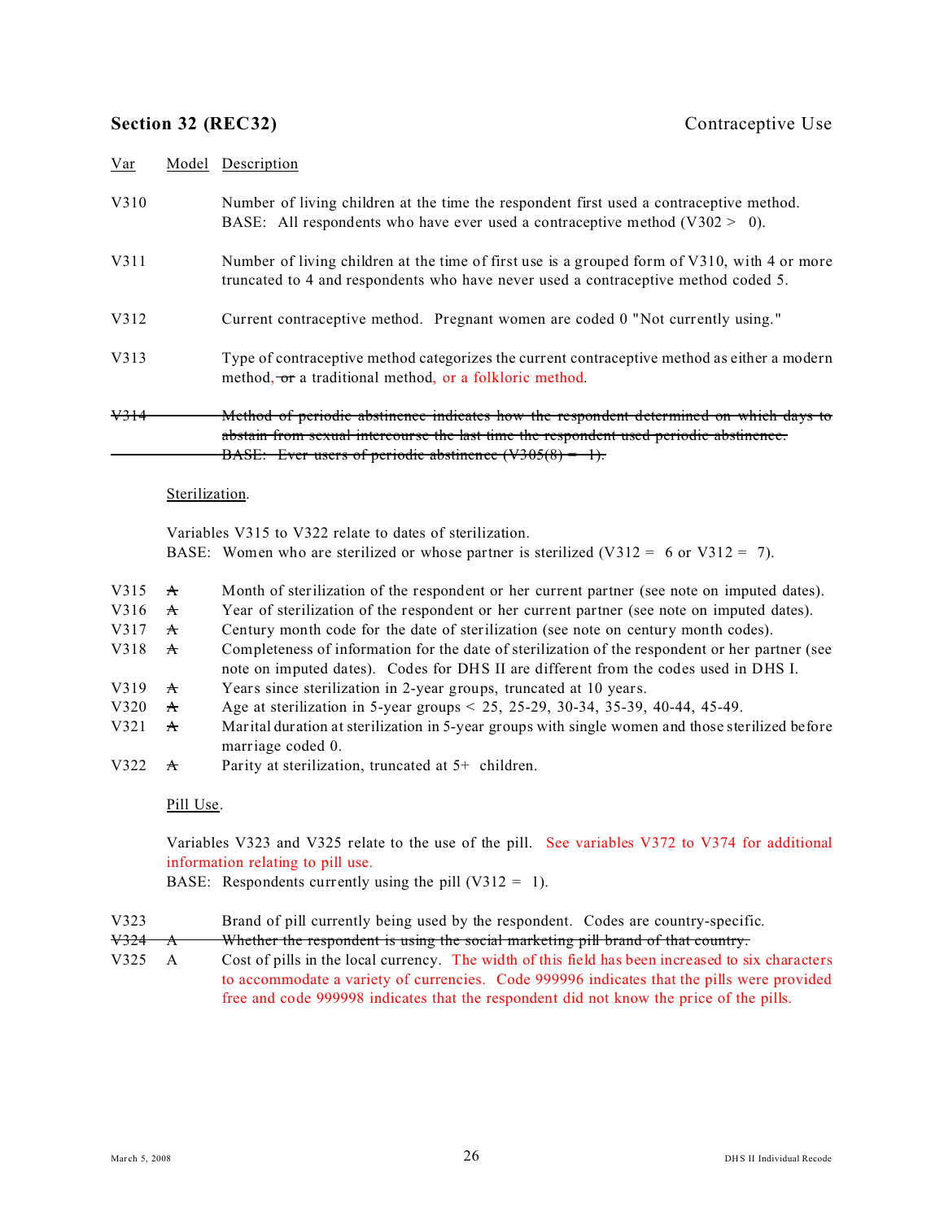## Section 32 (REC32) — Contraceptive Use

| Var | Model | Description |
|---|---|---|
| V310 | | Number of living children at the time the respondent first used a contraceptive method. BASE: All respondents who have ever used a contraceptive method (V302 > 0). |
| V311 | | Number of living children at the time of first use is a grouped form of V310, with 4 or more truncated to 4 and respondents who have never used a contraceptive method coded 5. |
| V312 | | Current contraceptive method. Pregnant women are coded 0 "Not currently using." |
| V313 | | Type of contraceptive method categorizes the current contraceptive method as either a modern method, ~~or~~ a traditional method, or a folkloric method. |
| ~~V314~~ | | ~~Method of periodic abstinence indicates how the respondent determined on which days to abstain from sexual intercourse the last time the respondent used periodic abstinence. BASE: Ever users of periodic abstinence (V305(8) = 1).~~ |

### Sterilization.

Variables V315 to V322 relate to dates of sterilization.
BASE: Women who are sterilized or whose partner is sterilized (V312 = 6 or V312 = 7).

| Var | Model | Description |
|---|---|---|
| V315 | ~~A~~ | Month of sterilization of the respondent or her current partner (see note on imputed dates). |
| V316 | ~~A~~ | Year of sterilization of the respondent or her current partner (see note on imputed dates). |
| V317 | ~~A~~ | Century month code for the date of sterilization (see note on century month codes). |
| V318 | ~~A~~ | Completeness of information for the date of sterilization of the respondent or her partner (see note on imputed dates). Codes for DHS II are different from the codes used in DHS I. |
| V319 | ~~A~~ | Years since sterilization in 2-year groups, truncated at 10 years. |
| V320 | ~~A~~ | Age at sterilization in 5-year groups < 25, 25-29, 30-34, 35-39, 40-44, 45-49. |
| V321 | ~~A~~ | Marital duration at sterilization in 5-year groups with single women and those sterilized before marriage coded 0. |
| V322 | ~~A~~ | Parity at sterilization, truncated at 5+ children. |

### Pill Use.

Variables V323 and V325 relate to the use of the pill. See variables V372 to V374 for additional information relating to pill use.
BASE: Respondents currently using the pill (V312 = 1).

| Var | Model | Description |
|---|---|---|
| V323 | | Brand of pill currently being used by the respondent. Codes are country-specific. |
| ~~V324~~ | ~~A~~ | ~~Whether the respondent is using the social marketing pill brand of that country.~~ |
| V325 | A | Cost of pills in the local currency. The width of this field has been increased to six characters to accommodate a variety of currencies. Code 999996 indicates that the pills were provided free and code 999998 indicates that the respondent did not know the price of the pills. |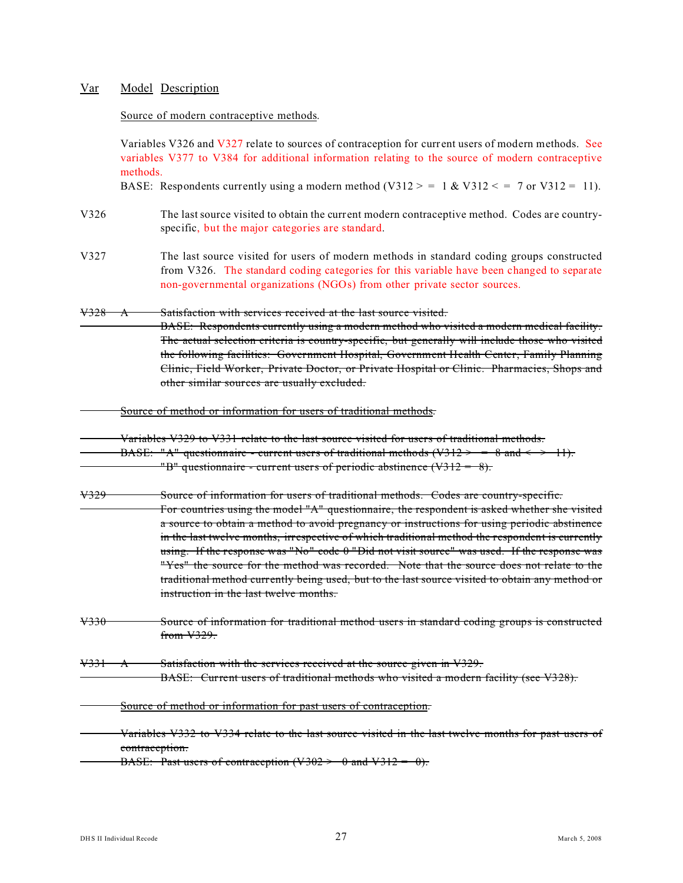| Var | Model | Description |
|---|---|---|

Source of modern contraceptive methods.

Variables V326 and V327 relate to sources of contraception for current users of modern methods. See variables V377 to V384 for additional information relating to the source of modern contraceptive methods.

BASE: Respondents currently using a modern method (V312 > = 1 & V312 < = 7 or V312 = 11).

**V326** The last source visited to obtain the current modern contraceptive method. Codes are country-specific, but the major categories are standard.

**V327** The last source visited for users of modern methods in standard coding groups constructed from V326. The standard coding categories for this variable have been changed to separate non-governmental organizations (NGOs) from other private sector sources.

~~V328 A Satisfaction with services received at the last source visited.~~
~~BASE: Respondents currently using a modern method who visited a modern medical facility. The actual selection criteria is country-specific, but generally will include those who visited the following facilities: Government Hospital, Government Health Center, Family Planning Clinic, Field Worker, Private Doctor, or Private Hospital or Clinic. Pharmacies, Shops and other similar sources are usually excluded.~~

~~Source of method or information for users of traditional methods.~~

~~Variables V329 to V331 relate to the last source visited for users of traditional methods.~~
~~BASE: "A" questionnaire - current users of traditional methods (V312 > = 8 and < > 11).~~
~~"B" questionnaire - current users of periodic abstinence (V312 = 8).~~

~~V329 Source of information for users of traditional methods. Codes are country-specific.~~
~~For countries using the model "A" questionnaire, the respondent is asked whether she visited a source to obtain a method to avoid pregnancy or instructions for using periodic abstinence in the last twelve months, irrespective of which traditional method the respondent is currently using. If the response was "No" code 0 "Did not visit source" was used. If the response was "Yes" the source for the method was recorded. Note that the source does not relate to the traditional method currently being used, but to the last source visited to obtain any method or instruction in the last twelve months.~~

~~V330 Source of information for traditional method users in standard coding groups is constructed from V329.~~

~~V331 A Satisfaction with the services received at the source given in V329.~~
~~BASE: Current users of traditional methods who visited a modern facility (see V328).~~

~~Source of method or information for past users of contraception.~~

~~Variables V332 to V334 relate to the last source visited in the last twelve months for past users of contraception.~~
~~BASE: Past users of contraception (V302 > 0 and V312 = 0).~~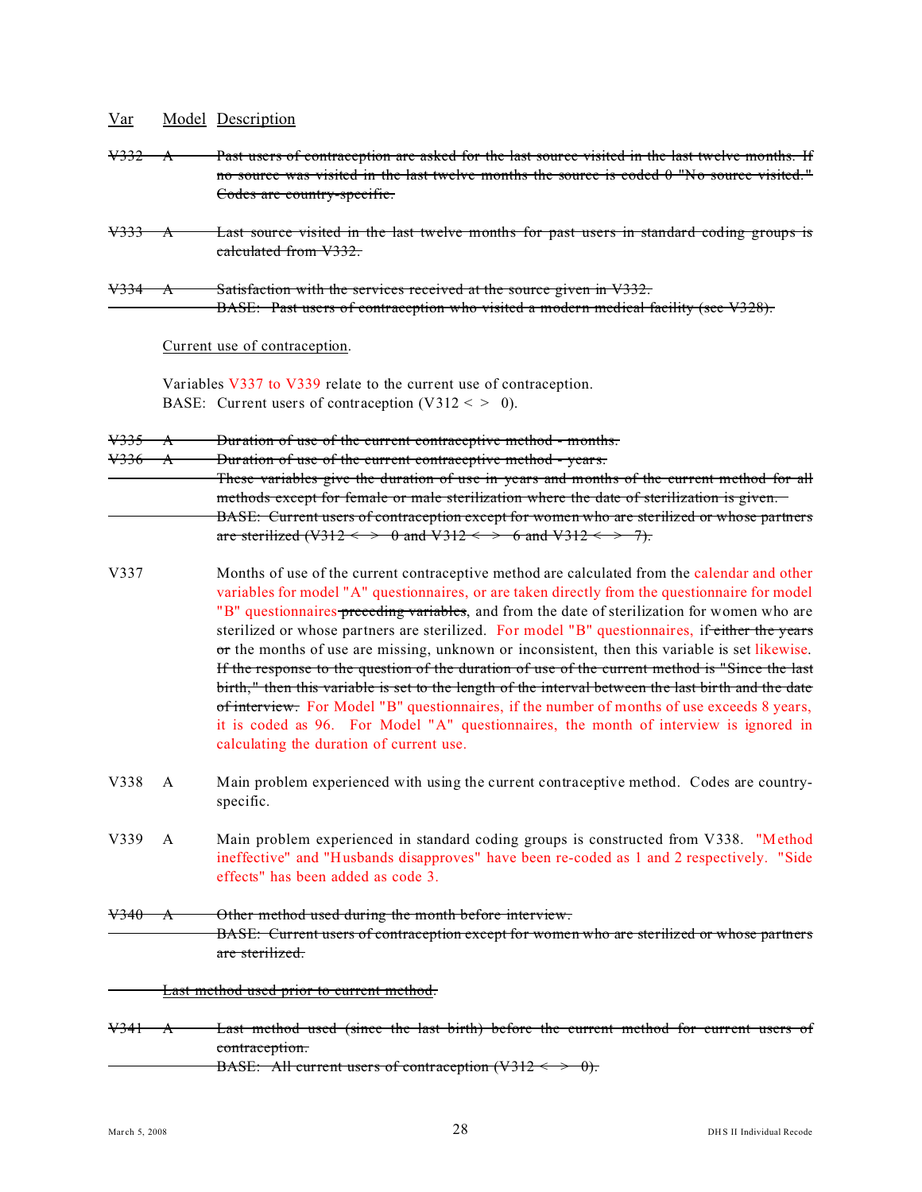| Var | Model | Description |
|---|---|---|
| ~~V332~~ | ~~A~~ | ~~Past users of contraception are asked for the last source visited in the last twelve months. If no source was visited in the last twelve months the source is coded 0 "No source visited." Codes are country-specific.~~ |
| ~~V333~~ | ~~A~~ | ~~Last source visited in the last twelve months for past users in standard coding groups is calculated from V332.~~ |
| ~~V334~~ | ~~A~~ | ~~Satisfaction with the services received at the source given in V332.~~<br>~~BASE: Past users of contraception who visited a modern medical facility (see V328).~~ |

Current use of contraception.

Variables V337 to V339 relate to the current use of contraception.
BASE: Current users of contraception (V312 < > 0).

| Var | Model | Description |
|---|---|---|
| ~~V335~~ | ~~A~~ | ~~Duration of use of the current contraceptive method - months.~~ |
| ~~V336~~ | ~~A~~ | ~~Duration of use of the current contraceptive method - years.~~<br>~~These variables give the duration of use in years and months of the current method for all methods except for female or male sterilization where the date of sterilization is given.~~<br>~~BASE: Current users of contraception except for women who are sterilized or whose partners are sterilized (V312 < > 0 and V312 < > 6 and V312 < > 7).~~ |
| V337 | | Months of use of the current contraceptive method are calculated from the calendar and other variables for model "A" questionnaires, or are taken directly from the questionnaire for model "B" questionnaires ~~preceding variables~~, and from the date of sterilization for women who are sterilized or whose partners are sterilized. For model "B" questionnaires, if ~~either the years or~~ the months of use are missing, unknown or inconsistent, then this variable is set likewise. ~~If the response to the question of the duration of use of the current method is "Since the last birth," then this variable is set to the length of the interval between the last birth and the date of interview.~~ For Model "B" questionnaires, if the number of months of use exceeds 8 years, it is coded as 96. For Model "A" questionnaires, the month of interview is ignored in calculating the duration of current use. |
| V338 | A | Main problem experienced with using the current contraceptive method. Codes are country-specific. |
| V339 | A | Main problem experienced in standard coding groups is constructed from V338. "Method ineffective" and "Husbands disapproves" have been re-coded as 1 and 2 respectively. "Side effects" has been added as code 3. |
| ~~V340~~ | ~~A~~ | ~~Other method used during the month before interview.~~<br>~~BASE: Current users of contraception except for women who are sterilized or whose partners are sterilized.~~ |

~~Last method used prior to current method.~~

| Var | Model | Description |
|---|---|---|
| ~~V341~~ | ~~A~~ | ~~Last method used (since the last birth) before the current method for current users of contraception.~~<br>~~BASE: All current users of contraception (V312 < > 0).~~ |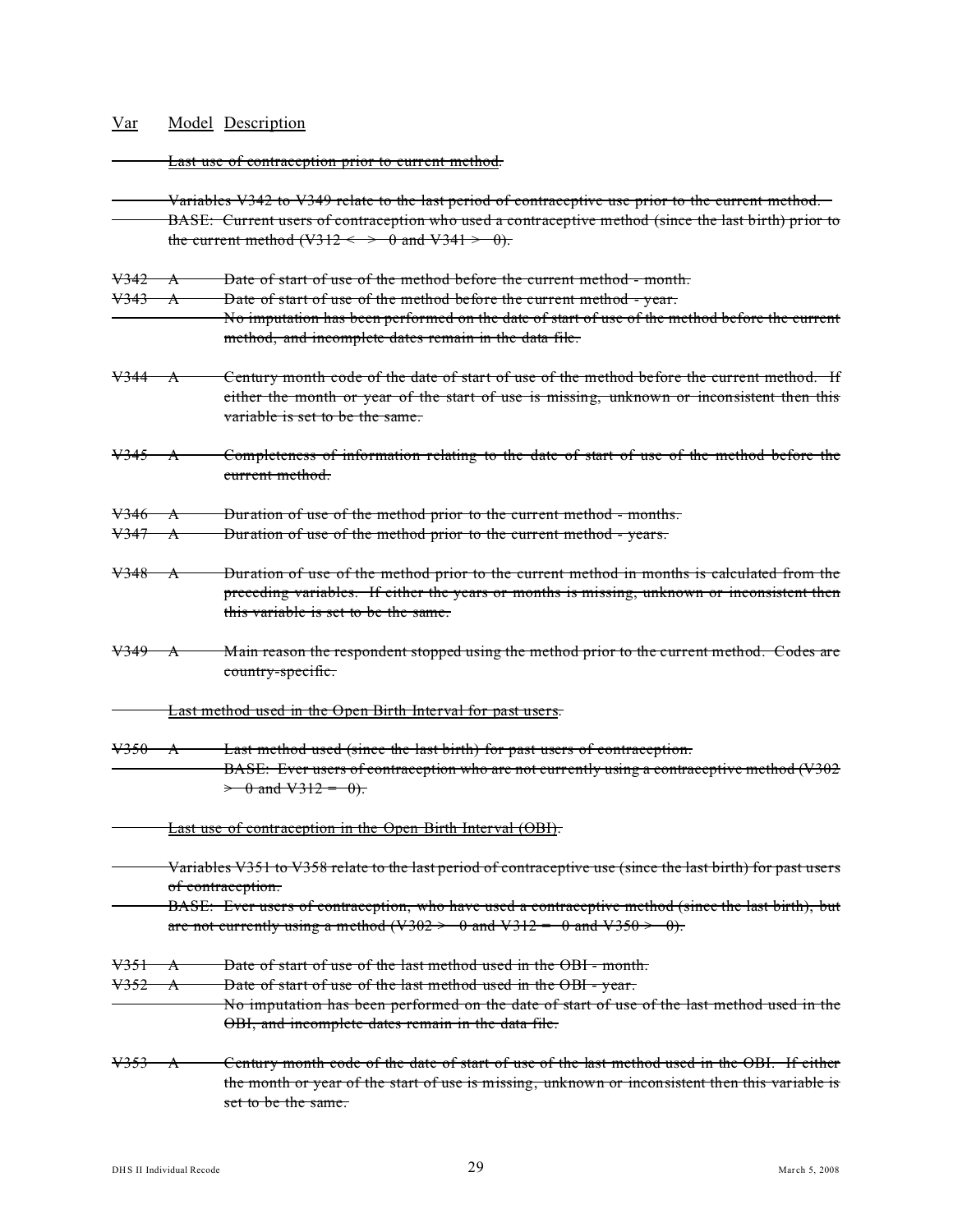| Var | Model | Description |
|---|---|---|
| | | ~~Last use of contraception prior to current method.~~ |
| | | ~~Variables V342 to V349 relate to the last period of contraceptive use prior to the current method.~~ |
| | | ~~BASE: Current users of contraception who used a contraceptive method (since the last birth) prior to the current method (V312 < > 0 and V341 > 0).~~ |
| ~~V342~~ | ~~A~~ | ~~Date of start of use of the method before the current method - month.~~ |
| ~~V343~~ | ~~A~~ | ~~Date of start of use of the method before the current method - year.~~ |
| | | ~~No imputation has been performed on the date of start of use of the method before the current method, and incomplete dates remain in the data file.~~ |
| ~~V344~~ | ~~A~~ | ~~Century month code of the date of start of use of the method before the current method. If either the month or year of the start of use is missing, unknown or inconsistent then this variable is set to be the same.~~ |
| ~~V345~~ | ~~A~~ | ~~Completeness of information relating to the date of start of use of the method before the current method.~~ |
| ~~V346~~ | ~~A~~ | ~~Duration of use of the method prior to the current method - months.~~ |
| ~~V347~~ | ~~A~~ | ~~Duration of use of the method prior to the current method - years.~~ |
| ~~V348~~ | ~~A~~ | ~~Duration of use of the method prior to the current method in months is calculated from the preceding variables. If either the years or months is missing, unknown or inconsistent then this variable is set to be the same.~~ |
| ~~V349~~ | ~~A~~ | ~~Main reason the respondent stopped using the method prior to the current method. Codes are country-specific.~~ |
| | | ~~Last method used in the Open Birth Interval for past users.~~ |
| ~~V350~~ | ~~A~~ | ~~Last method used (since the last birth) for past users of contraception.~~ |
| | | ~~BASE: Ever users of contraception who are not currently using a contraceptive method (V302 > 0 and V312 = 0).~~ |
| | | ~~Last use of contraception in the Open Birth Interval (OBI).~~ |
| | | ~~Variables V351 to V358 relate to the last period of contraceptive use (since the last birth) for past users of contraception.~~ |
| | | ~~BASE: Ever users of contraception, who have used a contraceptive method (since the last birth), but are not currently using a method (V302 > 0 and V312 = 0 and V350 > 0).~~ |
| ~~V351~~ | ~~A~~ | ~~Date of start of use of the last method used in the OBI - month.~~ |
| ~~V352~~ | ~~A~~ | ~~Date of start of use of the last method used in the OBI - year.~~ |
| | | ~~No imputation has been performed on the date of start of use of the last method used in the OBI, and incomplete dates remain in the data file.~~ |
| ~~V353~~ | ~~A~~ | ~~Century month code of the date of start of use of the last method used in the OBI. If either the month or year of the start of use is missing, unknown or inconsistent then this variable is set to be the same.~~ |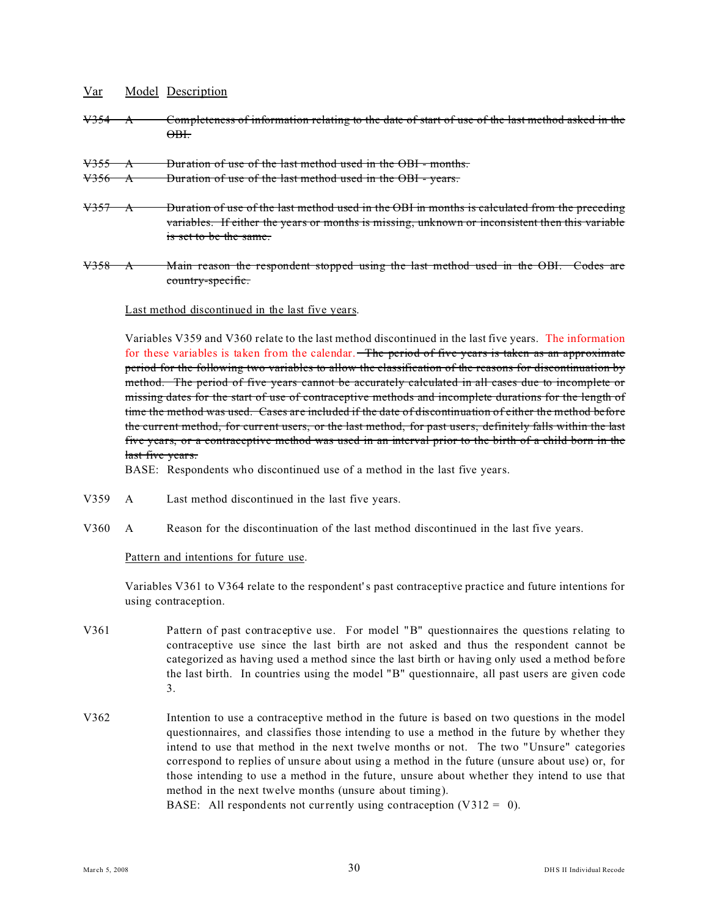| Var | Model | Description |
|---|---|---|
| ~~V354~~ | ~~A~~ | ~~Completeness of information relating to the date of start of use of the last method asked in the OBI.~~ |
| ~~V355~~ | ~~A~~ | ~~Duration of use of the last method used in the OBI - months.~~ |
| ~~V356~~ | ~~A~~ | ~~Duration of use of the last method used in the OBI - years.~~ |
| ~~V357~~ | ~~A~~ | ~~Duration of use of the last method used in the OBI in months is calculated from the preceding variables. If either the years or months is missing, unknown or inconsistent then this variable is set to be the same.~~ |
| ~~V358~~ | ~~A~~ | ~~Main reason the respondent stopped using the last method used in the OBI. Codes are country-specific.~~ |

Last method discontinued in the last five years.

Variables V359 and V360 relate to the last method discontinued in the last five years. The information for these variables is taken from the calendar. ~~The period of five years is taken as an approximate period for the following two variables to allow the classification of the reasons for discontinuation by method. The period of five years cannot be accurately calculated in all cases due to incomplete or missing dates for the start of use of contraceptive methods and incomplete durations for the length of time the method was used. Cases are included if the date of discontinuation of either the method before the current method, for current users, or the last method, for past users, definitely falls within the last five years, or a contraceptive method was used in an interval prior to the birth of a child born in the last five years.~~

BASE: Respondents who discontinued use of a method in the last five years.

| Var | Model | Description |
|---|---|---|
| V359 | A | Last method discontinued in the last five years. |
| V360 | A | Reason for the discontinuation of the last method discontinued in the last five years. |

Pattern and intentions for future use.

Variables V361 to V364 relate to the respondent's past contraceptive practice and future intentions for using contraception.

| Var | Model | Description |
|---|---|---|
| V361 | | Pattern of past contraceptive use. For model "B" questionnaires the questions relating to contraceptive use since the last birth are not asked and thus the respondent cannot be categorized as having used a method since the last birth or having only used a method before the last birth. In countries using the model "B" questionnaire, all past users are given code 3. |
| V362 | | Intention to use a contraceptive method in the future is based on two questions in the model questionnaires, and classifies those intending to use a method in the future by whether they intend to use that method in the next twelve months or not. The two "Unsure" categories correspond to replies of unsure about using a method in the future (unsure about use) or, for those intending to use a method in the future, unsure about whether they intend to use that method in the next twelve months (unsure about timing).<br>BASE: All respondents not currently using contraception (V312 = 0). |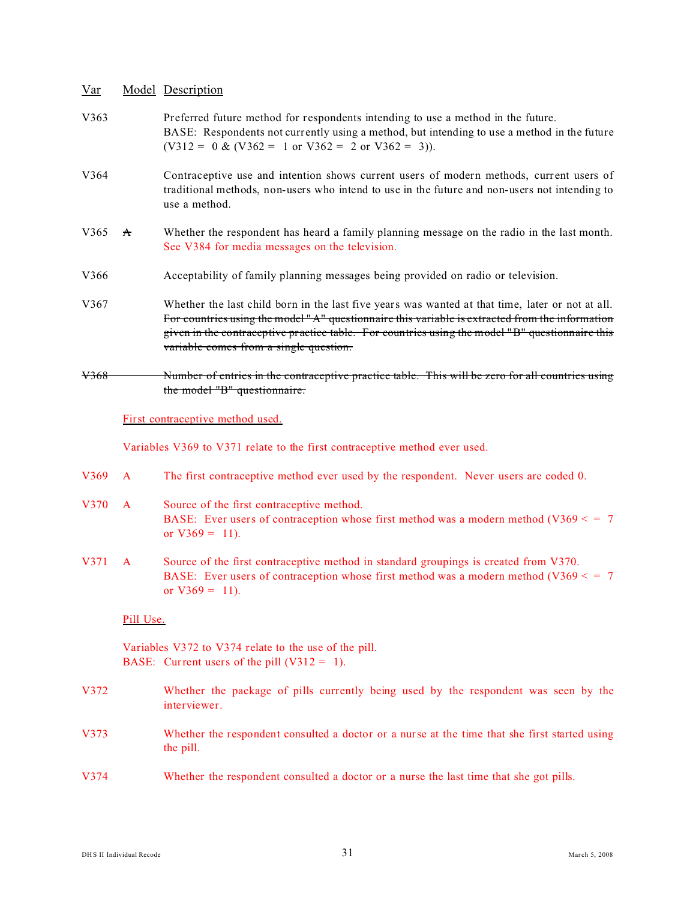| Var | Model | Description |
|---|---|---|
| V363 | | Preferred future method for respondents intending to use a method in the future. BASE: Respondents not currently using a method, but intending to use a method in the future (V312 = 0 & (V362 = 1 or V362 = 2 or V362 = 3)). |
| V364 | | Contraceptive use and intention shows current users of modern methods, current users of traditional methods, non-users who intend to use in the future and non-users not intending to use a method. |
| V365 | ~~A~~ | Whether the respondent has heard a family planning message on the radio in the last month. See V384 for media messages on the television. |
| V366 | | Acceptability of family planning messages being provided on radio or television. |
| V367 | | Whether the last child born in the last five years was wanted at that time, later or not at all. ~~For countries using the model "A" questionnaire this variable is extracted from the information given in the contraceptive practice table. For countries using the model "B" questionnaire this variable comes from a single question.~~ |
| ~~V368~~ | | ~~Number of entries in the contraceptive practice table. This will be zero for all countries using the model "B" questionnaire.~~ |

First contraceptive method used.

Variables V369 to V371 relate to the first contraceptive method ever used.

| Var | Model | Description |
|---|---|---|
| V369 | A | The first contraceptive method ever used by the respondent. Never users are coded 0. |
| V370 | A | Source of the first contraceptive method. BASE: Ever users of contraception whose first method was a modern method (V369 <= 7 or V369 = 11). |
| V371 | A | Source of the first contraceptive method in standard groupings is created from V370. BASE: Ever users of contraception whose first method was a modern method (V369 <= 7 or V369 = 11). |

Pill Use.

Variables V372 to V374 relate to the use of the pill.
BASE: Current users of the pill (V312 = 1).

| Var | Model | Description |
|---|---|---|
| V372 | | Whether the package of pills currently being used by the respondent was seen by the interviewer. |
| V373 | | Whether the respondent consulted a doctor or a nurse at the time that she first started using the pill. |
| V374 | | Whether the respondent consulted a doctor or a nurse the last time that she got pills. |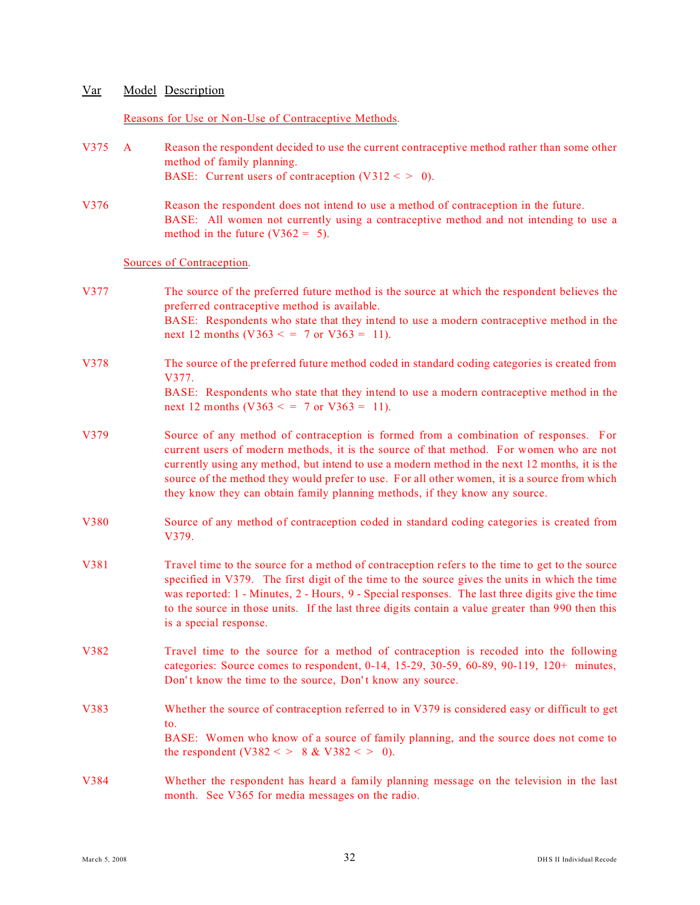| Var | Model | Description |
|---|---|---|
| | | **Reasons for Use or Non-Use of Contraceptive Methods.** |
| V375 | A | Reason the respondent decided to use the current contraceptive method rather than some other method of family planning. BASE: Current users of contraception (V312 < > 0). |
| V376 | | Reason the respondent does not intend to use a method of contraception in the future. BASE: All women not currently using a contraceptive method and not intending to use a method in the future (V362 = 5). |
| | | **Sources of Contraception.** |
| V377 | | The source of the preferred future method is the source at which the respondent believes the preferred contraceptive method is available. BASE: Respondents who state that they intend to use a modern contraceptive method in the next 12 months (V363 < = 7 or V363 = 11). |
| V378 | | The source of the preferred future method coded in standard coding categories is created from V377. BASE: Respondents who state that they intend to use a modern contraceptive method in the next 12 months (V363 < = 7 or V363 = 11). |
| V379 | | Source of any method of contraception is formed from a combination of responses. For current users of modern methods, it is the source of that method. For women who are not currently using any method, but intend to use a modern method in the next 12 months, it is the source of the method they would prefer to use. For all other women, it is a source from which they know they can obtain family planning methods, if they know any source. |
| V380 | | Source of any method of contraception coded in standard coding categories is created from V379. |
| V381 | | Travel time to the source for a method of contraception refers to the time to get to the source specified in V379. The first digit of the time to the source gives the units in which the time was reported: 1 - Minutes, 2 - Hours, 9 - Special responses. The last three digits give the time to the source in those units. If the last three digits contain a value greater than 990 then this is a special response. |
| V382 | | Travel time to the source for a method of contraception is recoded into the following categories: Source comes to respondent, 0-14, 15-29, 30-59, 60-89, 90-119, 120+ minutes, Don't know the time to the source, Don't know any source. |
| V383 | | Whether the source of contraception referred to in V379 is considered easy or difficult to get to. BASE: Women who know of a source of family planning, and the source does not come to the respondent (V382 < > 8 & V382 < > 0). |
| V384 | | Whether the respondent has heard a family planning message on the television in the last month. See V365 for media messages on the radio. |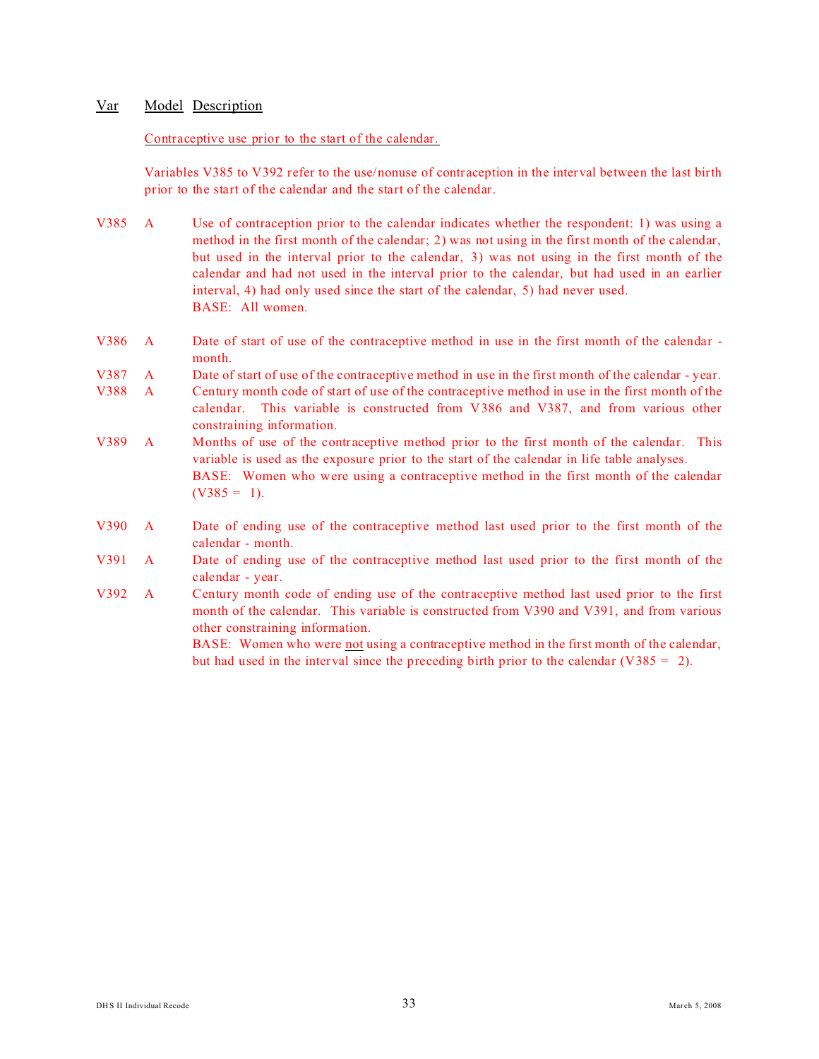| Var | Model | Description |
|---|---|---|
| | | **Contraceptive use prior to the start of the calendar.** |
| | | Variables V385 to V392 refer to the use/nonuse of contraception in the interval between the last birth prior to the start of the calendar and the start of the calendar. |
| V385 | A | Use of contraception prior to the calendar indicates whether the respondent: 1) was using a method in the first month of the calendar; 2) was not using in the first month of the calendar, but used in the interval prior to the calendar, 3) was not using in the first month of the calendar and had not used in the interval prior to the calendar, but had used in an earlier interval, 4) had only used since the start of the calendar, 5) had never used. BASE: All women. |
| V386 | A | Date of start of use of the contraceptive method in use in the first month of the calendar - month. |
| V387 | A | Date of start of use of the contraceptive method in use in the first month of the calendar - year. |
| V388 | A | Century month code of start of use of the contraceptive method in use in the first month of the calendar. This variable is constructed from V386 and V387, and from various other constraining information. |
| V389 | A | Months of use of the contraceptive method prior to the first month of the calendar. This variable is used as the exposure prior to the start of the calendar in life table analyses. BASE: Women who were using a contraceptive method in the first month of the calendar (V385 = 1). |
| V390 | A | Date of ending use of the contraceptive method last used prior to the first month of the calendar - month. |
| V391 | A | Date of ending use of the contraceptive method last used prior to the first month of the calendar - year. |
| V392 | A | Century month code of ending use of the contraceptive method last used prior to the first month of the calendar. This variable is constructed from V390 and V391, and from various other constraining information. BASE: Women who were not using a contraceptive method in the first month of the calendar, but had used in the interval since the preceding birth prior to the calendar (V385 = 2). |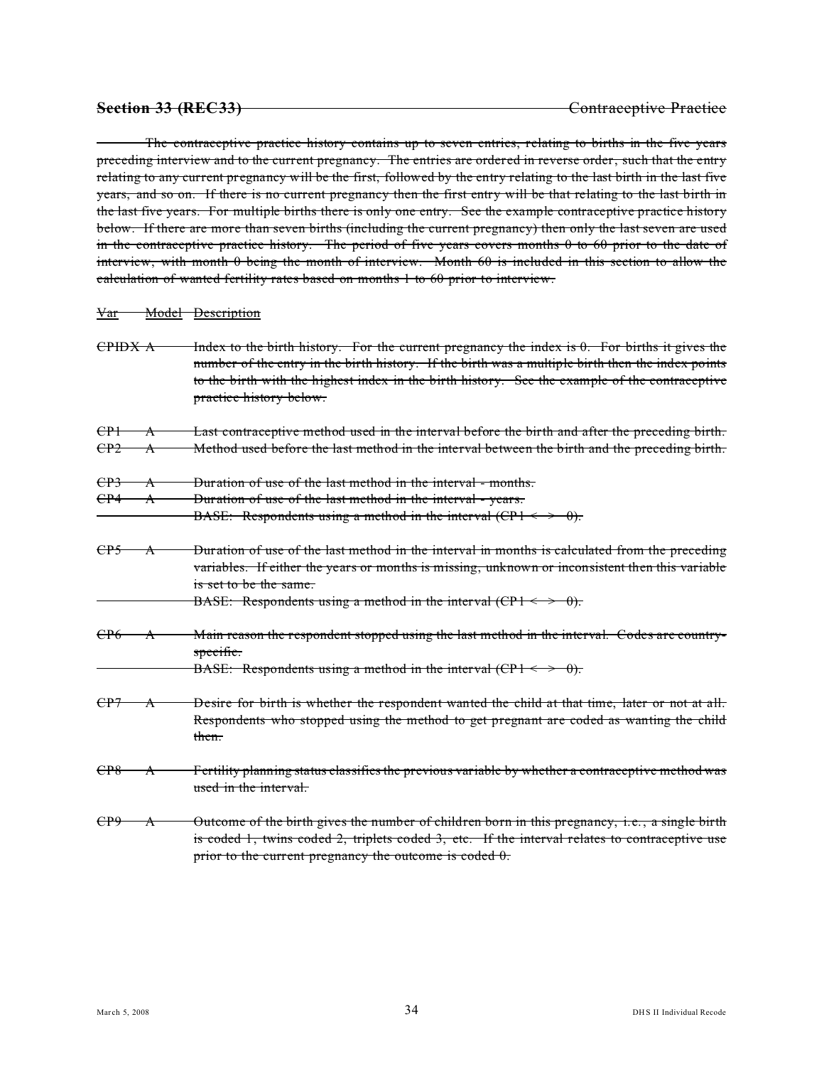~~**Section 33 (REC33)**~~ ~~Contraceptive Practice~~

~~The contraceptive practice history contains up to seven entries, relating to births in the five years preceding interview and to the current pregnancy. The entries are ordered in reverse order, such that the entry relating to any current pregnancy will be the first, followed by the entry relating to the last birth in the last five years, and so on. If there is no current pregnancy then the first entry will be that relating to the last birth in the last five years. For multiple births there is only one entry. See the example contraceptive practice history below. If there are more than seven births (including the current pregnancy) then only the last seven are used in the contraceptive practice history. The period of five years covers months 0 to 60 prior to the date of interview, with month 0 being the month of interview. Month 60 is included in this section to allow the calculation of wanted fertility rates based on months 1 to 60 prior to interview.~~

| ~~Var~~ | ~~Model~~ | ~~Description~~ |
|---|---|---|
| ~~CPIDX~~ | ~~A~~ | ~~Index to the birth history. For the current pregnancy the index is 0. For births it gives the number of the entry in the birth history. If the birth was a multiple birth then the index points to the birth with the highest index in the birth history. See the example of the contraceptive practice history below.~~ |
| ~~CP1~~ | ~~A~~ | ~~Last contraceptive method used in the interval before the birth and after the preceding birth.~~ |
| ~~CP2~~ | ~~A~~ | ~~Method used before the last method in the interval between the birth and the preceding birth.~~ |
| ~~CP3~~ | ~~A~~ | ~~Duration of use of the last method in the interval - months.~~ |
| ~~CP4~~ | ~~A~~ | ~~Duration of use of the last method in the interval - years.~~ |
| | | ~~BASE: Respondents using a method in the interval (CP1 < > 0).~~ |
| ~~CP5~~ | ~~A~~ | ~~Duration of use of the last method in the interval in months is calculated from the preceding variables. If either the years or months is missing, unknown or inconsistent then this variable is set to be the same.~~ |
| | | ~~BASE: Respondents using a method in the interval (CP1 < > 0).~~ |
| ~~CP6~~ | ~~A~~ | ~~Main reason the respondent stopped using the last method in the interval. Codes are country-specific.~~ |
| | | ~~BASE: Respondents using a method in the interval (CP1 < > 0).~~ |
| ~~CP7~~ | ~~A~~ | ~~Desire for birth is whether the respondent wanted the child at that time, later or not at all. Respondents who stopped using the method to get pregnant are coded as wanting the child then.~~ |
| ~~CP8~~ | ~~A~~ | ~~Fertility planning status classifies the previous variable by whether a contraceptive method was used in the interval.~~ |
| ~~CP9~~ | ~~A~~ | ~~Outcome of the birth gives the number of children born in this pregnancy, i.e., a single birth is coded 1, twins coded 2, triplets coded 3, etc. If the interval relates to contraceptive use prior to the current pregnancy the outcome is coded 0.~~ |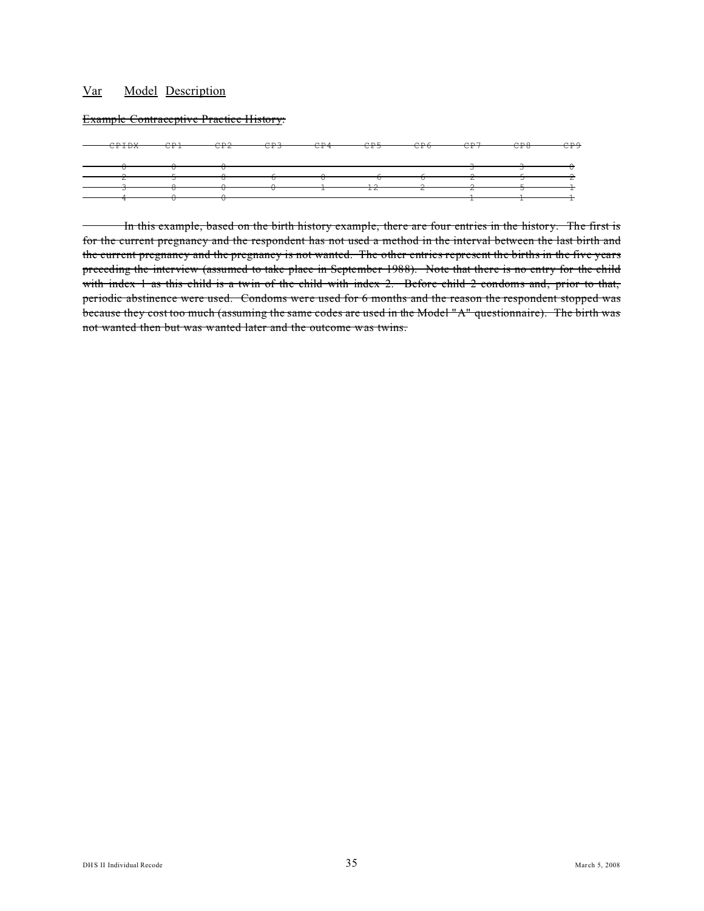Var Model Description

~~Example Contraceptive Practice History:~~

| ~~CPIDX~~ | ~~CP1~~ | ~~CP2~~ | ~~CP3~~ | ~~CP4~~ | ~~CP5~~ | ~~CP6~~ | ~~CP7~~ | ~~CP8~~ | ~~CP9~~ |
|---|---|---|---|---|---|---|---|---|---|
| ~~0~~ | ~~0~~ | ~~0~~ | | | | | ~~3~~ | ~~3~~ | ~~0~~ |
| ~~2~~ | ~~5~~ | ~~8~~ | ~~6~~ | ~~0~~ | ~~6~~ | ~~6~~ | ~~2~~ | ~~5~~ | ~~2~~ |
| ~~3~~ | ~~8~~ | ~~0~~ | ~~0~~ | ~~1~~ | ~~12~~ | ~~2~~ | ~~2~~ | ~~5~~ | ~~1~~ |
| ~~4~~ | ~~0~~ | ~~0~~ | | | | | ~~1~~ | ~~1~~ | ~~1~~ |

~~In this example, based on the birth history example, there are four entries in the history. The first is for the current pregnancy and the respondent has not used a method in the interval between the last birth and the current pregnancy and the pregnancy is not wanted. The other entries represent the births in the five years preceding the interview (assumed to take place in September 1988). Note that there is no entry for the child with index 1 as this child is a twin of the child with index 2. Before child 2 condoms and, prior to that, periodic abstinence were used. Condoms were used for 6 months and the reason the respondent stopped was because they cost too much (assuming the same codes are used in the Model "A" questionnaire). The birth was not wanted then but was wanted later and the outcome was twins.~~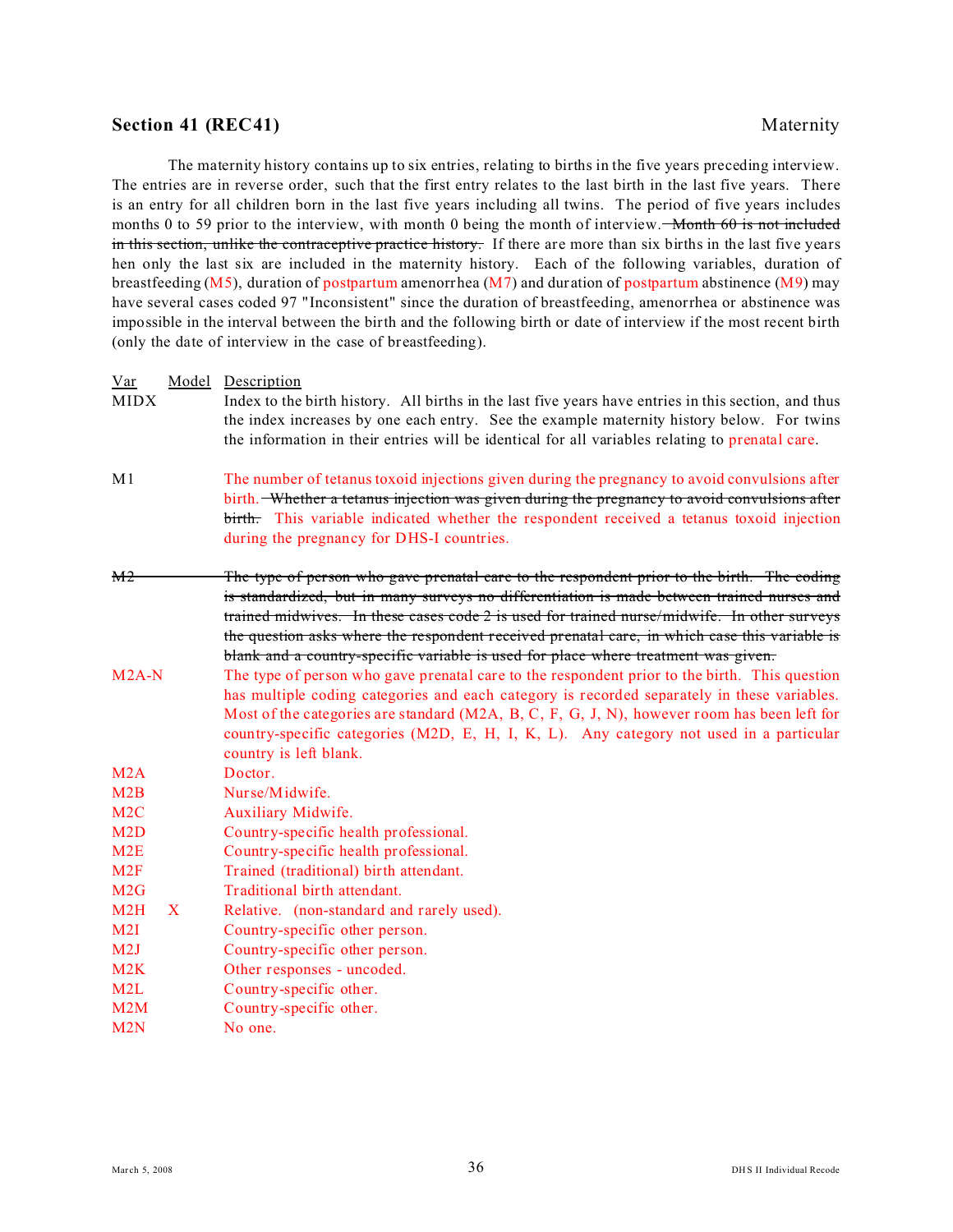## Section 41 (REC41) Maternity

The maternity history contains up to six entries, relating to births in the five years preceding interview. The entries are in reverse order, such that the first entry relates to the last birth in the last five years. There is an entry for all children born in the last five years including all twins. The period of five years includes months 0 to 59 prior to the interview, with month 0 being the month of interview. ~~Month 60 is not included in this section, unlike the contraceptive practice history.~~ If there are more than six births in the last five years hen only the last six are included in the maternity history. Each of the following variables, duration of breastfeeding (M5), duration of postpartum amenorrhea (M7) and duration of postpartum abstinence (M9) may have several cases coded 97 "Inconsistent" since the duration of breastfeeding, amenorrhea or abstinence was impossible in the interval between the birth and the following birth or date of interview if the most recent birth (only the date of interview in the case of breastfeeding).

| Var | Model | Description |
|---|---|---|
| MIDX | | Index to the birth history. All births in the last five years have entries in this section, and thus the index increases by one each entry. See the example maternity history below. For twins the information in their entries will be identical for all variables relating to prenatal care. |
| M1 | | The number of tetanus toxoid injections given during the pregnancy to avoid convulsions after birth. ~~Whether a tetanus injection was given during the pregnancy to avoid convulsions after birth.~~ This variable indicated whether the respondent received a tetanus toxoid injection during the pregnancy for DHS-I countries. |
| ~~M2~~ | | ~~The type of person who gave prenatal care to the respondent prior to the birth. The coding is standardized, but in many surveys no differentiation is made between trained nurses and trained midwives. In these cases code 2 is used for trained nurse/midwife. In other surveys the question asks where the respondent received prenatal care, in which case this variable is blank and a country-specific variable is used for place where treatment was given.~~ |
| M2A-N | | The type of person who gave prenatal care to the respondent prior to the birth. This question has multiple coding categories and each category is recorded separately in these variables. Most of the categories are standard (M2A, B, C, F, G, J, N), however room has been left for country-specific categories (M2D, E, H, I, K, L). Any category not used in a particular country is left blank. |
| M2A | | Doctor. |
| M2B | | Nurse/Midwife. |
| M2C | | Auxiliary Midwife. |
| M2D | | Country-specific health professional. |
| M2E | | Country-specific health professional. |
| M2F | | Trained (traditional) birth attendant. |
| M2G | | Traditional birth attendant. |
| M2H | X | Relative. (non-standard and rarely used). |
| M2I | | Country-specific other person. |
| M2J | | Country-specific other person. |
| M2K | | Other responses - uncoded. |
| M2L | | Country-specific other. |
| M2M | | Country-specific other. |
| M2N | | No one. |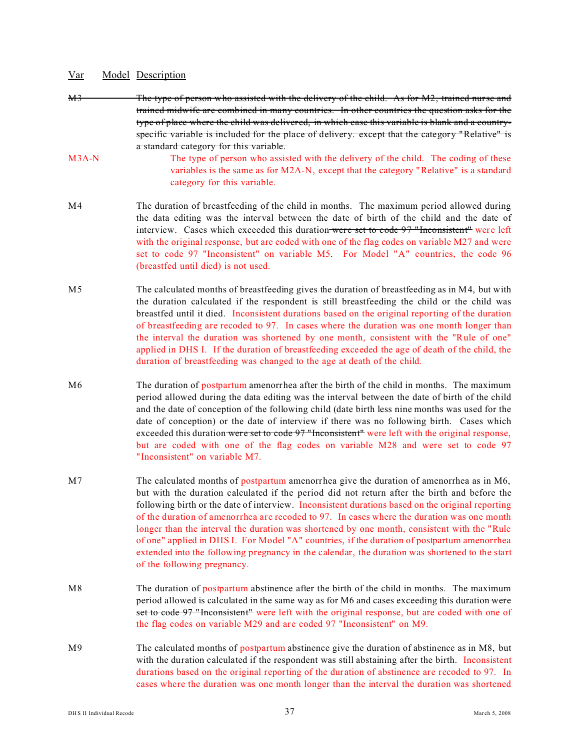| Var | Model | Description |
|---|---|---|
| ~~M3~~ | | ~~The type of person who assisted with the delivery of the child. As for M2, trained nurse and trained midwife are combined in many countries. In other countries the question asks for the type of place where the child was delivered, in which case this variable is blank and a country-specific variable is included for the place of delivery. except that the category "Relative" is a standard category for this variable.~~ |
| M3A-N | | The type of person who assisted with the delivery of the child. The coding of these variables is the same as for M2A-N, except that the category "Relative" is a standard category for this variable. |
| M4 | | The duration of breastfeeding of the child in months. The maximum period allowed during the data editing was the interval between the date of birth of the child and the date of interview. Cases which exceeded this duration ~~were set to code 97 "Inconsistent"~~ were left with the original response, but are coded with one of the flag codes on variable M27 and were set to code 97 "Inconsistent" on variable M5. For Model "A" countries, the code 96 (breastfed until died) is not used. |
| M5 | | The calculated months of breastfeeding gives the duration of breastfeeding as in M4, but with the duration calculated if the respondent is still breastfeeding the child or the child was breastfed until it died. Inconsistent durations based on the original reporting of the duration of breastfeeding are recoded to 97. In cases where the duration was one month longer than the interval the duration was shortened by one month, consistent with the "Rule of one" applied in DHS I. If the duration of breastfeeding exceeded the age of death of the child, the duration of breastfeeding was changed to the age at death of the child. |
| M6 | | The duration of postpartum amenorrhea after the birth of the child in months. The maximum period allowed during the data editing was the interval between the date of birth of the child and the date of conception of the following child (date birth less nine months was used for the date of conception) or the date of interview if there was no following birth. Cases which exceeded this duration ~~were set to code 97 "Inconsistent"~~ were left with the original response, but are coded with one of the flag codes on variable M28 and were set to code 97 "Inconsistent" on variable M7. |
| M7 | | The calculated months of postpartum amenorrhea give the duration of amenorrhea as in M6, but with the duration calculated if the period did not return after the birth and before the following birth or the date of interview. Inconsistent durations based on the original reporting of the duration of amenorrhea are recoded to 97. In cases where the duration was one month longer than the interval the duration was shortened by one month, consistent with the "Rule of one" applied in DHS I. For Model "A" countries, if the duration of postpartum amenorrhea extended into the following pregnancy in the calendar, the duration was shortened to the start of the following pregnancy. |
| M8 | | The duration of postpartum abstinence after the birth of the child in months. The maximum period allowed is calculated in the same way as for M6 and cases exceeding this duration ~~were set to code 97 "Inconsistent"~~ were left with the original response, but are coded with one of the flag codes on variable M29 and are coded 97 "Inconsistent" on M9. |
| M9 | | The calculated months of postpartum abstinence give the duration of abstinence as in M8, but with the duration calculated if the respondent was still abstaining after the birth. Inconsistent durations based on the original reporting of the duration of abstinence are recoded to 97. In cases where the duration was one month longer than the interval the duration was shortened |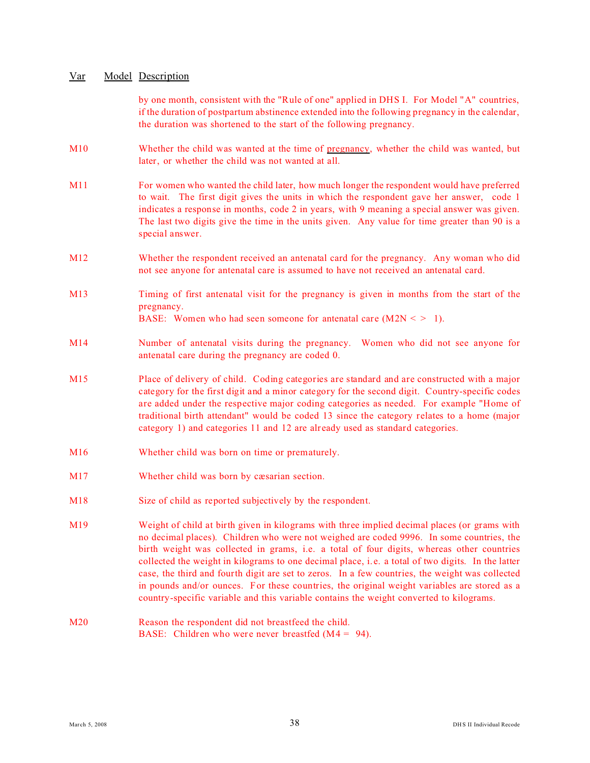| Var | Model | Description |
|---|---|---|
| | | by one month, consistent with the "Rule of one" applied in DHS I. For Model "A" countries, if the duration of postpartum abstinence extended into the following pregnancy in the calendar, the duration was shortened to the start of the following pregnancy. |
| M10 | | Whether the child was wanted at the time of pregnancy, whether the child was wanted, but later, or whether the child was not wanted at all. |
| M11 | | For women who wanted the child later, how much longer the respondent would have preferred to wait. The first digit gives the units in which the respondent gave her answer, code 1 indicates a response in months, code 2 in years, with 9 meaning a special answer was given. The last two digits give the time in the units given. Any value for time greater than 90 is a special answer. |
| M12 | | Whether the respondent received an antenatal card for the pregnancy. Any woman who did not see anyone for antenatal care is assumed to have not received an antenatal card. |
| M13 | | Timing of first antenatal visit for the pregnancy is given in months from the start of the pregnancy.<br>BASE: Women who had seen someone for antenatal care (M2N < > 1). |
| M14 | | Number of antenatal visits during the pregnancy. Women who did not see anyone for antenatal care during the pregnancy are coded 0. |
| M15 | | Place of delivery of child. Coding categories are standard and are constructed with a major category for the first digit and a minor category for the second digit. Country-specific codes are added under the respective major coding categories as needed. For example "Home of traditional birth attendant" would be coded 13 since the category relates to a home (major category 1) and categories 11 and 12 are already used as standard categories. |
| M16 | | Whether child was born on time or prematurely. |
| M17 | | Whether child was born by cæsarian section. |
| M18 | | Size of child as reported subjectively by the respondent. |
| M19 | | Weight of child at birth given in kilograms with three implied decimal places (or grams with no decimal places). Children who were not weighed are coded 9996. In some countries, the birth weight was collected in grams, i.e. a total of four digits, whereas other countries collected the weight in kilograms to one decimal place, i.e. a total of two digits. In the latter case, the third and fourth digit are set to zeros. In a few countries, the weight was collected in pounds and/or ounces. For these countries, the original weight variables are stored as a country-specific variable and this variable contains the weight converted to kilograms. |
| M20 | | Reason the respondent did not breastfeed the child.<br>BASE: Children who were never breastfed (M4 = 94). |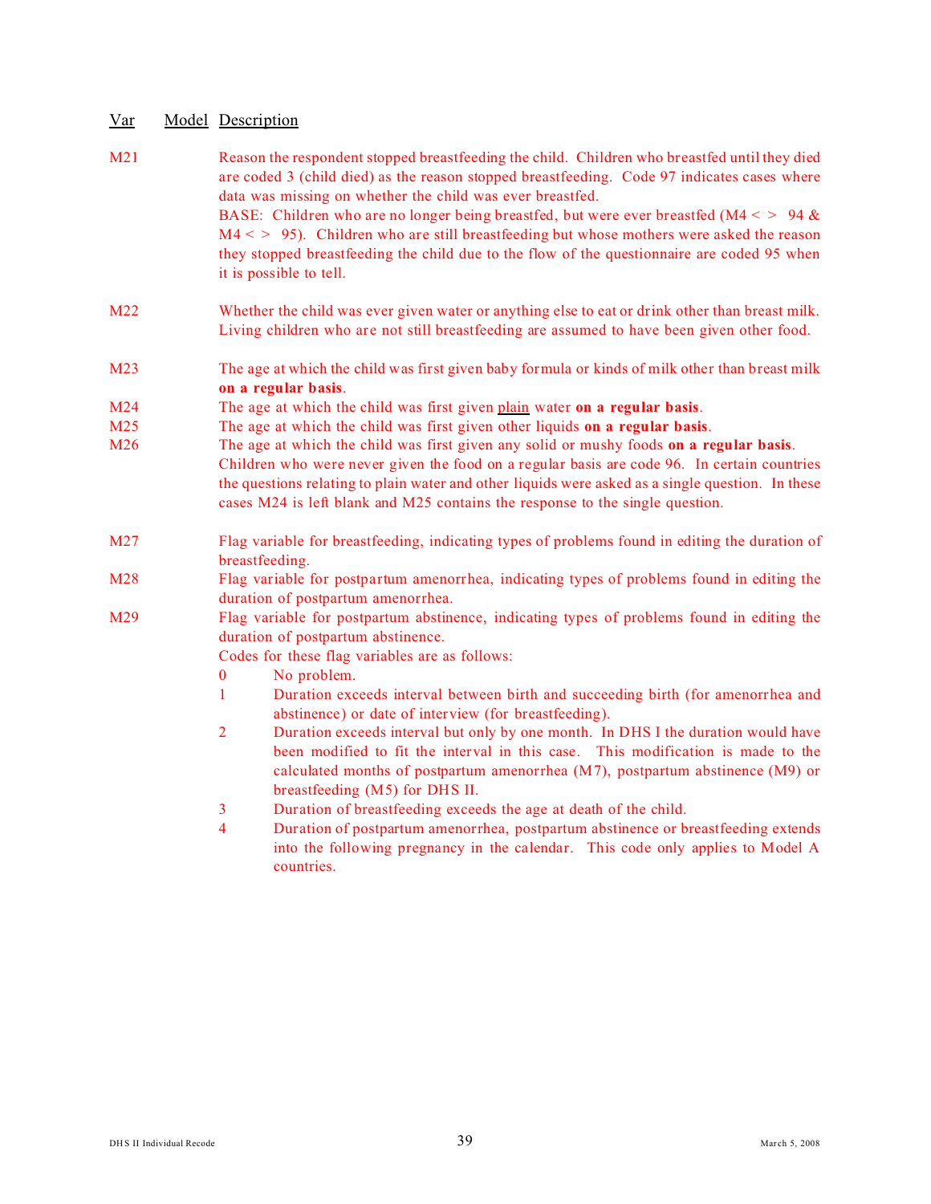| Var | Model | Description |
|---|---|---|
| M21 | | Reason the respondent stopped breastfeeding the child. Children who breastfed until they died are coded 3 (child died) as the reason stopped breastfeeding. Code 97 indicates cases where data was missing on whether the child was ever breastfed. BASE: Children who are no longer being breastfed, but were ever breastfed (M4 < > 94 & M4 < > 95). Children who are still breastfeeding but whose mothers were asked the reason they stopped breastfeeding the child due to the flow of the questionnaire are coded 95 when it is possible to tell. |
| M22 | | Whether the child was ever given water or anything else to eat or drink other than breast milk. Living children who are not still breastfeeding are assumed to have been given other food. |
| M23 | | The age at which the child was first given baby formula or kinds of milk other than breast milk **on a regular basis**. |
| M24 | | The age at which the child was first given plain water **on a regular basis**. |
| M25 | | The age at which the child was first given other liquids **on a regular basis**. |
| M26 | | The age at which the child was first given any solid or mushy foods **on a regular basis**. Children who were never given the food on a regular basis are code 96. In certain countries the questions relating to plain water and other liquids were asked as a single question. In these cases M24 is left blank and M25 contains the response to the single question. |
| M27 | | Flag variable for breastfeeding, indicating types of problems found in editing the duration of breastfeeding. |
| M28 | | Flag variable for postpartum amenorrhea, indicating types of problems found in editing the duration of postpartum amenorrhea. |
| M29 | | Flag variable for postpartum abstinence, indicating types of problems found in editing the duration of postpartum abstinence. |

Codes for these flag variables are as follows:

- 0 No problem.
- 1 Duration exceeds interval between birth and succeeding birth (for amenorrhea and abstinence) or date of interview (for breastfeeding).
- 2 Duration exceeds interval but only by one month. In DHS I the duration would have been modified to fit the interval in this case. This modification is made to the calculated months of postpartum amenorrhea (M7), postpartum abstinence (M9) or breastfeeding (M5) for DHS II.
- 3 Duration of breastfeeding exceeds the age at death of the child.
- 4 Duration of postpartum amenorrhea, postpartum abstinence or breastfeeding extends into the following pregnancy in the calendar. This code only applies to Model A countries.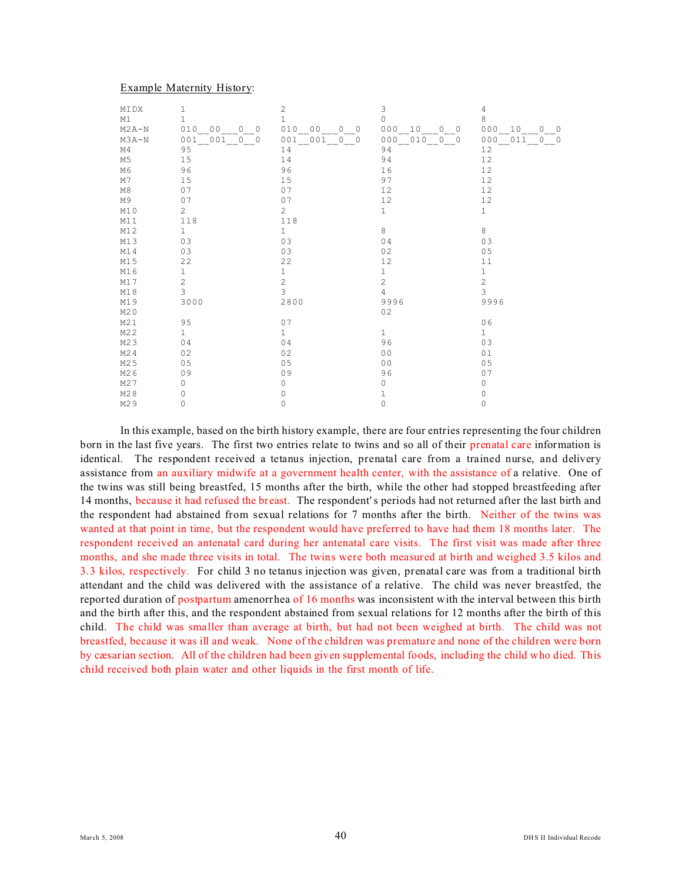Example Maternity History:

| MIDX | 1 | 2 | 3 | 4 |
|---|---|---|---|---|
| M1 | 1 | 1 | 0 | 8 |
| M2A-N | 010__00___0__0 | 010__00___0__0 | 000__10___0__0 | 000__10___0__0 |
| M3A-N | 001__001__0__0 | 001__001__0__0 | 000__010__0__0 | 000__011__0__0 |
| M4 | 95 | 14 | 94 | 12 |
| M5 | 15 | 14 | 94 | 12 |
| M6 | 96 | 96 | 16 | 12 |
| M7 | 15 | 15 | 97 | 12 |
| M8 | 07 | 07 | 12 | 12 |
| M9 | 07 | 07 | 12 | 12 |
| M10 | 2 | 2 | 1 | 1 |
| M11 | 118 | 118 | | |
| M12 | 1 | 1 | 8 | 8 |
| M13 | 03 | 03 | 04 | 03 |
| M14 | 03 | 03 | 02 | 05 |
| M15 | 22 | 22 | 12 | 11 |
| M16 | 1 | 1 | 1 | 1 |
| M17 | 2 | 2 | 2 | 2 |
| M18 | 3 | 3 | 4 | 3 |
| M19 | 3000 | 2800 | 9996 | 9996 |
| M20 | | | 02 | |
| M21 | 95 | 07 | | 06 |
| M22 | 1 | 1 | 1 | 1 |
| M23 | 04 | 04 | 96 | 03 |
| M24 | 02 | 02 | 00 | 01 |
| M25 | 05 | 05 | 00 | 05 |
| M26 | 09 | 09 | 96 | 07 |
| M27 | 0 | 0 | 0 | 0 |
| M28 | 0 | 0 | 1 | 0 |
| M29 | 0 | 0 | 0 | 0 |

In this example, based on the birth history example, there are four entries representing the four children born in the last five years. The first two entries relate to twins and so all of their prenatal care information is identical. The respondent received a tetanus injection, prenatal care from a trained nurse, and delivery assistance from an auxiliary midwife at a government health center, with the assistance of a relative. One of the twins was still being breastfed, 15 months after the birth, while the other had stopped breastfeeding after 14 months, because it had refused the breast. The respondent's periods had not returned after the last birth and the respondent had abstained from sexual relations for 7 months after the birth. Neither of the twins was wanted at that point in time, but the respondent would have preferred to have had them 18 months later. The respondent received an antenatal card during her antenatal care visits. The first visit was made after three months, and she made three visits in total. The twins were both measured at birth and weighed 3.5 kilos and 3.3 kilos, respectively. For child 3 no tetanus injection was given, prenatal care was from a traditional birth attendant and the child was delivered with the assistance of a relative. The child was never breastfed, the reported duration of postpartum amenorrhea of 16 months was inconsistent with the interval between this birth and the birth after this, and the respondent abstained from sexual relations for 12 months after the birth of this child. The child was smaller than average at birth, but had not been weighed at birth. The child was not breastfed, because it was ill and weak. None of the children was premature and none of the children were born by cæsarian section. All of the children had been given supplemental foods, including the child who died. This child received both plain water and other liquids in the first month of life.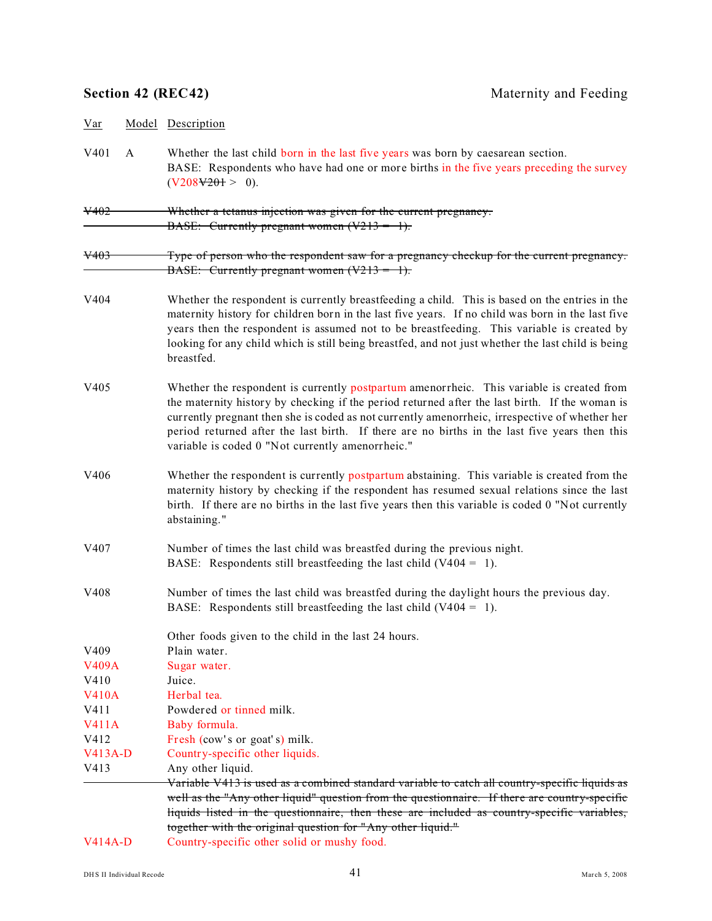## Section 42 (REC42) — Maternity and Feeding

| Var | Model | Description |
|---|---|---|
| V401 | A | Whether the last child born in the last five years was born by caesarean section. BASE: Respondents who have had one or more births in the five years preceding the survey (V208~~V201~~ > 0). |
| ~~V402~~ | | ~~Whether a tetanus injection was given for the current pregnancy. BASE: Currently pregnant women (V213 = 1).~~ |
| ~~V403~~ | | ~~Type of person who the respondent saw for a pregnancy checkup for the current pregnancy. BASE: Currently pregnant women (V213 = 1).~~ |
| V404 | | Whether the respondent is currently breastfeeding a child. This is based on the entries in the maternity history for children born in the last five years. If no child was born in the last five years then the respondent is assumed not to be breastfeeding. This variable is created by looking for any child which is still being breastfed, and not just whether the last child is being breastfed. |
| V405 | | Whether the respondent is currently postpartum amenorrheic. This variable is created from the maternity history by checking if the period returned after the last birth. If the woman is currently pregnant then she is coded as not currently amenorrheic, irrespective of whether her period returned after the last birth. If there are no births in the last five years then this variable is coded 0 "Not currently amenorrheic." |
| V406 | | Whether the respondent is currently postpartum abstaining. This variable is created from the maternity history by checking if the respondent has resumed sexual relations since the last birth. If there are no births in the last five years then this variable is coded 0 "Not currently abstaining." |
| V407 | | Number of times the last child was breastfed during the previous night. BASE: Respondents still breastfeeding the last child (V404 = 1). |
| V408 | | Number of times the last child was breastfed during the daylight hours the previous day. BASE: Respondents still breastfeeding the last child (V404 = 1). |
| | | Other foods given to the child in the last 24 hours. |
| V409 | | Plain water. |
| V409A | | Sugar water. |
| V410 | | Juice. |
| V410A | | Herbal tea. |
| V411 | | Powdered or tinned milk. |
| V411A | | Baby formula. |
| V412 | | Fresh (cow's or goat's) milk. |
| V413A-D | | Country-specific other liquids. |
| V413 | | Any other liquid. ~~Variable V413 is used as a combined standard variable to catch all country-specific liquids as well as the "Any other liquid" question from the questionnaire. If there are country-specific liquids listed in the questionnaire, then these are included as country-specific variables, together with the original question for "Any other liquid."~~ |
| V414A-D | | Country-specific other solid or mushy food. |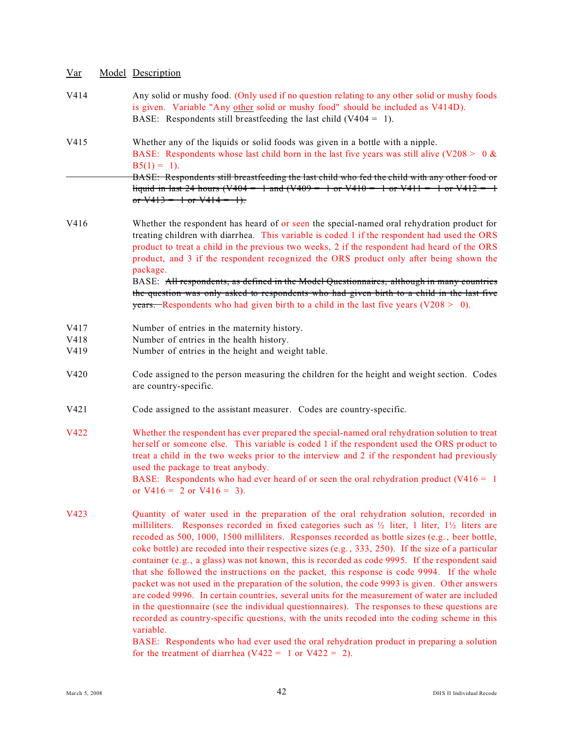| Var | Model | Description |
|---|---|---|
| V414 | | Any solid or mushy food. (Only used if no question relating to any other solid or mushy foods is given. Variable "Any other solid or mushy food" should be included as V414D). BASE: Respondents still breastfeeding the last child (V404 = 1). |
| V415 | | Whether any of the liquids or solid foods was given in a bottle with a nipple. BASE: Respondents whose last child born in the last five years was still alive (V208 > 0 & B5(1) = 1). ~~BASE: Respondents still breastfeeding the last child who fed the child with any other food or liquid in last 24 hours (V404 = 1 and (V409 = 1 or V410 = 1 or V411 = 1 or V412 = 1 or V413 = 1 or V414 = 1).~~ |
| V416 | | Whether the respondent has heard of or seen the special-named oral rehydration product for treating children with diarrhea. This variable is coded 1 if the respondent had used the ORS product to treat a child in the previous two weeks, 2 if the respondent had heard of the ORS product, and 3 if the respondent recognized the ORS product only after being shown the package. BASE: ~~All respondents, as defined in the Model Questionnaires, although in many countries the question was only asked to respondents who had given birth to a child in the last five years.~~ Respondents who had given birth to a child in the last five years (V208 > 0). |
| V417 | | Number of entries in the maternity history. |
| V418 | | Number of entries in the health history. |
| V419 | | Number of entries in the height and weight table. |
| V420 | | Code assigned to the person measuring the children for the height and weight section. Codes are country-specific. |
| V421 | | Code assigned to the assistant measurer. Codes are country-specific. |
| V422 | | Whether the respondent has ever prepared the special-named oral rehydration solution to treat herself or someone else. This variable is coded 1 if the respondent used the ORS product to treat a child in the two weeks prior to the interview and 2 if the respondent had previously used the package to treat anybody. BASE: Respondents who had ever heard of or seen the oral rehydration product (V416 = 1 or V416 = 2 or V416 = 3). |
| V423 | | Quantity of water used in the preparation of the oral rehydration solution, recorded in milliliters. Responses recorded in fixed categories such as ½ liter, 1 liter, 1½ liters are recoded as 500, 1000, 1500 milliliters. Responses recorded as bottle sizes (e.g., beer bottle, coke bottle) are recoded into their respective sizes (e.g., 333, 250). If the size of a particular container (e.g., a glass) was not known, this is recorded as code 9995. If the respondent said that she followed the instructions on the packet, this response is code 9994. If the whole packet was not used in the preparation of the solution, the code 9993 is given. Other answers are coded 9996. In certain countries, several units for the measurement of water are included in the questionnaire (see the individual questionnaires). The responses to these questions are recorded as country-specific questions, with the units recoded into the coding scheme in this variable. BASE: Respondents who had ever used the oral rehydration product in preparing a solution for the treatment of diarrhea (V422 = 1 or V422 = 2). |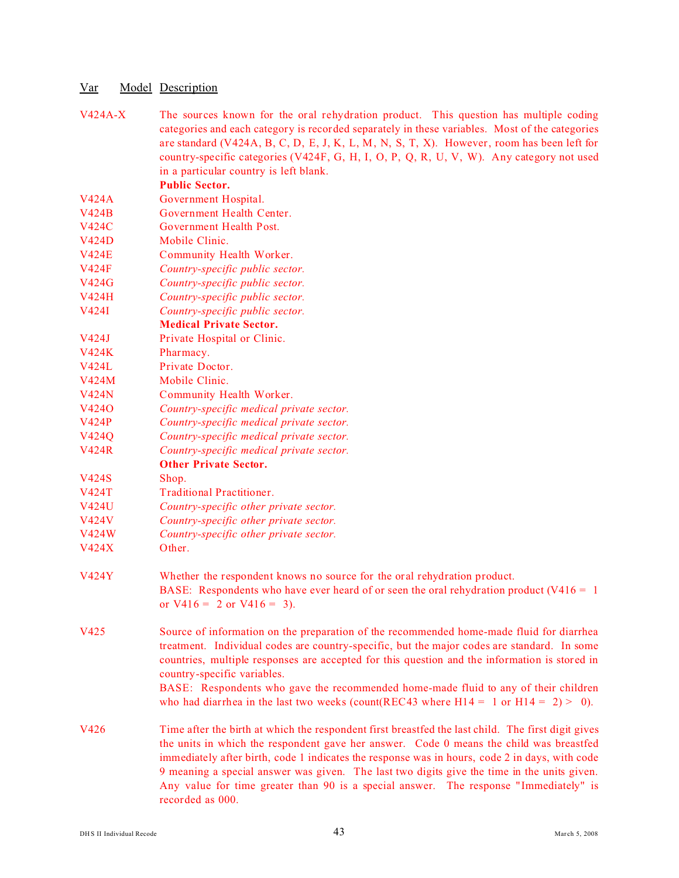| Var | Model | Description |
|---|---|---|
| V424A-X | | The sources known for the oral rehydration product. This question has multiple coding categories and each category is recorded separately in these variables. Most of the categories are standard (V424A, B, C, D, E, J, K, L, M, N, S, T, X). However, room has been left for country-specific categories (V424F, G, H, I, O, P, Q, R, U, V, W). Any category not used in a particular country is left blank. |
| | | **Public Sector.** |
| V424A | | Government Hospital. |
| V424B | | Government Health Center. |
| V424C | | Government Health Post. |
| V424D | | Mobile Clinic. |
| V424E | | Community Health Worker. |
| V424F | | *Country-specific public sector.* |
| V424G | | *Country-specific public sector.* |
| V424H | | *Country-specific public sector.* |
| V424I | | *Country-specific public sector.* |
| | | **Medical Private Sector.** |
| V424J | | Private Hospital or Clinic. |
| V424K | | Pharmacy. |
| V424L | | Private Doctor. |
| V424M | | Mobile Clinic. |
| V424N | | Community Health Worker. |
| V424O | | *Country-specific medical private sector.* |
| V424P | | *Country-specific medical private sector.* |
| V424Q | | *Country-specific medical private sector.* |
| V424R | | *Country-specific medical private sector.* |
| | | **Other Private Sector.** |
| V424S | | Shop. |
| V424T | | Traditional Practitioner. |
| V424U | | *Country-specific other private sector.* |
| V424V | | *Country-specific other private sector.* |
| V424W | | *Country-specific other private sector.* |
| V424X | | Other. |
| V424Y | | Whether the respondent knows no source for the oral rehydration product. BASE: Respondents who have ever heard of or seen the oral rehydration product (V416 = 1 or V416 = 2 or V416 = 3). |
| V425 | | Source of information on the preparation of the recommended home-made fluid for diarrhea treatment. Individual codes are country-specific, but the major codes are standard. In some countries, multiple responses are accepted for this question and the information is stored in country-specific variables. BASE: Respondents who gave the recommended home-made fluid to any of their children who had diarrhea in the last two weeks (count(REC43 where H14 = 1 or H14 = 2) > 0). |
| V426 | | Time after the birth at which the respondent first breastfed the last child. The first digit gives the units in which the respondent gave her answer. Code 0 means the child was breastfed immediately after birth, code 1 indicates the response was in hours, code 2 in days, with code 9 meaning a special answer was given. The last two digits give the time in the units given. Any value for time greater than 90 is a special answer. The response "Immediately" is recorded as 000. |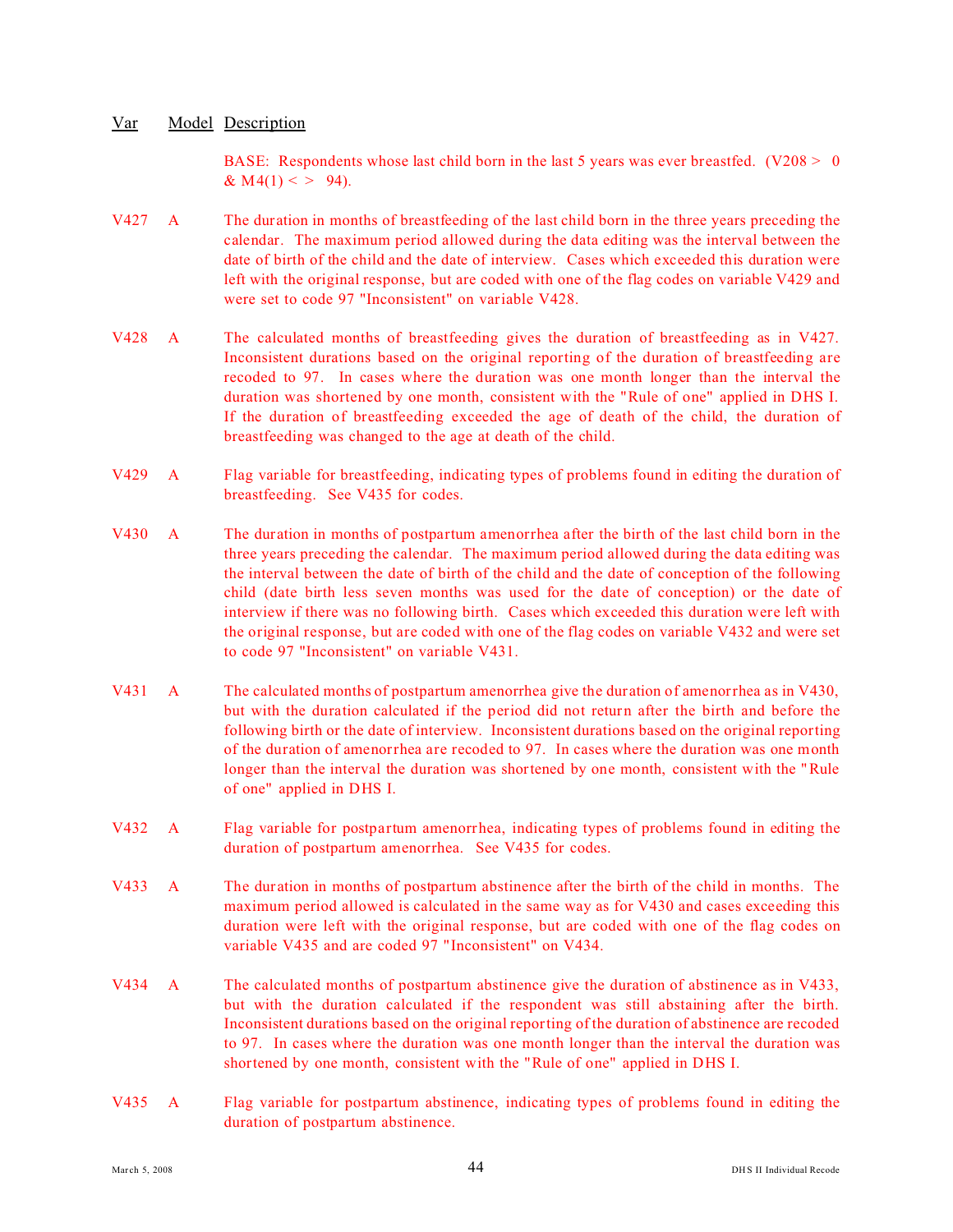| Var | Model | Description |
|---|---|---|
| | | BASE: Respondents whose last child born in the last 5 years was ever breastfed. (V208 > 0 & M4(1) < > 94). |
| V427 | A | The duration in months of breastfeeding of the last child born in the three years preceding the calendar. The maximum period allowed during the data editing was the interval between the date of birth of the child and the date of interview. Cases which exceeded this duration were left with the original response, but are coded with one of the flag codes on variable V429 and were set to code 97 "Inconsistent" on variable V428. |
| V428 | A | The calculated months of breastfeeding gives the duration of breastfeeding as in V427. Inconsistent durations based on the original reporting of the duration of breastfeeding are recoded to 97. In cases where the duration was one month longer than the interval the duration was shortened by one month, consistent with the "Rule of one" applied in DHS I. If the duration of breastfeeding exceeded the age of death of the child, the duration of breastfeeding was changed to the age at death of the child. |
| V429 | A | Flag variable for breastfeeding, indicating types of problems found in editing the duration of breastfeeding. See V435 for codes. |
| V430 | A | The duration in months of postpartum amenorrhea after the birth of the last child born in the three years preceding the calendar. The maximum period allowed during the data editing was the interval between the date of birth of the child and the date of conception of the following child (date birth less seven months was used for the date of conception) or the date of interview if there was no following birth. Cases which exceeded this duration were left with the original response, but are coded with one of the flag codes on variable V432 and were set to code 97 "Inconsistent" on variable V431. |
| V431 | A | The calculated months of postpartum amenorrhea give the duration of amenorrhea as in V430, but with the duration calculated if the period did not return after the birth and before the following birth or the date of interview. Inconsistent durations based on the original reporting of the duration of amenorrhea are recoded to 97. In cases where the duration was one month longer than the interval the duration was shortened by one month, consistent with the "Rule of one" applied in DHS I. |
| V432 | A | Flag variable for postpartum amenorrhea, indicating types of problems found in editing the duration of postpartum amenorrhea. See V435 for codes. |
| V433 | A | The duration in months of postpartum abstinence after the birth of the child in months. The maximum period allowed is calculated in the same way as for V430 and cases exceeding this duration were left with the original response, but are coded with one of the flag codes on variable V435 and are coded 97 "Inconsistent" on V434. |
| V434 | A | The calculated months of postpartum abstinence give the duration of abstinence as in V433, but with the duration calculated if the respondent was still abstaining after the birth. Inconsistent durations based on the original reporting of the duration of abstinence are recoded to 97. In cases where the duration was one month longer than the interval the duration was shortened by one month, consistent with the "Rule of one" applied in DHS I. |
| V435 | A | Flag variable for postpartum abstinence, indicating types of problems found in editing the duration of postpartum abstinence. |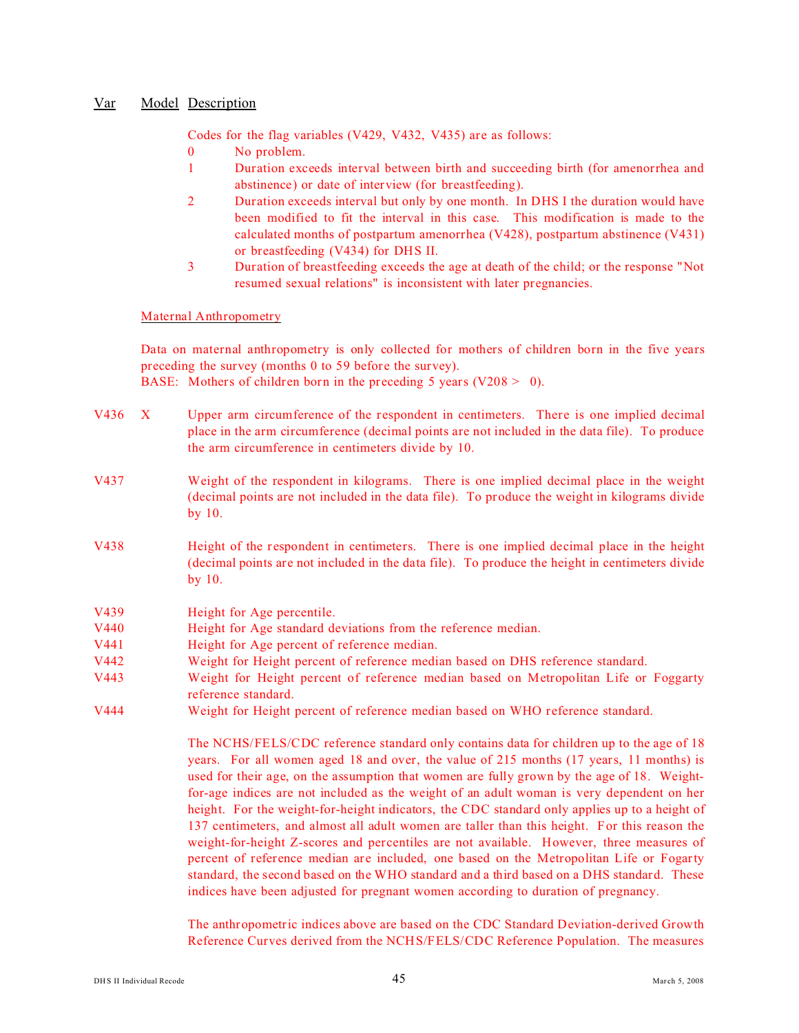| Var | Model | Description |
|---|---|---|

Codes for the flag variables (V429, V432, V435) are as follows:

- 0 No problem.
- 1 Duration exceeds interval between birth and succeeding birth (for amenorrhea and abstinence) or date of interview (for breastfeeding).
- 2 Duration exceeds interval but only by one month. In DHS I the duration would have been modified to fit the interval in this case. This modification is made to the calculated months of postpartum amenorrhea (V428), postpartum abstinence (V431) or breastfeeding (V434) for DHS II.
- 3 Duration of breastfeeding exceeds the age at death of the child; or the response "Not resumed sexual relations" is inconsistent with later pregnancies.

Maternal Anthropometry

Data on maternal anthropometry is only collected for mothers of children born in the five years preceding the survey (months 0 to 59 before the survey).
BASE: Mothers of children born in the preceding 5 years (V208 > 0).

| Var | Model | Description |
|---|---|---|
| V436 | X | Upper arm circumference of the respondent in centimeters. There is one implied decimal place in the arm circumference (decimal points are not included in the data file). To produce the arm circumference in centimeters divide by 10. |
| V437 | | Weight of the respondent in kilograms. There is one implied decimal place in the weight (decimal points are not included in the data file). To produce the weight in kilograms divide by 10. |
| V438 | | Height of the respondent in centimeters. There is one implied decimal place in the height (decimal points are not included in the data file). To produce the height in centimeters divide by 10. |
| V439 | | Height for Age percentile. |
| V440 | | Height for Age standard deviations from the reference median. |
| V441 | | Height for Age percent of reference median. |
| V442 | | Weight for Height percent of reference median based on DHS reference standard. |
| V443 | | Weight for Height percent of reference median based on Metropolitan Life or Foggarty reference standard. |
| V444 | | Weight for Height percent of reference median based on WHO reference standard. |

The NCHS/FELS/CDC reference standard only contains data for children up to the age of 18 years. For all women aged 18 and over, the value of 215 months (17 years, 11 months) is used for their age, on the assumption that women are fully grown by the age of 18. Weight-for-age indices are not included as the weight of an adult woman is very dependent on her height. For the weight-for-height indicators, the CDC standard only applies up to a height of 137 centimeters, and almost all adult women are taller than this height. For this reason the weight-for-height Z-scores and percentiles are not available. However, three measures of percent of reference median are included, one based on the Metropolitan Life or Fogarty standard, the second based on the WHO standard and a third based on a DHS standard. These indices have been adjusted for pregnant women according to duration of pregnancy.

The anthropometric indices above are based on the CDC Standard Deviation-derived Growth Reference Curves derived from the NCHS/FELS/CDC Reference Population. The measures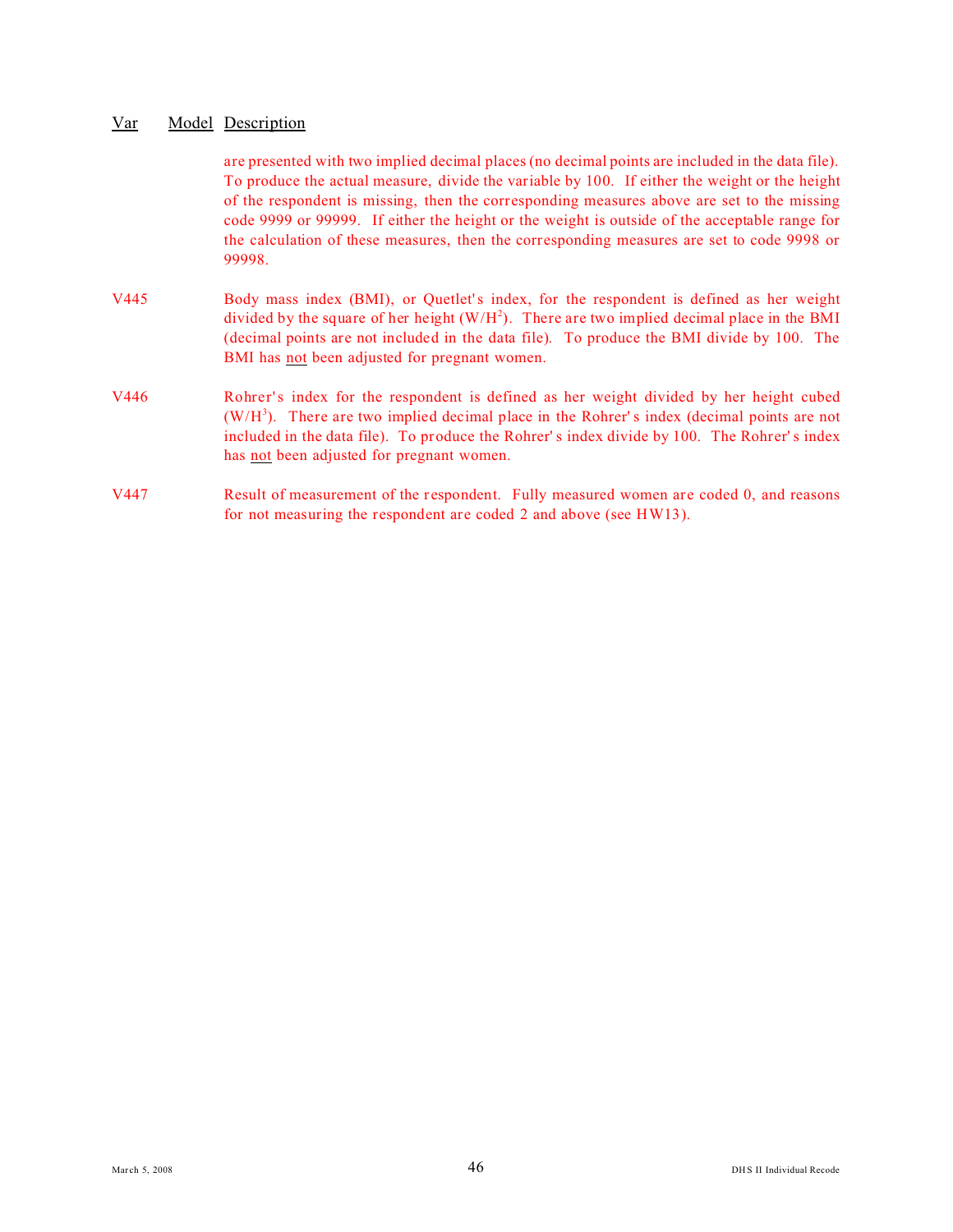| Var | Model | Description |
|---|---|---|
| | | are presented with two implied decimal places (no decimal points are included in the data file). To produce the actual measure, divide the variable by 100. If either the weight or the height of the respondent is missing, then the corresponding measures above are set to the missing code 9999 or 99999. If either the height or the weight is outside of the acceptable range for the calculation of these measures, then the corresponding measures are set to code 9998 or 99998. |
| V445 | | Body mass index (BMI), or Quetlet's index, for the respondent is defined as her weight divided by the square of her height ($W/H^2$). There are two implied decimal place in the BMI (decimal points are not included in the data file). To produce the BMI divide by 100. The BMI has not been adjusted for pregnant women. |
| V446 | | Rohrer's index for the respondent is defined as her weight divided by her height cubed ($W/H^3$). There are two implied decimal place in the Rohrer's index (decimal points are not included in the data file). To produce the Rohrer's index divide by 100. The Rohrer's index has not been adjusted for pregnant women. |
| V447 | | Result of measurement of the respondent. Fully measured women are coded 0, and reasons for not measuring the respondent are coded 2 and above (see HW13). |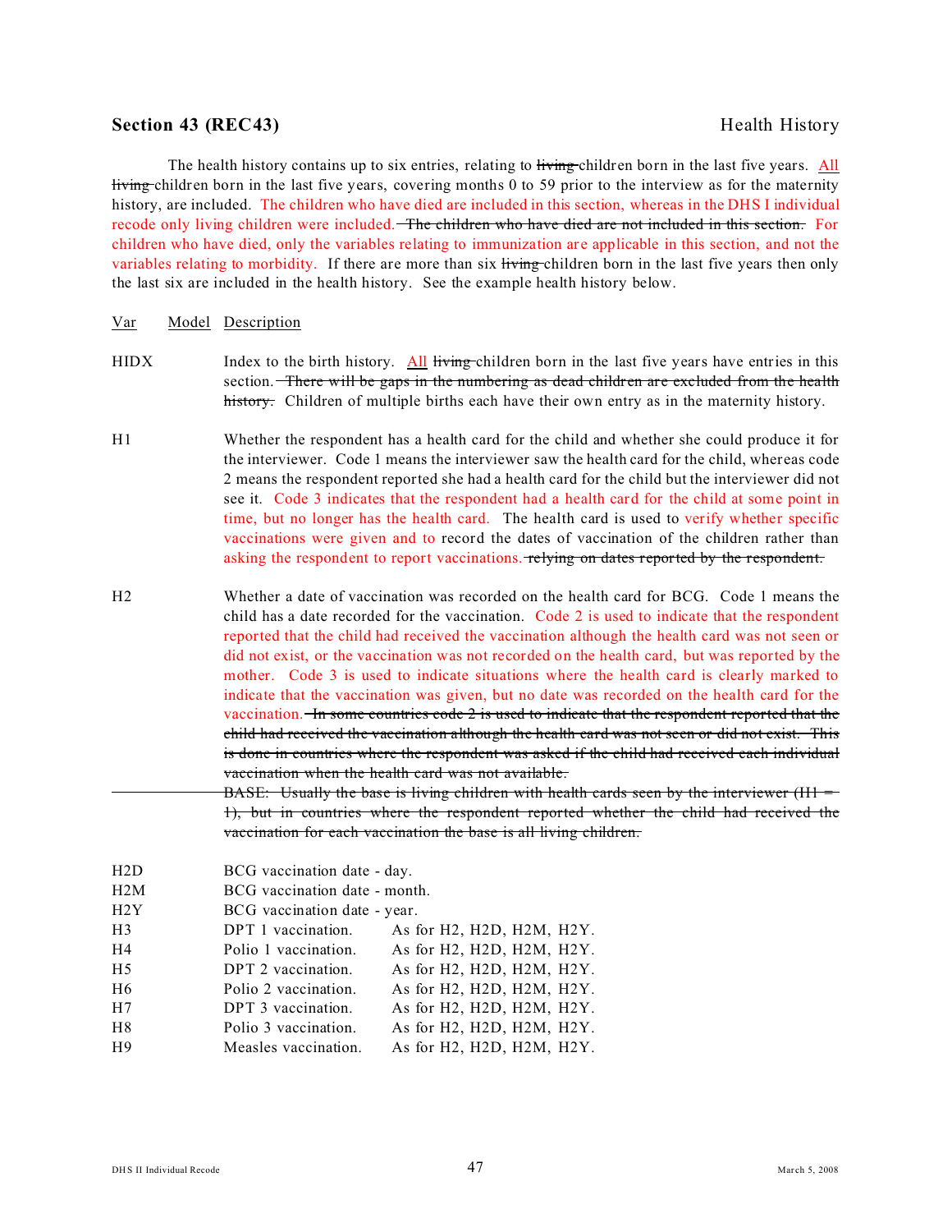## Section 43 (REC43) Health History

The health history contains up to six entries, relating to ~~living~~ children born in the last five years. All ~~living~~ children born in the last five years, covering months 0 to 59 prior to the interview as for the maternity history, are included. The children who have died are included in this section, whereas in the DHS I individual recode only living children were included. ~~The children who have died are not included in this section.~~ For children who have died, only the variables relating to immunization are applicable in this section, and not the variables relating to morbidity. If there are more than six ~~living~~ children born in the last five years then only the last six are included in the health history. See the example health history below.

| Var | Model | Description |
|---|---|---|
| HIDX | | Index to the birth history. All ~~living~~ children born in the last five years have entries in this section. ~~There will be gaps in the numbering as dead children are excluded from the health history.~~ Children of multiple births each have their own entry as in the maternity history. |
| H1 | | Whether the respondent has a health card for the child and whether she could produce it for the interviewer. Code 1 means the interviewer saw the health card for the child, whereas code 2 means the respondent reported she had a health card for the child but the interviewer did not see it. Code 3 indicates that the respondent had a health card for the child at some point in time, but no longer has the health card. The health card is used to verify whether specific vaccinations were given and to record the dates of vaccination of the children rather than asking the respondent to report vaccinations. ~~relying on dates reported by the respondent.~~ |
| H2 | | Whether a date of vaccination was recorded on the health card for BCG. Code 1 means the child has a date recorded for the vaccination. Code 2 is used to indicate that the respondent reported that the child had received the vaccination although the health card was not seen or did not exist, or the vaccination was not recorded on the health card, but was reported by the mother. Code 3 is used to indicate situations where the health card is clearly marked to indicate that the vaccination was given, but no date was recorded on the health card for the vaccination. ~~In some countries code 2 is used to indicate that the respondent reported that the child had received the vaccination although the health card was not seen or did not exist. This is done in countries where the respondent was asked if the child had received each individual vaccination when the health card was not available.~~ |
| | | ~~BASE: Usually the base is living children with health cards seen by the interviewer (H1 = 1), but in countries where the respondent reported whether the child had received the vaccination for each vaccination the base is all living children.~~ |
| H2D | | BCG vaccination date - day. |
| H2M | | BCG vaccination date - month. |
| H2Y | | BCG vaccination date - year. |
| H3 | | DPT 1 vaccination. As for H2, H2D, H2M, H2Y. |
| H4 | | Polio 1 vaccination. As for H2, H2D, H2M, H2Y. |
| H5 | | DPT 2 vaccination. As for H2, H2D, H2M, H2Y. |
| H6 | | Polio 2 vaccination. As for H2, H2D, H2M, H2Y. |
| H7 | | DPT 3 vaccination. As for H2, H2D, H2M, H2Y. |
| H8 | | Polio 3 vaccination. As for H2, H2D, H2M, H2Y. |
| H9 | | Measles vaccination. As for H2, H2D, H2M, H2Y. |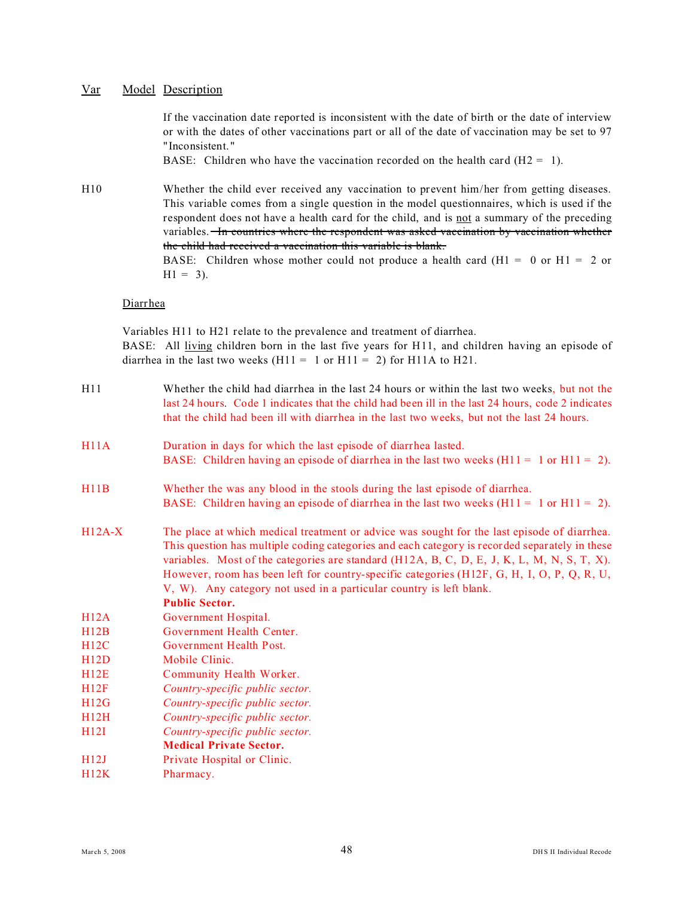| Var | Model | Description |
|---|---|---|

If the vaccination date reported is inconsistent with the date of birth or the date of interview or with the dates of other vaccinations part or all of the date of vaccination may be set to 97 "Inconsistent."
BASE: Children who have the vaccination recorded on the health card (H2 = 1).

**H10** Whether the child ever received any vaccination to prevent him/her from getting diseases. This variable comes from a single question in the model questionnaires, which is used if the respondent does not have a health card for the child, and is not a summary of the preceding variables. ~~In countries where the respondent was asked vaccination by vaccination whether the child had received a vaccination this variable is blank.~~
BASE: Children whose mother could not produce a health card (H1 = 0 or H1 = 2 or H1 = 3).

## Diarrhea

Variables H11 to H21 relate to the prevalence and treatment of diarrhea.
BASE: All living children born in the last five years for H11, and children having an episode of diarrhea in the last two weeks (H11 = 1 or H11 = 2) for H11A to H21.

**H11** Whether the child had diarrhea in the last 24 hours or within the last two weeks, but not the last 24 hours. Code 1 indicates that the child had been ill in the last 24 hours, code 2 indicates that the child had been ill with diarrhea in the last two weeks, but not the last 24 hours.

**H11A** Duration in days for which the last episode of diarrhea lasted.
BASE: Children having an episode of diarrhea in the last two weeks (H11 = 1 or H11 = 2).

**H11B** Whether the was any blood in the stools during the last episode of diarrhea.
BASE: Children having an episode of diarrhea in the last two weeks (H11 = 1 or H11 = 2).

**H12A-X** The place at which medical treatment or advice was sought for the last episode of diarrhea. This question has multiple coding categories and each category is recorded separately in these variables. Most of the categories are standard (H12A, B, C, D, E, J, K, L, M, N, S, T, X). However, room has been left for country-specific categories (H12F, G, H, I, O, P, Q, R, U, V, W). Any category not used in a particular country is left blank.

**Public Sector.**

| | |
|---|---|
| H12A | Government Hospital. |
| H12B | Government Health Center. |
| H12C | Government Health Post. |
| H12D | Mobile Clinic. |
| H12E | Community Health Worker. |
| H12F | *Country-specific public sector.* |
| H12G | *Country-specific public sector.* |
| H12H | *Country-specific public sector.* |
| H12I | *Country-specific public sector.* |

**Medical Private Sector.**

| | |
|---|---|
| H12J | Private Hospital or Clinic. |
| H12K | Pharmacy. |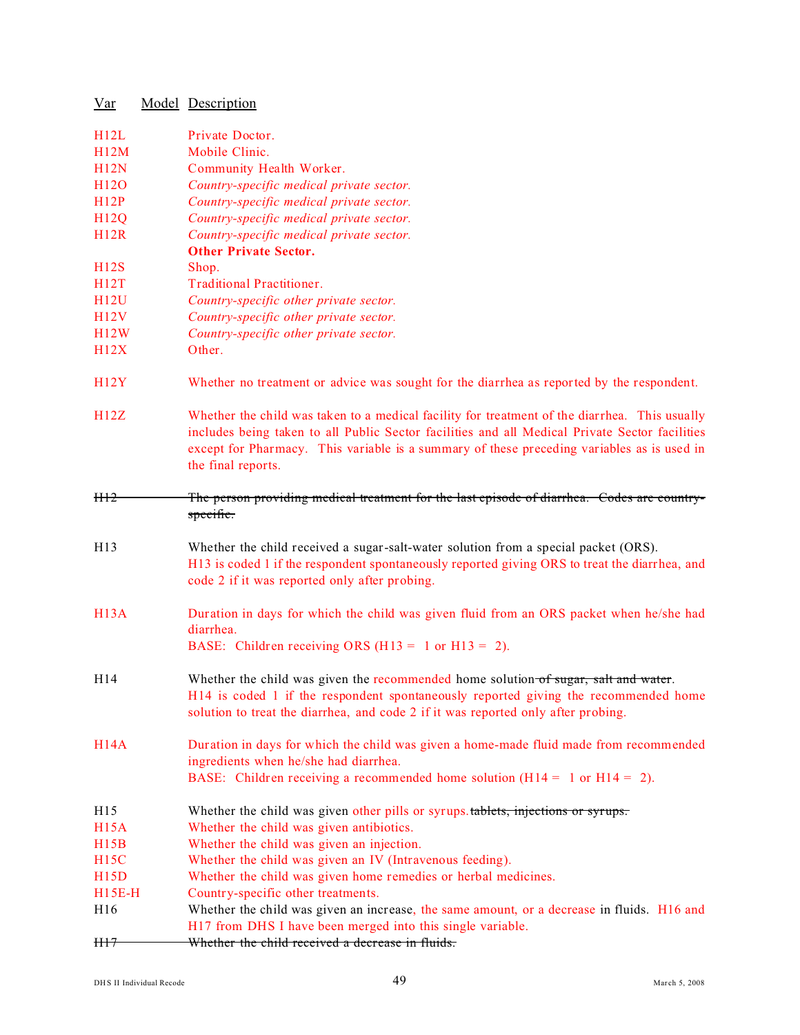| Var | Model | Description |
|---|---|---|
| H12L | | Private Doctor. |
| H12M | | Mobile Clinic. |
| H12N | | Community Health Worker. |
| H12O | | *Country-specific medical private sector.* |
| H12P | | *Country-specific medical private sector.* |
| H12Q | | *Country-specific medical private sector.* |
| H12R | | *Country-specific medical private sector.* |
| | | **Other Private Sector.** |
| H12S | | Shop. |
| H12T | | Traditional Practitioner. |
| H12U | | *Country-specific other private sector.* |
| H12V | | *Country-specific other private sector.* |
| H12W | | *Country-specific other private sector.* |
| H12X | | Other. |
| H12Y | | Whether no treatment or advice was sought for the diarrhea as reported by the respondent. |
| H12Z | | Whether the child was taken to a medical facility for treatment of the diarrhea. This usually includes being taken to all Public Sector facilities and all Medical Private Sector facilities except for Pharmacy. This variable is a summary of these preceding variables as is used in the final reports. |
| ~~H12~~ | | ~~The person providing medical treatment for the last episode of diarrhea. Codes are country-specific.~~ |
| H13 | | Whether the child received a sugar-salt-water solution from a special packet (ORS). H13 is coded 1 if the respondent spontaneously reported giving ORS to treat the diarrhea, and code 2 if it was reported only after probing. |
| H13A | | Duration in days for which the child was given fluid from an ORS packet when he/she had diarrhea. BASE: Children receiving ORS (H13 = 1 or H13 = 2). |
| H14 | | Whether the child was given the recommended home solution ~~of sugar, salt and water~~. H14 is coded 1 if the respondent spontaneously reported giving the recommended home solution to treat the diarrhea, and code 2 if it was reported only after probing. |
| H14A | | Duration in days for which the child was given a home-made fluid made from recommended ingredients when he/she had diarrhea. BASE: Children receiving a recommended home solution (H14 = 1 or H14 = 2). |
| H15 | | Whether the child was given other pills or syrups. ~~tablets, injections or syrups.~~ |
| H15A | | Whether the child was given antibiotics. |
| H15B | | Whether the child was given an injection. |
| H15C | | Whether the child was given an IV (Intravenous feeding). |
| H15D | | Whether the child was given home remedies or herbal medicines. |
| H15E-H | | Country-specific other treatments. |
| H16 | | Whether the child was given an increase, the same amount, or a decrease in fluids. H16 and H17 from DHS I have been merged into this single variable. |
| ~~H17~~ | | ~~Whether the child received a decrease in fluids.~~ |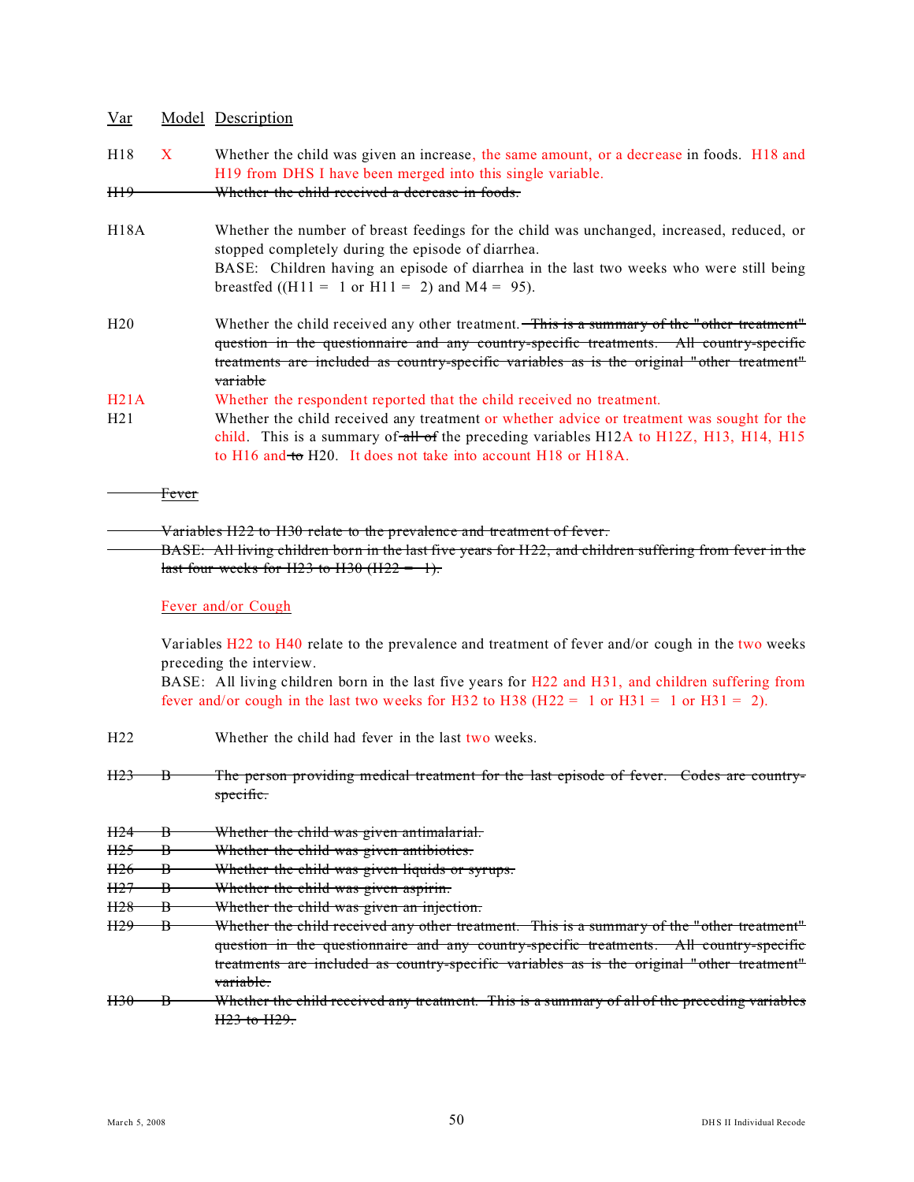| Var | Model | Description |
|---|---|---|
| H18 | X | Whether the child was given an increase, the same amount, or a decrease in foods. H18 and H19 from DHS I have been merged into this single variable. |
| ~~H19~~ | | ~~Whether the child received a decrease in foods.~~ |
| H18A | | Whether the number of breast feedings for the child was unchanged, increased, reduced, or stopped completely during the episode of diarrhea. BASE: Children having an episode of diarrhea in the last two weeks who were still being breastfed ((H11 = 1 or H11 = 2) and M4 = 95). |
| H20 | | Whether the child received any other treatment. ~~This is a summary of the "other treatment" question in the questionnaire and any country-specific treatments. All country-specific treatments are included as country-specific variables as is the original "other treatment" variable~~ |
| H21A | | Whether the respondent reported that the child received no treatment. |
| H21 | | Whether the child received any treatment or whether advice or treatment was sought for the child. This is a summary of ~~all of~~ the preceding variables H12A to H12Z, H13, H14, H15 to H16 and ~~to~~ H20. It does not take into account H18 or H18A. |

~~Fever~~

~~Variables H22 to H30 relate to the prevalence and treatment of fever.~~
~~BASE: All living children born in the last five years for H22, and children suffering from fever in the last four weeks for H23 to H30 (H22 = 1).~~

## Fever and/or Cough

Variables H22 to H40 relate to the prevalence and treatment of fever and/or cough in the two weeks preceding the interview.
BASE: All living children born in the last five years for H22 and H31, and children suffering from fever and/or cough in the last two weeks for H32 to H38 (H22 = 1 or H31 = 1 or H31 = 2).

| Var | Model | Description |
|---|---|---|
| H22 | | Whether the child had fever in the last two weeks. |
| ~~H23~~ | ~~B~~ | ~~The person providing medical treatment for the last episode of fever. Codes are country-specific.~~ |
| ~~H24~~ | ~~B~~ | ~~Whether the child was given antimalarial.~~ |
| ~~H25~~ | ~~B~~ | ~~Whether the child was given antibiotics.~~ |
| ~~H26~~ | ~~B~~ | ~~Whether the child was given liquids or syrups.~~ |
| ~~H27~~ | ~~B~~ | ~~Whether the child was given aspirin.~~ |
| ~~H28~~ | ~~B~~ | ~~Whether the child was given an injection.~~ |
| ~~H29~~ | ~~B~~ | ~~Whether the child received any other treatment. This is a summary of the "other treatment" question in the questionnaire and any country-specific treatments. All country-specific treatments are included as country-specific variables as is the original "other treatment" variable.~~ |
| ~~H30~~ | ~~B~~ | ~~Whether the child received any treatment. This is a summary of all of the preceding variables H23 to H29.~~ |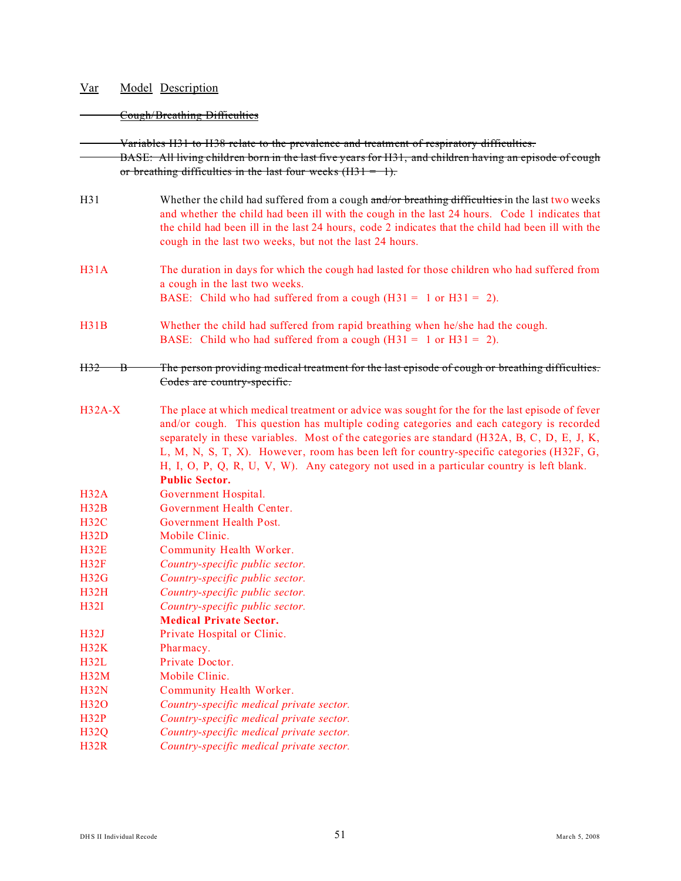| Var | Model | Description |
|---|---|---|
| | | ~~Cough/Breathing Difficulties~~ |
| | | ~~Variables H31 to H38 relate to the prevalence and treatment of respiratory difficulties.~~ |
| | | ~~BASE: All living children born in the last five years for H31, and children having an episode of cough or breathing difficulties in the last four weeks (H31 = 1).~~ |
| H31 | | Whether the child had suffered from a cough ~~and/or breathing difficulties~~ in the last two weeks and whether the child had been ill with the cough in the last 24 hours. Code 1 indicates that the child had been ill in the last 24 hours, code 2 indicates that the child had been ill with the cough in the last two weeks, but not the last 24 hours. |
| H31A | | The duration in days for which the cough had lasted for those children who had suffered from a cough in the last two weeks. BASE: Child who had suffered from a cough (H31 = 1 or H31 = 2). |
| H31B | | Whether the child had suffered from rapid breathing when he/she had the cough. BASE: Child who had suffered from a cough (H31 = 1 or H31 = 2). |
| ~~H32~~ | ~~B~~ | ~~The person providing medical treatment for the last episode of cough or breathing difficulties. Codes are country-specific.~~ |
| H32A-X | | The place at which medical treatment or advice was sought for the for the last episode of fever and/or cough. This question has multiple coding categories and each category is recorded separately in these variables. Most of the categories are standard (H32A, B, C, D, E, J, K, L, M, N, S, T, X). However, room has been left for country-specific categories (H32F, G, H, I, O, P, Q, R, U, V, W). Any category not used in a particular country is left blank. |
| | | **Public Sector.** |
| H32A | | Government Hospital. |
| H32B | | Government Health Center. |
| H32C | | Government Health Post. |
| H32D | | Mobile Clinic. |
| H32E | | Community Health Worker. |
| H32F | | *Country-specific public sector.* |
| H32G | | *Country-specific public sector.* |
| H32H | | *Country-specific public sector.* |
| H32I | | *Country-specific public sector.* |
| | | **Medical Private Sector.** |
| H32J | | Private Hospital or Clinic. |
| H32K | | Pharmacy. |
| H32L | | Private Doctor. |
| H32M | | Mobile Clinic. |
| H32N | | Community Health Worker. |
| H32O | | *Country-specific medical private sector.* |
| H32P | | *Country-specific medical private sector.* |
| H32Q | | *Country-specific medical private sector.* |
| H32R | | *Country-specific medical private sector.* |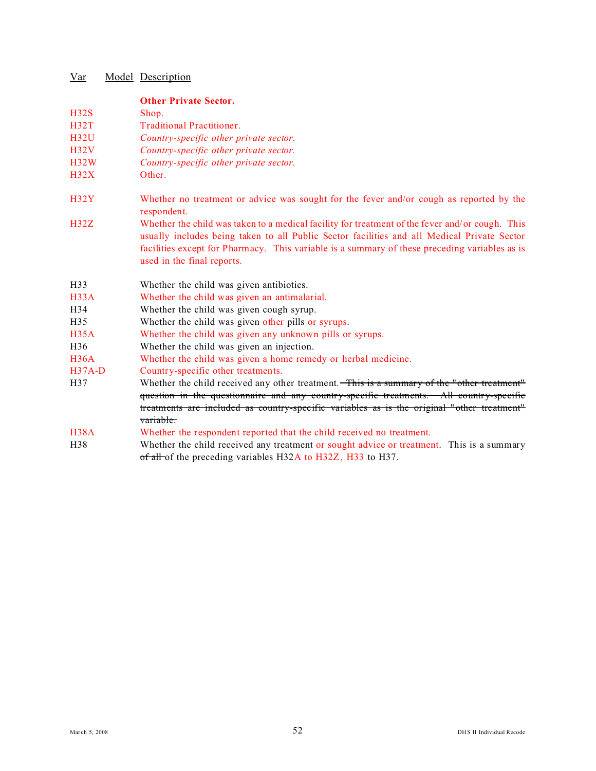| Var | Model | Description |
|---|---|---|
| | | **Other Private Sector.** |
| H32S | | Shop. |
| H32T | | Traditional Practitioner. |
| H32U | | *Country-specific other private sector.* |
| H32V | | *Country-specific other private sector.* |
| H32W | | *Country-specific other private sector.* |
| H32X | | Other. |
| H32Y | | Whether no treatment or advice was sought for the fever and/or cough as reported by the respondent. |
| H32Z | | Whether the child was taken to a medical facility for treatment of the fever and/or cough. This usually includes being taken to all Public Sector facilities and all Medical Private Sector facilities except for Pharmacy. This variable is a summary of these preceding variables as is used in the final reports. |
| H33 | | Whether the child was given antibiotics. |
| H33A | | Whether the child was given an antimalarial. |
| H34 | | Whether the child was given cough syrup. |
| H35 | | Whether the child was given other pills or syrups. |
| H35A | | Whether the child was given any unknown pills or syrups. |
| H36 | | Whether the child was given an injection. |
| H36A | | Whether the child was given a home remedy or herbal medicine. |
| H37A-D | | Country-specific other treatments. |
| H37 | | Whether the child received any other treatment. ~~This is a summary of the "other treatment" question in the questionnaire and any country-specific treatments. All country-specific treatments are included as country-specific variables as is the original "other treatment" variable.~~ |
| H38A | | Whether the respondent reported that the child received no treatment. |
| H38 | | Whether the child received any treatment or sought advice or treatment. This is a summary ~~of all~~ of the preceding variables H32A to H32Z, H33 to H37. |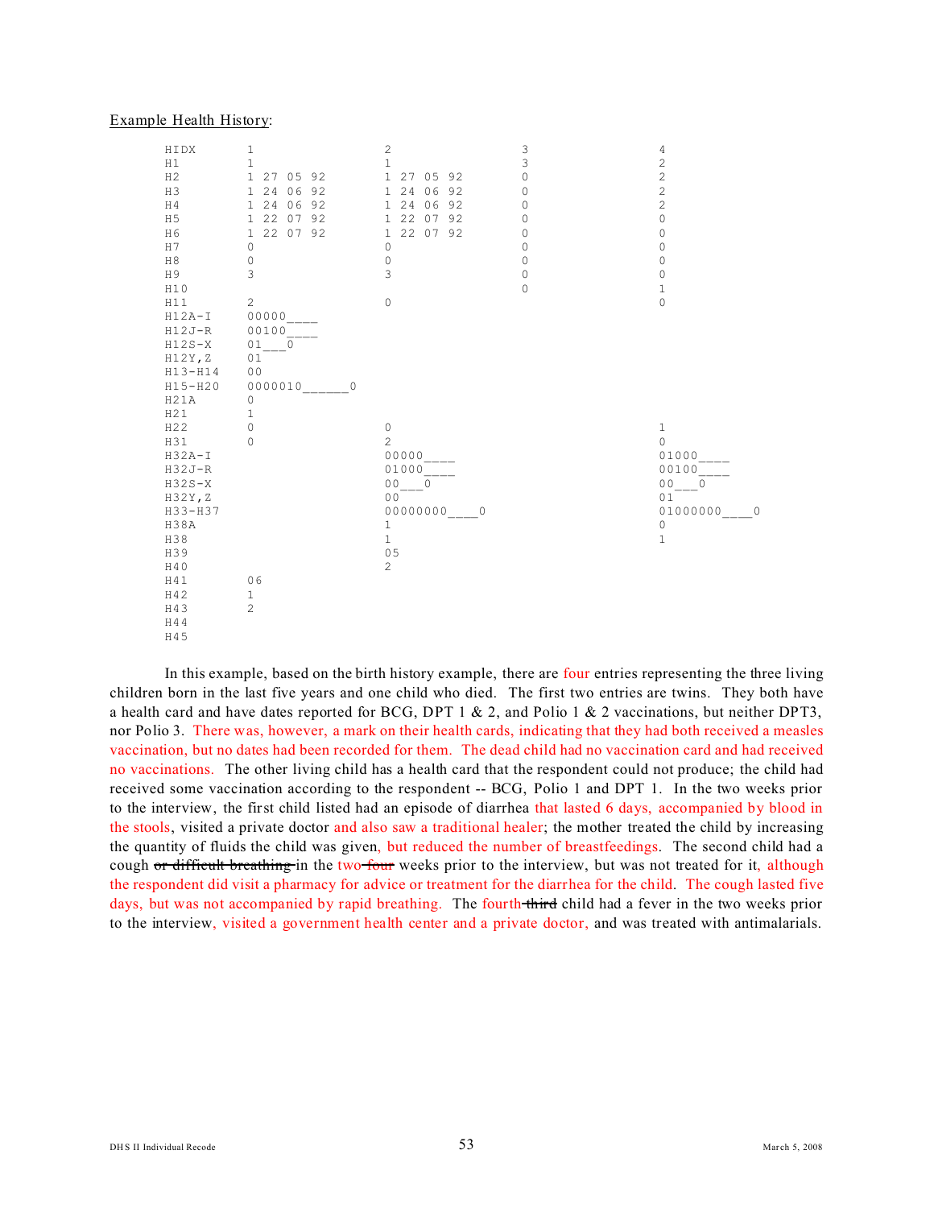Example Health History:

```
HIDX      1               2               3               4
H1        1               1               3               2
H2        1 27 05 92      1 27 05 92      0               2
H3        1 24 06 92      1 24 06 92      0               2
H4        1 24 06 92      1 24 06 92      0               2
H5        1 22 07 92      1 22 07 92      0               0
H6        1 22 07 92      1 22 07 92      0               0
H7        0               0               0               0
H8        0               0               0               0
H9        3               3               0               0
H10                                       0               1
H11       2               0                               0
H12A-I    00000____
H12J-R    00100____
H12S-X    01___0
H12Y,Z    01
H13-H14   00
H15-H20   0000010______0
H21A      0
H21       1
H22       0               0                               1
H31       0               2                               0
H32A-I                    00000____                       01000____
H32J-R                    01000____                       00100____
H32S-X                    00___0                          00___0
H32Y,Z                    00                              01
H33-H37                   00000000____0                   01000000____0
H38A                      1                               0
H38                       1                               1
H39                       05
H40                       2
H41       06
H42       1
H43       2
H44
H45
```

In this example, based on the birth history example, there are four entries representing the three living children born in the last five years and one child who died. The first two entries are twins. They both have a health card and have dates reported for BCG, DPT 1 & 2, and Polio 1 & 2 vaccinations, but neither DPT3, nor Polio 3. There was, however, a mark on their health cards, indicating that they had both received a measles vaccination, but no dates had been recorded for them. The dead child had no vaccination card and had received no vaccinations. The other living child has a health card that the respondent could not produce; the child had received some vaccination according to the respondent -- BCG, Polio 1 and DPT 1. In the two weeks prior to the interview, the first child listed had an episode of diarrhea that lasted 6 days, accompanied by blood in the stools, visited a private doctor and also saw a traditional healer; the mother treated the child by increasing the quantity of fluids the child was given, but reduced the number of breastfeedings. The second child had a cough ~~or difficult breathing~~ in the two ~~four~~ weeks prior to the interview, but was not treated for it, although the respondent did visit a pharmacy for advice or treatment for the diarrhea for the child. The cough lasted five days, but was not accompanied by rapid breathing. The fourth ~~third~~ child had a fever in the two weeks prior to the interview, visited a government health center and a private doctor, and was treated with antimalarials.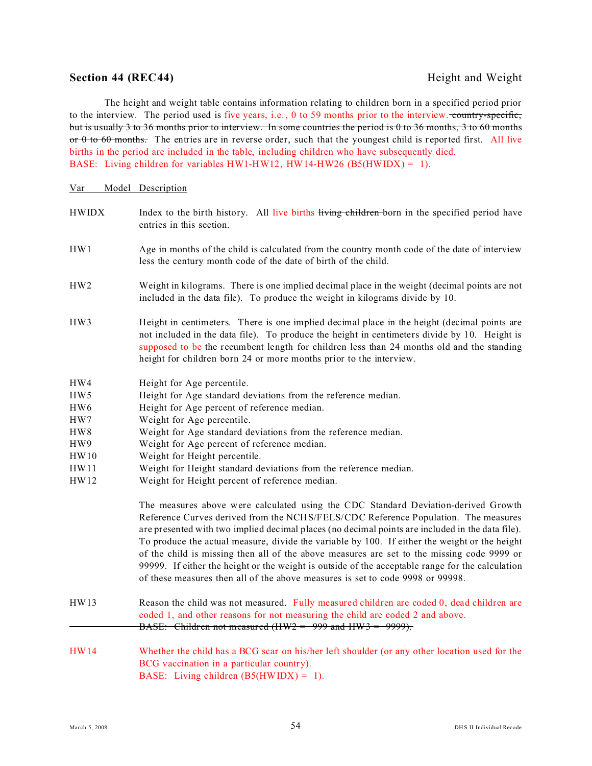## Section 44 (REC44) Height and Weight

The height and weight table contains information relating to children born in a specified period prior to the interview. The period used is five years, i.e., 0 to 59 months prior to the interview. ~~country-specific, but is usually 3 to 36 months prior to interview. In some countries the period is 0 to 36 months, 3 to 60 months or 0 to 60 months.~~ The entries are in reverse order, such that the youngest child is reported first. All live births in the period are included in the table, including children who have subsequently died.
BASE: Living children for variables HW1-HW12, HW14-HW26 (B5(HWIDX) = 1).

| Var | Model | Description |
|---|---|---|
| HWIDX | | Index to the birth history. All live births ~~living children~~ born in the specified period have entries in this section. |
| HW1 | | Age in months of the child is calculated from the country month code of the date of interview less the century month code of the date of birth of the child. |
| HW2 | | Weight in kilograms. There is one implied decimal place in the weight (decimal points are not included in the data file). To produce the weight in kilograms divide by 10. |
| HW3 | | Height in centimeters. There is one implied decimal place in the height (decimal points are not included in the data file). To produce the height in centimeters divide by 10. Height is supposed to be the recumbent length for children less than 24 months old and the standing height for children born 24 or more months prior to the interview. |
| HW4 | | Height for Age percentile. |
| HW5 | | Height for Age standard deviations from the reference median. |
| HW6 | | Height for Age percent of reference median. |
| HW7 | | Weight for Age percentile. |
| HW8 | | Weight for Age standard deviations from the reference median. |
| HW9 | | Weight for Age percent of reference median. |
| HW10 | | Weight for Height percentile. |
| HW11 | | Weight for Height standard deviations from the reference median. |
| HW12 | | Weight for Height percent of reference median. |

The measures above were calculated using the CDC Standard Deviation-derived Growth Reference Curves derived from the NCHS/FELS/CDC Reference Population. The measures are presented with two implied decimal places (no decimal points are included in the data file). To produce the actual measure, divide the variable by 100. If either the weight or the height of the child is missing then all of the above measures are set to the missing code 9999 or 99999. If either the height or the weight is outside of the acceptable range for the calculation of these measures then all of the above measures is set to code 9998 or 99998.

| Var | Model | Description |
|---|---|---|
| HW13 | | Reason the child was not measured. Fully measured children are coded 0, dead children are coded 1, and other reasons for not measuring the child are coded 2 and above. ~~BASE: Children not measured (HW2 = 999 and HW3 = 9999).~~ |
| HW14 | | Whether the child has a BCG scar on his/her left shoulder (or any other location used for the BCG vaccination in a particular country). BASE: Living children (B5(HWIDX) = 1). |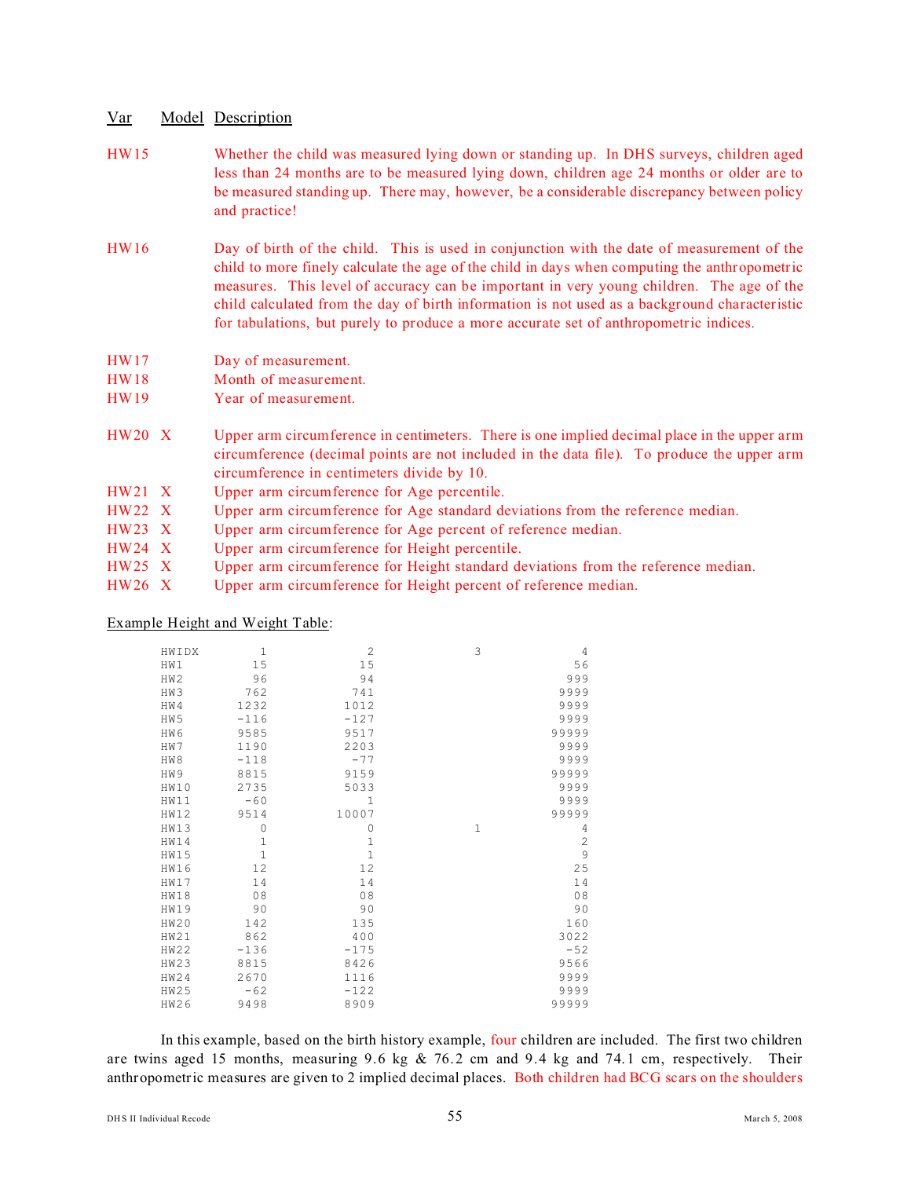| Var | Model | Description |
|---|---|---|
| HW15 | | Whether the child was measured lying down or standing up. In DHS surveys, children aged less than 24 months are to be measured lying down, children age 24 months or older are to be measured standing up. There may, however, be a considerable discrepancy between policy and practice! |
| HW16 | | Day of birth of the child. This is used in conjunction with the date of measurement of the child to more finely calculate the age of the child in days when computing the anthropometric measures. This level of accuracy can be important in very young children. The age of the child calculated from the day of birth information is not used as a background characteristic for tabulations, but purely to produce a more accurate set of anthropometric indices. |
| HW17 | | Day of measurement. |
| HW18 | | Month of measurement. |
| HW19 | | Year of measurement. |
| HW20 | X | Upper arm circumference in centimeters. There is one implied decimal place in the upper arm circumference (decimal points are not included in the data file). To produce the upper arm circumference in centimeters divide by 10. |
| HW21 | X | Upper arm circumference for Age percentile. |
| HW22 | X | Upper arm circumference for Age standard deviations from the reference median. |
| HW23 | X | Upper arm circumference for Age percent of reference median. |
| HW24 | X | Upper arm circumference for Height percentile. |
| HW25 | X | Upper arm circumference for Height standard deviations from the reference median. |
| HW26 | X | Upper arm circumference for Height percent of reference median. |

Example Height and Weight Table:

| HWIDX | 1 | 2 | 3 | 4 |
|---|---|---|---|---|
| HW1 | 15 | 15 | | 56 |
| HW2 | 96 | 94 | | 999 |
| HW3 | 762 | 741 | | 9999 |
| HW4 | 1232 | 1012 | | 9999 |
| HW5 | -116 | -127 | | 9999 |
| HW6 | 9585 | 9517 | | 99999 |
| HW7 | 1190 | 2203 | | 9999 |
| HW8 | -118 | -77 | | 9999 |
| HW9 | 8815 | 9159 | | 99999 |
| HW10 | 2735 | 5033 | | 9999 |
| HW11 | -60 | 1 | | 9999 |
| HW12 | 9514 | 10007 | | 99999 |
| HW13 | 0 | 0 | 1 | 4 |
| HW14 | 1 | 1 | | 2 |
| HW15 | 1 | 1 | | 9 |
| HW16 | 12 | 12 | | 25 |
| HW17 | 14 | 14 | | 14 |
| HW18 | 08 | 08 | | 08 |
| HW19 | 90 | 90 | | 90 |
| HW20 | 142 | 135 | | 160 |
| HW21 | 862 | 400 | | 3022 |
| HW22 | -136 | -175 | | -52 |
| HW23 | 8815 | 8426 | | 9566 |
| HW24 | 2670 | 1116 | | 9999 |
| HW25 | -62 | -122 | | 9999 |
| HW26 | 9498 | 8909 | | 99999 |

In this example, based on the birth history example, four children are included. The first two children are twins aged 15 months, measuring 9.6 kg & 76.2 cm and 9.4 kg and 74.1 cm, respectively. Their anthropometric measures are given to 2 implied decimal places. Both children had BCG scars on the shoulders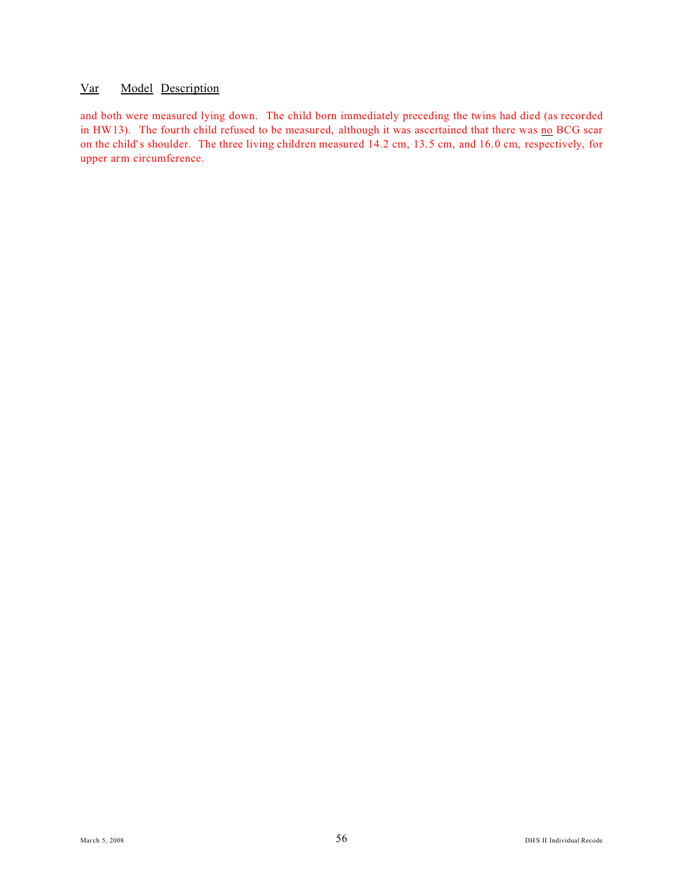Var Model Description

and both were measured lying down. The child born immediately preceding the twins had died (as recorded in HW13). The fourth child refused to be measured, although it was ascertained that there was no BCG scar on the child's shoulder. The three living children measured 14.2 cm, 13.5 cm, and 16.0 cm, respectively, for upper arm circumference.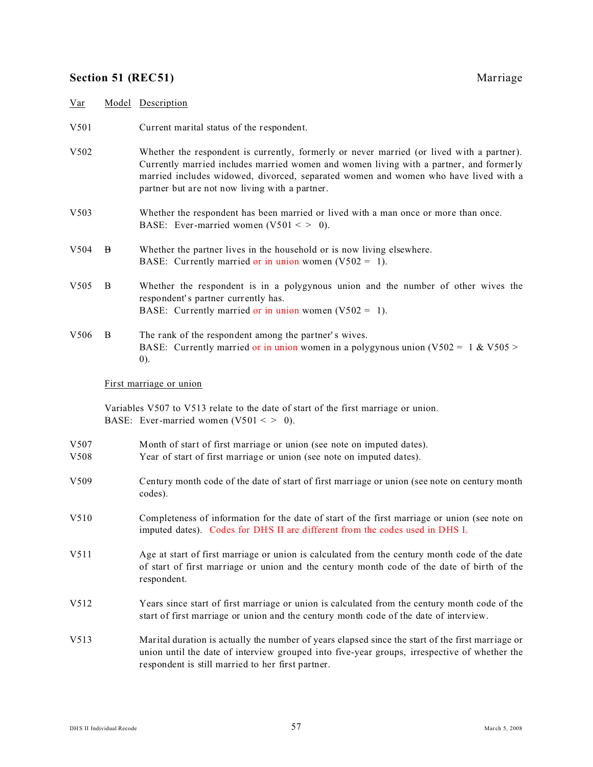## Section 51 (REC51) Marriage

| Var | Model | Description |
|---|---|---|
| V501 | | Current marital status of the respondent. |
| V502 | | Whether the respondent is currently, formerly or never married (or lived with a partner). Currently married includes married women and women living with a partner, and formerly married includes widowed, divorced, separated women and women who have lived with a partner but are not now living with a partner. |
| V503 | | Whether the respondent has been married or lived with a man once or more than once. BASE: Ever-married women (V501 < > 0). |
| V504 | ~~B~~ | Whether the partner lives in the household or is now living elsewhere. BASE: Currently married or in union women (V502 = 1). |
| V505 | B | Whether the respondent is in a polygynous union and the number of other wives the respondent's partner currently has. BASE: Currently married or in union women (V502 = 1). |
| V506 | B | The rank of the respondent among the partner's wives. BASE: Currently married or in union women in a polygynous union (V502 = 1 & V505 > 0). |

First marriage or union

Variables V507 to V513 relate to the date of start of the first marriage or union.
BASE: Ever-married women (V501 < > 0).

| Var | Model | Description |
|---|---|---|
| V507 | | Month of start of first marriage or union (see note on imputed dates). |
| V508 | | Year of start of first marriage or union (see note on imputed dates). |
| V509 | | Century month code of the date of start of first marriage or union (see note on century month codes). |
| V510 | | Completeness of information for the date of start of the first marriage or union (see note on imputed dates). Codes for DHS II are different from the codes used in DHS I. |
| V511 | | Age at start of first marriage or union is calculated from the century month code of the date of start of first marriage or union and the century month code of the date of birth of the respondent. |
| V512 | | Years since start of first marriage or union is calculated from the century month code of the start of first marriage or union and the century month code of the date of interview. |
| V513 | | Marital duration is actually the number of years elapsed since the start of the first marriage or union until the date of interview grouped into five-year groups, irrespective of whether the respondent is still married to her first partner. |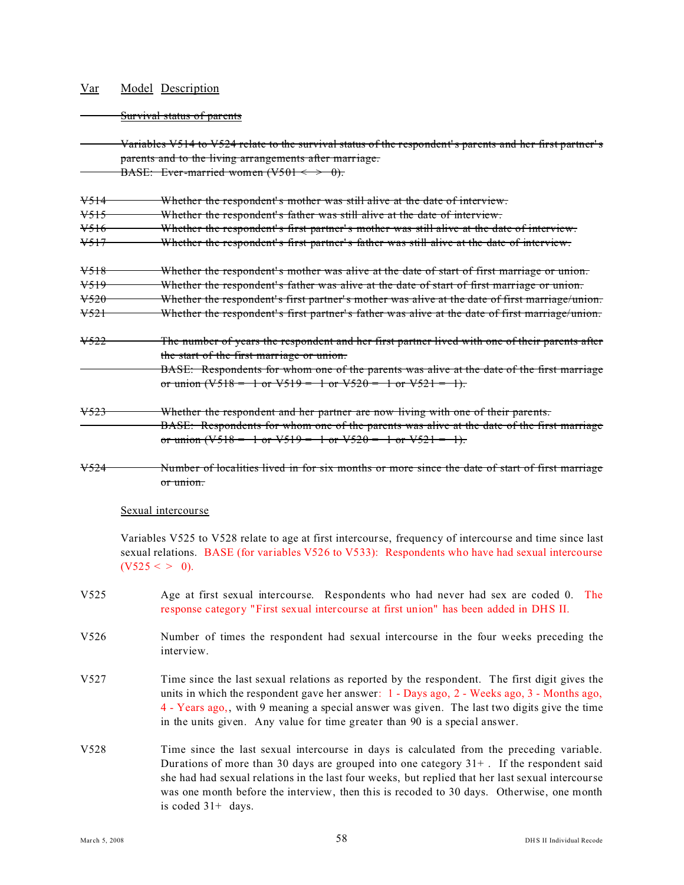| Var | Model | Description |
|---|---|---|

~~Survival status of parents~~

~~Variables V514 to V524 relate to the survival status of the respondent's parents and her first partner's parents and to the living arrangements after marriage.~~
~~BASE: Ever-married women (V501 < > 0).~~

~~V514 Whether the respondent's mother was still alive at the date of interview.~~
~~V515 Whether the respondent's father was still alive at the date of interview.~~
~~V516 Whether the respondent's first partner's mother was still alive at the date of interview.~~
~~V517 Whether the respondent's first partner's father was still alive at the date of interview.~~

~~V518 Whether the respondent's mother was alive at the date of start of first marriage or union.~~
~~V519 Whether the respondent's father was alive at the date of start of first marriage or union.~~
~~V520 Whether the respondent's first partner's mother was alive at the date of first marriage/union.~~
~~V521 Whether the respondent's first partner's father was alive at the date of first marriage/union.~~

~~V522 The number of years the respondent and her first partner lived with one of their parents after the start of the first marriage or union.~~
~~BASE: Respondents for whom one of the parents was alive at the date of the first marriage or union (V518 = 1 or V519 = 1 or V520 = 1 or V521 = 1).~~

~~V523 Whether the respondent and her partner are now living with one of their parents.~~
~~BASE: Respondents for whom one of the parents was alive at the date of the first marriage or union (V518 = 1 or V519 = 1 or V520 = 1 or V521 = 1).~~

~~V524 Number of localities lived in for six months or more since the date of start of first marriage or union.~~

Sexual intercourse

Variables V525 to V528 relate to age at first intercourse, frequency of intercourse and time since last sexual relations. BASE (for variables V526 to V533): Respondents who have had sexual intercourse (V525 < > 0).

V525 Age at first sexual intercourse. Respondents who had never had sex are coded 0. The response category "First sexual intercourse at first union" has been added in DHS II.

V526 Number of times the respondent had sexual intercourse in the four weeks preceding the interview.

V527 Time since the last sexual relations as reported by the respondent. The first digit gives the units in which the respondent gave her answer: 1 - Days ago, 2 - Weeks ago, 3 - Months ago, 4 - Years ago,, with 9 meaning a special answer was given. The last two digits give the time in the units given. Any value for time greater than 90 is a special answer.

V528 Time since the last sexual intercourse in days is calculated from the preceding variable. Durations of more than 30 days are grouped into one category 31+ . If the respondent said she had had sexual relations in the last four weeks, but replied that her last sexual intercourse was one month before the interview, then this is recoded to 30 days. Otherwise, one month is coded 31+ days.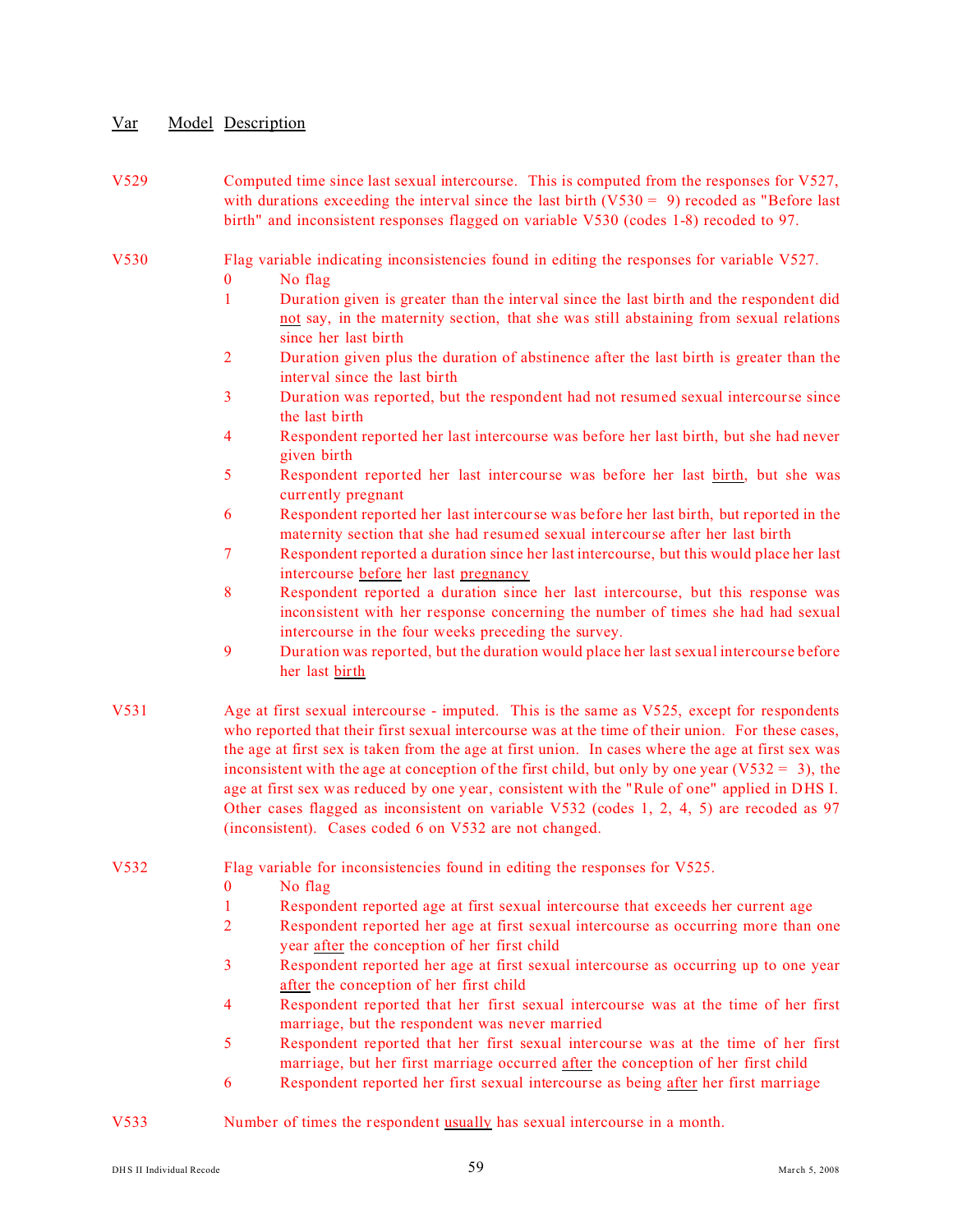| Var | Model | Description |
|---|---|---|
| V529 | | Computed time since last sexual intercourse. This is computed from the responses for V527, with durations exceeding the interval since the last birth (V530 = 9) recoded as "Before last birth" and inconsistent responses flagged on variable V530 (codes 1-8) recoded to 97. |
| V530 | | Flag variable indicating inconsistencies found in editing the responses for variable V527.<br>0 No flag<br>1 Duration given is greater than the interval since the last birth and the respondent did not say, in the maternity section, that she was still abstaining from sexual relations since her last birth<br>2 Duration given plus the duration of abstinence after the last birth is greater than the interval since the last birth<br>3 Duration was reported, but the respondent had not resumed sexual intercourse since the last birth<br>4 Respondent reported her last intercourse was before her last birth, but she had never given birth<br>5 Respondent reported her last intercourse was before her last birth, but she was currently pregnant<br>6 Respondent reported her last intercourse was before her last birth, but reported in the maternity section that she had resumed sexual intercourse after her last birth<br>7 Respondent reported a duration since her last intercourse, but this would place her last intercourse before her last pregnancy<br>8 Respondent reported a duration since her last intercourse, but this response was inconsistent with her response concerning the number of times she had had sexual intercourse in the four weeks preceding the survey.<br>9 Duration was reported, but the duration would place her last sexual intercourse before her last birth |
| V531 | | Age at first sexual intercourse - imputed. This is the same as V525, except for respondents who reported that their first sexual intercourse was at the time of their union. For these cases, the age at first sex is taken from the age at first union. In cases where the age at first sex was inconsistent with the age at conception of the first child, but only by one year (V532 = 3), the age at first sex was reduced by one year, consistent with the "Rule of one" applied in DHS I. Other cases flagged as inconsistent on variable V532 (codes 1, 2, 4, 5) are recoded as 97 (inconsistent). Cases coded 6 on V532 are not changed. |
| V532 | | Flag variable for inconsistencies found in editing the responses for V525.<br>0 No flag<br>1 Respondent reported age at first sexual intercourse that exceeds her current age<br>2 Respondent reported her age at first sexual intercourse as occurring more than one year after the conception of her first child<br>3 Respondent reported her age at first sexual intercourse as occurring up to one year after the conception of her first child<br>4 Respondent reported that her first sexual intercourse was at the time of her first marriage, but the respondent was never married<br>5 Respondent reported that her first sexual intercourse was at the time of her first marriage, but her first marriage occurred after the conception of her first child<br>6 Respondent reported her first sexual intercourse as being after her first marriage |
| V533 | | Number of times the respondent usually has sexual intercourse in a month. |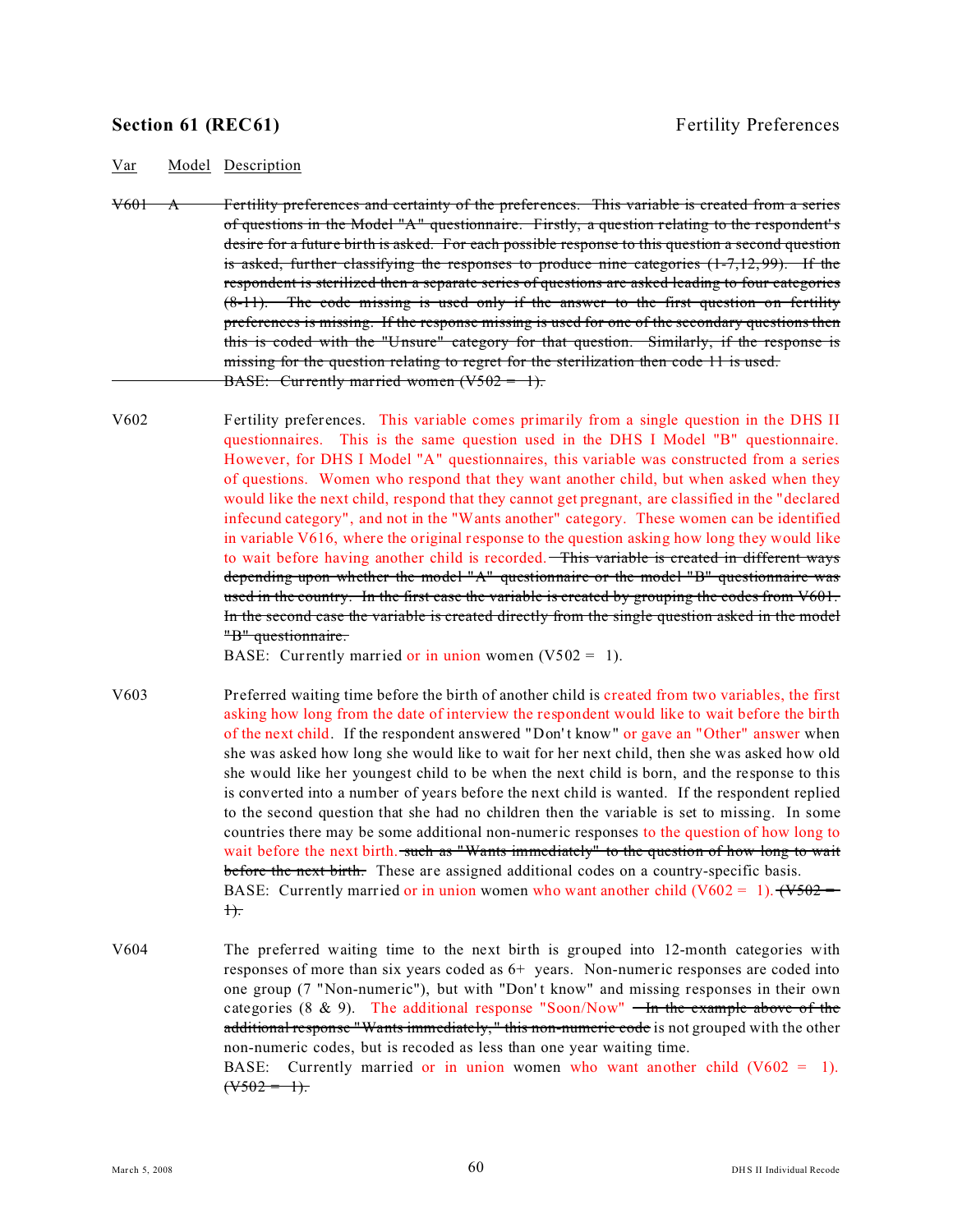## Section 61 (REC61) Fertility Preferences

| Var | Model | Description |
|---|---|---|
| ~~V601~~ | ~~A~~ | ~~Fertility preferences and certainty of the preferences. This variable is created from a series of questions in the Model "A" questionnaire. Firstly, a question relating to the respondent's desire for a future birth is asked. For each possible response to this question a second question is asked, further classifying the responses to produce nine categories (1-7,12,99). If the respondent is sterilized then a separate series of questions are asked leading to four categories (8-11). The code missing is used only if the answer to the first question on fertility preferences is missing. If the response missing is used for one of the secondary questions then this is coded with the "Unsure" category for that question. Similarly, if the response is missing for the question relating to regret for the sterilization then code 11 is used.~~ ~~BASE: Currently married women (V502 = 1).~~ |
| V602 | | Fertility preferences. This variable comes primarily from a single question in the DHS II questionnaires. This is the same question used in the DHS I Model "B" questionnaire. However, for DHS I Model "A" questionnaires, this variable was constructed from a series of questions. Women who respond that they want another child, but when asked when they would like the next child, respond that they cannot get pregnant, are classified in the "declared infecund category", and not in the "Wants another" category. These women can be identified in variable V616, where the original response to the question asking how long they would like to wait before having another child is recorded. ~~This variable is created in different ways depending upon whether the model "A" questionnaire or the model "B" questionnaire was used in the country. In the first case the variable is created by grouping the codes from V601. In the second case the variable is created directly from the single question asked in the model "B" questionnaire.~~ BASE: Currently married or in union women (V502 = 1). |
| V603 | | Preferred waiting time before the birth of another child is created from two variables, the first asking how long from the date of interview the respondent would like to wait before the birth of the next child. If the respondent answered "Don't know" or gave an "Other" answer when she was asked how long she would like to wait for her next child, then she was asked how old she would like her youngest child to be when the next child is born, and the response to this is converted into a number of years before the next child is wanted. If the respondent replied to the second question that she had no children then the variable is set to missing. In some countries there may be some additional non-numeric responses to the question of how long to wait before the next birth. ~~such as "Wants immediately" to the question of how long to wait before the next birth.~~ These are assigned additional codes on a country-specific basis. BASE: Currently married or in union women who want another child (V602 = 1). ~~(V502 = 1).~~ |
| V604 | | The preferred waiting time to the next birth is grouped into 12-month categories with responses of more than six years coded as 6+ years. Non-numeric responses are coded into one group (7 "Non-numeric"), but with "Don't know" and missing responses in their own categories (8 & 9). The additional response "Soon/Now" ~~In the example above of the additional response "Wants immediately," this non-numeric code~~ is not grouped with the other non-numeric codes, but is recoded as less than one year waiting time. BASE: Currently married or in union women who want another child (V602 = 1). ~~(V502 = 1).~~ |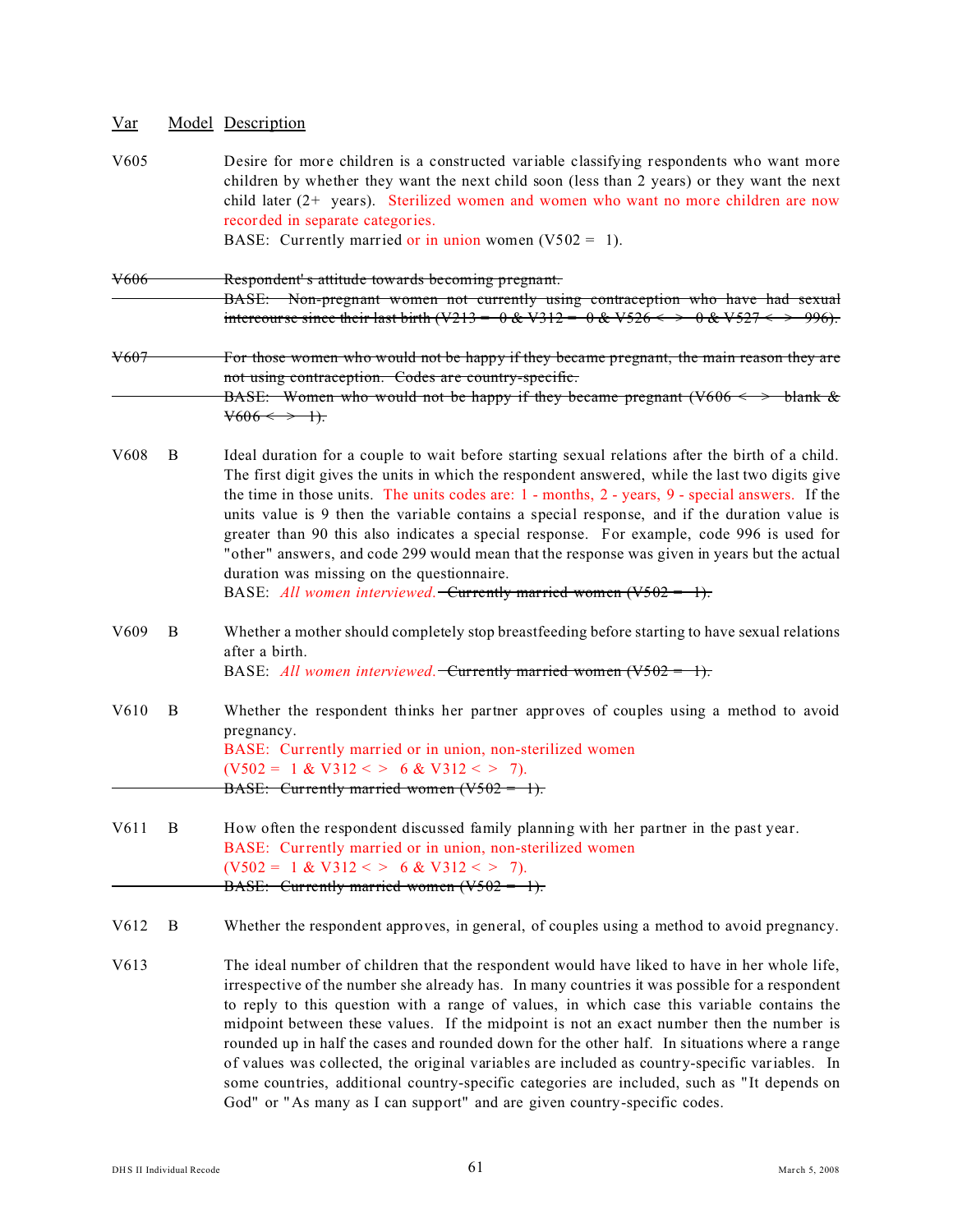| Var | Model | Description |
|---|---|---|
| V605 | | Desire for more children is a constructed variable classifying respondents who want more children by whether they want the next child soon (less than 2 years) or they want the next child later (2+ years). Sterilized women and women who want no more children are now recorded in separate categories.<br>BASE: Currently married or in union women (V502 = 1). |
| ~~V606~~ | | ~~Respondent's attitude towards becoming pregnant.~~<br>~~BASE: Non-pregnant women not currently using contraception who have had sexual intercourse since their last birth (V213 = 0 & V312 = 0 & V526 < > 0 & V527 < > 996).~~ |
| ~~V607~~ | | ~~For those women who would not be happy if they became pregnant, the main reason they are not using contraception. Codes are country-specific.~~<br>~~BASE: Women who would not be happy if they became pregnant (V606 < > blank & V606 < > 1).~~ |
| V608 | B | Ideal duration for a couple to wait before starting sexual relations after the birth of a child. The first digit gives the units in which the respondent answered, while the last two digits give the time in those units. The units codes are: 1 - months, 2 - years, 9 - special answers. If the units value is 9 then the variable contains a special response, and if the duration value is greater than 90 this also indicates a special response. For example, code 996 is used for "other" answers, and code 299 would mean that the response was given in years but the actual duration was missing on the questionnaire.<br>BASE: *All women interviewed.* ~~Currently married women (V502 = 1).~~ |
| V609 | B | Whether a mother should completely stop breastfeeding before starting to have sexual relations after a birth.<br>BASE: *All women interviewed.* ~~Currently married women (V502 = 1).~~ |
| V610 | B | Whether the respondent thinks her partner approves of couples using a method to avoid pregnancy.<br>BASE: Currently married or in union, non-sterilized women (V502 = 1 & V312 < > 6 & V312 < > 7).<br>~~BASE: Currently married women (V502 = 1).~~ |
| V611 | B | How often the respondent discussed family planning with her partner in the past year.<br>BASE: Currently married or in union, non-sterilized women (V502 = 1 & V312 < > 6 & V312 < > 7).<br>~~BASE: Currently married women (V502 = 1).~~ |
| V612 | B | Whether the respondent approves, in general, of couples using a method to avoid pregnancy. |
| V613 | | The ideal number of children that the respondent would have liked to have in her whole life, irrespective of the number she already has. In many countries it was possible for a respondent to reply to this question with a range of values, in which case this variable contains the midpoint between these values. If the midpoint is not an exact number then the number is rounded up in half the cases and rounded down for the other half. In situations where a range of values was collected, the original variables are included as country-specific variables. In some countries, additional country-specific categories are included, such as "It depends on God" or "As many as I can support" and are given country-specific codes. |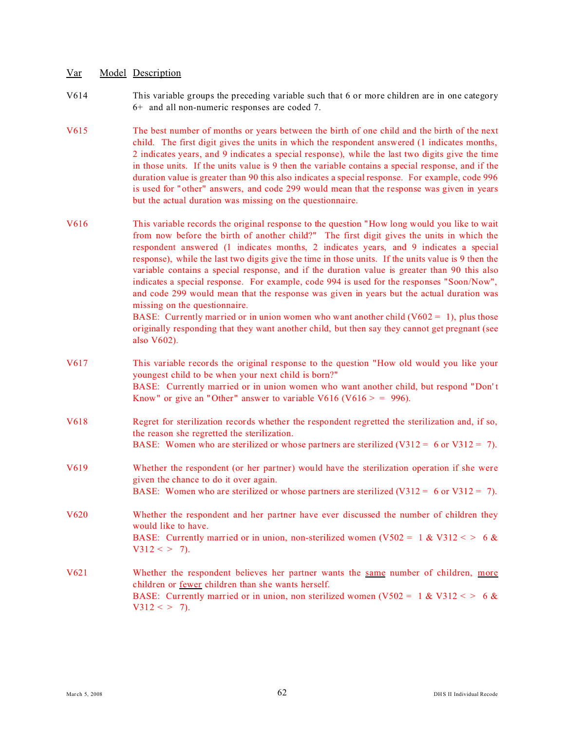| Var | Model | Description |
|---|---|---|
| V614 | | This variable groups the preceding variable such that 6 or more children are in one category 6+ and all non-numeric responses are coded 7. |
| V615 | | The best number of months or years between the birth of one child and the birth of the next child. The first digit gives the units in which the respondent answered (1 indicates months, 2 indicates years, and 9 indicates a special response), while the last two digits give the time in those units. If the units value is 9 then the variable contains a special response, and if the duration value is greater than 90 this also indicates a special response. For example, code 996 is used for "other" answers, and code 299 would mean that the response was given in years but the actual duration was missing on the questionnaire. |
| V616 | | This variable records the original response to the question "How long would you like to wait from now before the birth of another child?" The first digit gives the units in which the respondent answered (1 indicates months, 2 indicates years, and 9 indicates a special response), while the last two digits give the time in those units. If the units value is 9 then the variable contains a special response, and if the duration value is greater than 90 this also indicates a special response. For example, code 994 is used for the responses "Soon/Now", and code 299 would mean that the response was given in years but the actual duration was missing on the questionnaire. BASE: Currently married or in union women who want another child (V602 = 1), plus those originally responding that they want another child, but then say they cannot get pregnant (see also V602). |
| V617 | | This variable records the original response to the question "How old would you like your youngest child to be when your next child is born?" BASE: Currently married or in union women who want another child, but respond "Don't Know" or give an "Other" answer to variable V616 (V616 > = 996). |
| V618 | | Regret for sterilization records whether the respondent regretted the sterilization and, if so, the reason she regretted the sterilization. BASE: Women who are sterilized or whose partners are sterilized (V312 = 6 or V312 = 7). |
| V619 | | Whether the respondent (or her partner) would have the sterilization operation if she were given the chance to do it over again. BASE: Women who are sterilized or whose partners are sterilized (V312 = 6 or V312 = 7). |
| V620 | | Whether the respondent and her partner have ever discussed the number of children they would like to have. BASE: Currently married or in union, non-sterilized women (V502 = 1 & V312 < > 6 & V312 < > 7). |
| V621 | | Whether the respondent believes her partner wants the <u>same</u> number of children, <u>more</u> children or <u>fewer</u> children than she wants herself. BASE: Currently married or in union, non sterilized women (V502 = 1 & V312 < > 6 & V312 < > 7). |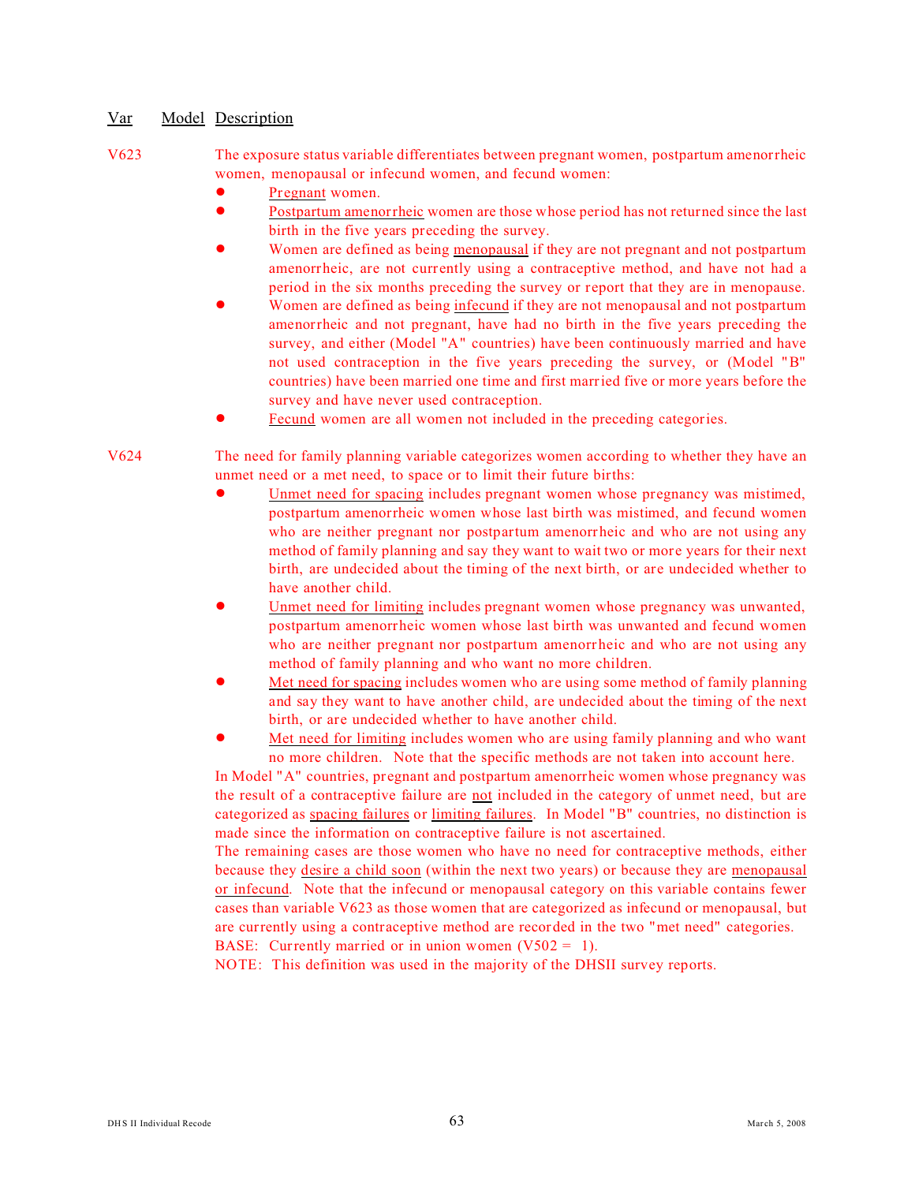| Var | Model | Description |
|---|---|---|

V623 — The exposure status variable differentiates between pregnant women, postpartum amenorrheic women, menopausal or infecund women, and fecund women:

- Pregnant women.
- Postpartum amenorrheic women are those whose period has not returned since the last birth in the five years preceding the survey.
- Women are defined as being menopausal if they are not pregnant and not postpartum amenorrheic, are not currently using a contraceptive method, and have not had a period in the six months preceding the survey or report that they are in menopause.
- Women are defined as being infecund if they are not menopausal and not postpartum amenorrheic and not pregnant, have had no birth in the five years preceding the survey, and either (Model "A" countries) have been continuously married and have not used contraception in the five years preceding the survey, or (Model "B" countries) have been married one time and first married five or more years before the survey and have never used contraception.
- Fecund women are all women not included in the preceding categories.

V624 — The need for family planning variable categorizes women according to whether they have an unmet need or a met need, to space or to limit their future births:

- Unmet need for spacing includes pregnant women whose pregnancy was mistimed, postpartum amenorrheic women whose last birth was mistimed, and fecund women who are neither pregnant nor postpartum amenorrheic and who are not using any method of family planning and say they want to wait two or more years for their next birth, are undecided about the timing of the next birth, or are undecided whether to have another child.
- Unmet need for limiting includes pregnant women whose pregnancy was unwanted, postpartum amenorrheic women whose last birth was unwanted and fecund women who are neither pregnant nor postpartum amenorrheic and who are not using any method of family planning and who want no more children.
- Met need for spacing includes women who are using some method of family planning and say they want to have another child, are undecided about the timing of the next birth, or are undecided whether to have another child.
- Met need for limiting includes women who are using family planning and who want no more children. Note that the specific methods are not taken into account here.

In Model "A" countries, pregnant and postpartum amenorrheic women whose pregnancy was the result of a contraceptive failure are not included in the category of unmet need, but are categorized as spacing failures or limiting failures. In Model "B" countries, no distinction is made since the information on contraceptive failure is not ascertained.

The remaining cases are those women who have no need for contraceptive methods, either because they desire a child soon (within the next two years) or because they are menopausal or infecund. Note that the infecund or menopausal category on this variable contains fewer cases than variable V623 as those women that are categorized as infecund or menopausal, but are currently using a contraceptive method are recorded in the two "met need" categories.

BASE: Currently married or in union women (V502 = 1).

NOTE: This definition was used in the majority of the DHSII survey reports.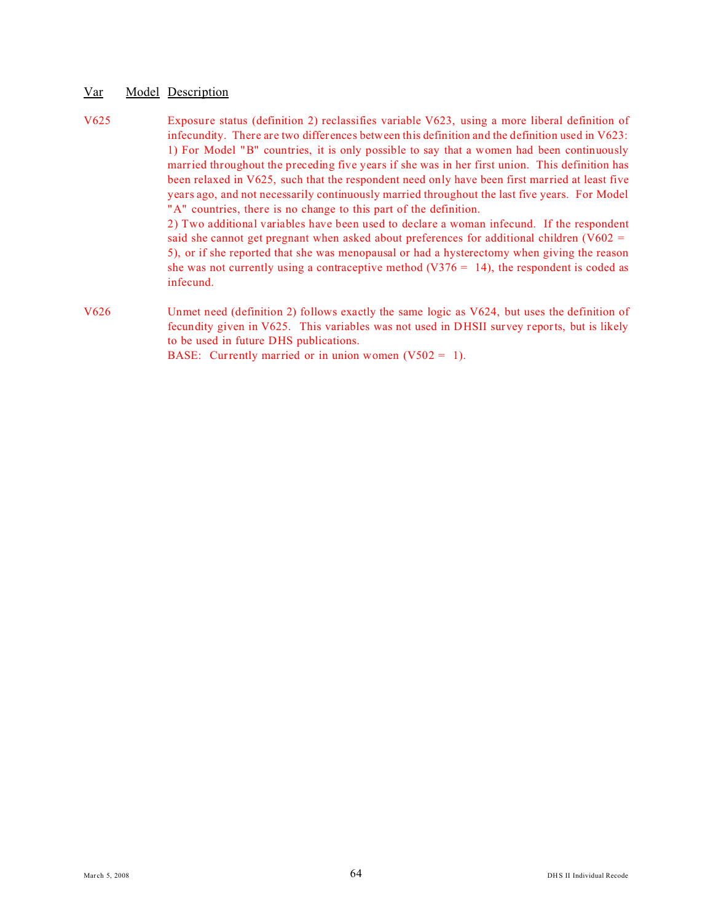| Var | Model | Description |
|---|---|---|
| V625 | | Exposure status (definition 2) reclassifies variable V623, using a more liberal definition of infecundity. There are two differences between this definition and the definition used in V623: 1) For Model "B" countries, it is only possible to say that a women had been continuously married throughout the preceding five years if she was in her first union. This definition has been relaxed in V625, such that the respondent need only have been first married at least five years ago, and not necessarily continuously married throughout the last five years. For Model "A" countries, there is no change to this part of the definition. 2) Two additional variables have been used to declare a woman infecund. If the respondent said she cannot get pregnant when asked about preferences for additional children (V602 = 5), or if she reported that she was menopausal or had a hysterectomy when giving the reason she was not currently using a contraceptive method (V376 = 14), the respondent is coded as infecund. |
| V626 | | Unmet need (definition 2) follows exactly the same logic as V624, but uses the definition of fecundity given in V625. This variables was not used in DHSII survey reports, but is likely to be used in future DHS publications. BASE: Currently married or in union women (V502 = 1). |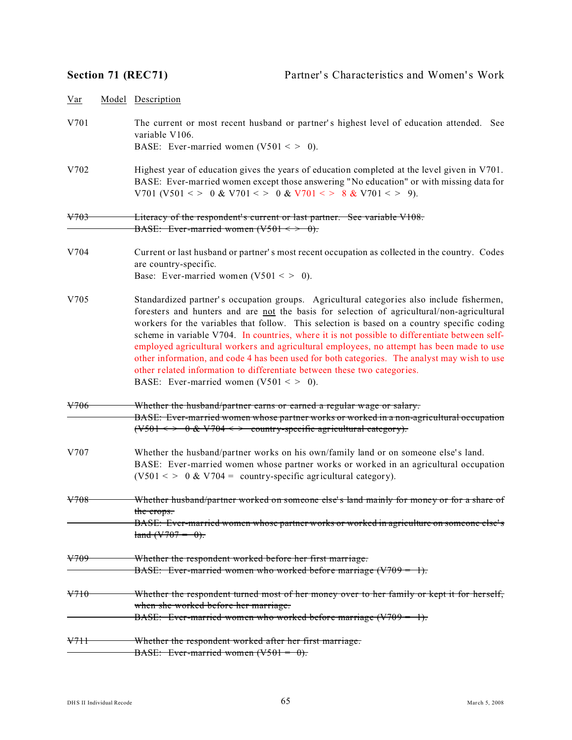## Section 71 (REC71) Partner's Characteristics and Women's Work

| Var | Model | Description |
|---|---|---|
| V701 | | The current or most recent husband or partner's highest level of education attended. See variable V106.<br>BASE: Ever-married women (V501 < > 0). |
| V702 | | Highest year of education gives the years of education completed at the level given in V701.<br>BASE: Ever-married women except those answering "No education" or with missing data for V701 (V501 < > 0 & V701 < > 0 & V701 < > 8 & V701 < > 9). |
| ~~V703~~ | | ~~Literacy of the respondent's current or last partner. See variable V108.~~<br>~~BASE: Ever-married women (V501 < > 0).~~ |
| V704 | | Current or last husband or partner's most recent occupation as collected in the country. Codes are country-specific.<br>Base: Ever-married women (V501 < > 0). |
| V705 | | Standardized partner's occupation groups. Agricultural categories also include fishermen, foresters and hunters and are not the basis for selection of agricultural/non-agricultural workers for the variables that follow. This selection is based on a country specific coding scheme in variable V704. In countries, where it is not possible to differentiate between self-employed agricultural workers and agricultural employees, no attempt has been made to use other information, and code 4 has been used for both categories. The analyst may wish to use other related information to differentiate between these two categories.<br>BASE: Ever-married women (V501 < > 0). |
| ~~V706~~ | | ~~Whether the husband/partner earns or earned a regular wage or salary.~~<br>~~BASE: Ever-married women whose partner works or worked in a non-agricultural occupation (V501 < > 0 & V704 < > country-specific agricultural category).~~ |
| V707 | | Whether the husband/partner works on his own/family land or on someone else's land.<br>BASE: Ever-married women whose partner works or worked in an agricultural occupation (V501 < > 0 & V704 = country-specific agricultural category). |
| ~~V708~~ | | ~~Whether husband/partner worked on someone else's land mainly for money or for a share of the crops.~~<br>~~BASE: Ever-married women whose partner works or worked in agriculture on someone else's land (V707 = 0).~~ |
| ~~V709~~ | | ~~Whether the respondent worked before her first marriage.~~<br>~~BASE: Ever-married women who worked before marriage (V709 = 1).~~ |
| ~~V710~~ | | ~~Whether the respondent turned most of her money over to her family or kept it for herself, when she worked before her marriage.~~<br>~~BASE: Ever-married women who worked before marriage (V709 = 1).~~ |
| ~~V711~~ | | ~~Whether the respondent worked after her first marriage.~~<br>~~BASE: Ever-married women (V501 = 0).~~ |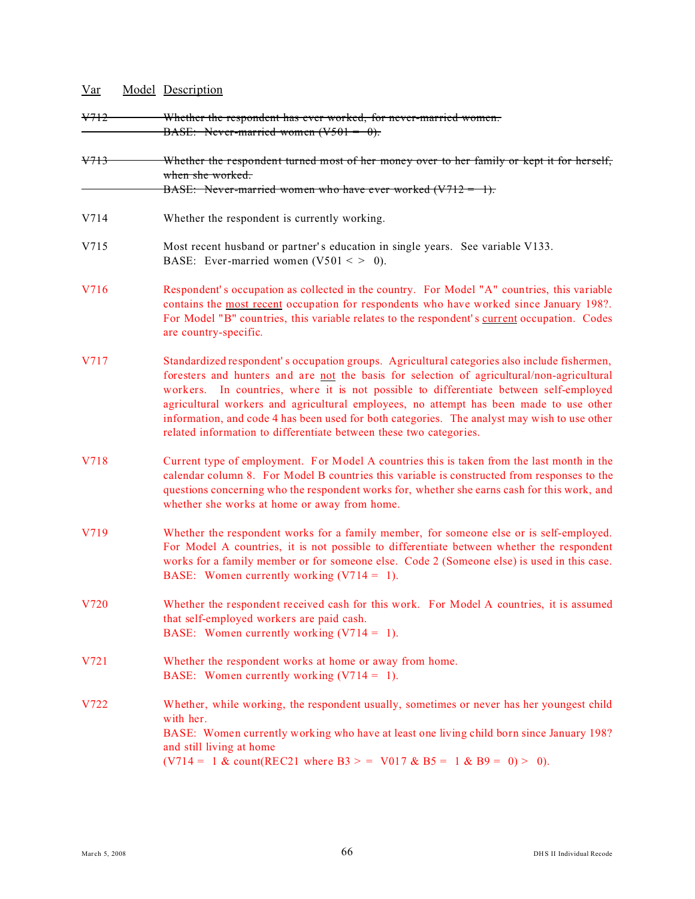| Var | Model | Description |
|---|---|---|
| ~~V712~~ | | ~~Whether the respondent has ever worked, for never-married women.~~<br>~~BASE: Never-married women (V501 = 0).~~ |
| ~~V713~~ | | ~~Whether the respondent turned most of her money over to her family or kept it for herself, when she worked.~~<br>~~BASE: Never-married women who have ever worked (V712 = 1).~~ |
| V714 | | Whether the respondent is currently working. |
| V715 | | Most recent husband or partner's education in single years. See variable V133.<br>BASE: Ever-married women (V501 < > 0). |
| V716 | | Respondent's occupation as collected in the country. For Model "A" countries, this variable contains the <u>most recent</u> occupation for respondents who have worked since January 198?. For Model "B" countries, this variable relates to the respondent's <u>current</u> occupation. Codes are country-specific. |
| V717 | | Standardized respondent's occupation groups. Agricultural categories also include fishermen, foresters and hunters and are <u>not</u> the basis for selection of agricultural/non-agricultural workers. In countries, where it is not possible to differentiate between self-employed agricultural workers and agricultural employees, no attempt has been made to use other information, and code 4 has been used for both categories. The analyst may wish to use other related information to differentiate between these two categories. |
| V718 | | Current type of employment. For Model A countries this is taken from the last month in the calendar column 8. For Model B countries this variable is constructed from responses to the questions concerning who the respondent works for, whether she earns cash for this work, and whether she works at home or away from home. |
| V719 | | Whether the respondent works for a family member, for someone else or is self-employed. For Model A countries, it is not possible to differentiate between whether the respondent works for a family member or for someone else. Code 2 (Someone else) is used in this case.<br>BASE: Women currently working (V714 = 1). |
| V720 | | Whether the respondent received cash for this work. For Model A countries, it is assumed that self-employed workers are paid cash.<br>BASE: Women currently working (V714 = 1). |
| V721 | | Whether the respondent works at home or away from home.<br>BASE: Women currently working (V714 = 1). |
| V722 | | Whether, while working, the respondent usually, sometimes or never has her youngest child with her.<br>BASE: Women currently working who have at least one living child born since January 198? and still living at home<br>(V714 = 1 & count(REC21 where B3 > = V017 & B5 = 1 & B9 = 0) > 0). |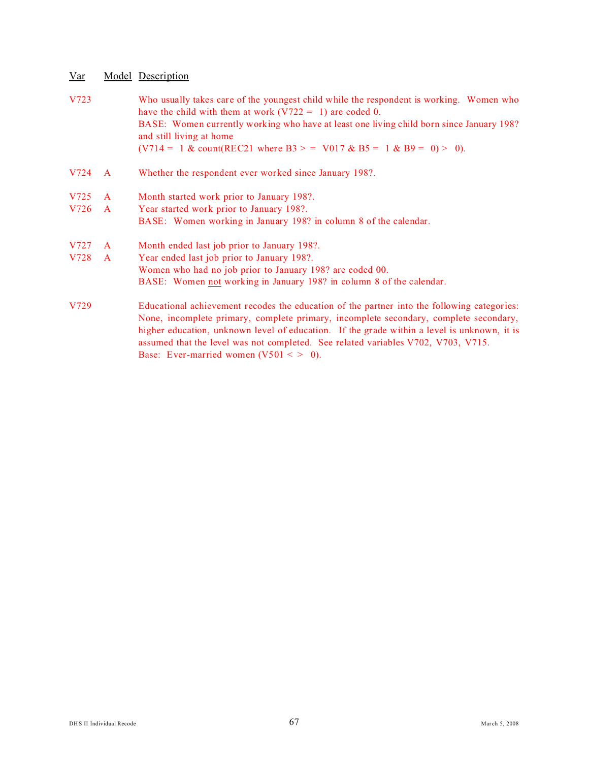| Var | Model | Description |
|---|---|---|
| V723 | | Who usually takes care of the youngest child while the respondent is working. Women who have the child with them at work (V722 = 1) are coded 0. BASE: Women currently working who have at least one living child born since January 198? and still living at home (V714 = 1 & count(REC21 where B3 >= V017 & B5 = 1 & B9 = 0) > 0). |
| V724 | A | Whether the respondent ever worked since January 198?. |
| V725 | A | Month started work prior to January 198?. |
| V726 | A | Year started work prior to January 198?. BASE: Women working in January 198? in column 8 of the calendar. |
| V727 | A | Month ended last job prior to January 198?. |
| V728 | A | Year ended last job prior to January 198?. Women who had no job prior to January 198? are coded 00. BASE: Women *not* working in January 198? in column 8 of the calendar. |
| V729 | | Educational achievement recodes the education of the partner into the following categories: None, incomplete primary, complete primary, incomplete secondary, complete secondary, higher education, unknown level of education. If the grade within a level is unknown, it is assumed that the level was not completed. See related variables V702, V703, V715. Base: Ever-married women (V501 <> 0). |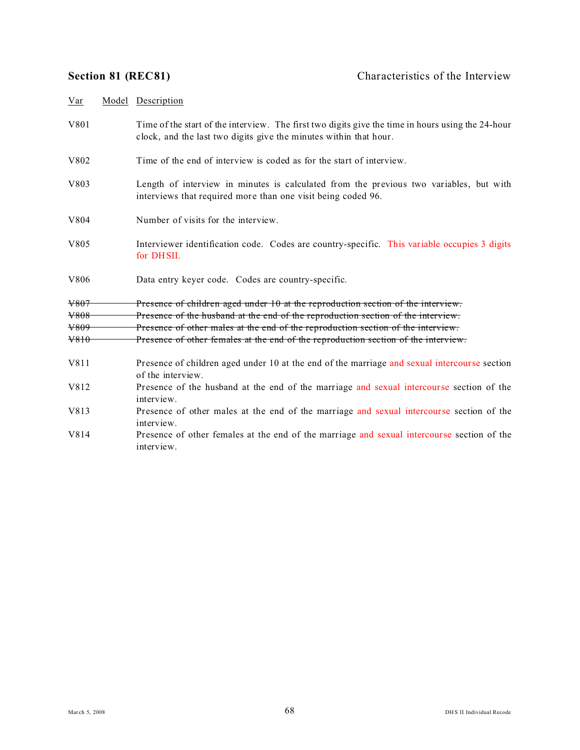## Section 81 (REC81) — Characteristics of the Interview

| Var | Model | Description |
| --- | --- | --- |
| V801 | | Time of the start of the interview. The first two digits give the time in hours using the 24-hour clock, and the last two digits give the minutes within that hour. |
| V802 | | Time of the end of interview is coded as for the start of interview. |
| V803 | | Length of interview in minutes is calculated from the previous two variables, but with interviews that required more than one visit being coded 96. |
| V804 | | Number of visits for the interview. |
| V805 | | Interviewer identification code. Codes are country-specific. This variable occupies 3 digits for DHSII. |
| V806 | | Data entry keyer code. Codes are country-specific. |
| ~~V807~~ | | ~~Presence of children aged under 10 at the reproduction section of the interview.~~ |
| ~~V808~~ | | ~~Presence of the husband at the end of the reproduction section of the interview.~~ |
| ~~V809~~ | | ~~Presence of other males at the end of the reproduction section of the interview.~~ |
| ~~V810~~ | | ~~Presence of other females at the end of the reproduction section of the interview.~~ |
| V811 | | Presence of children aged under 10 at the end of the marriage and sexual intercourse section of the interview. |
| V812 | | Presence of the husband at the end of the marriage and sexual intercourse section of the interview. |
| V813 | | Presence of other males at the end of the marriage and sexual intercourse section of the interview. |
| V814 | | Presence of other females at the end of the marriage and sexual intercourse section of the interview. |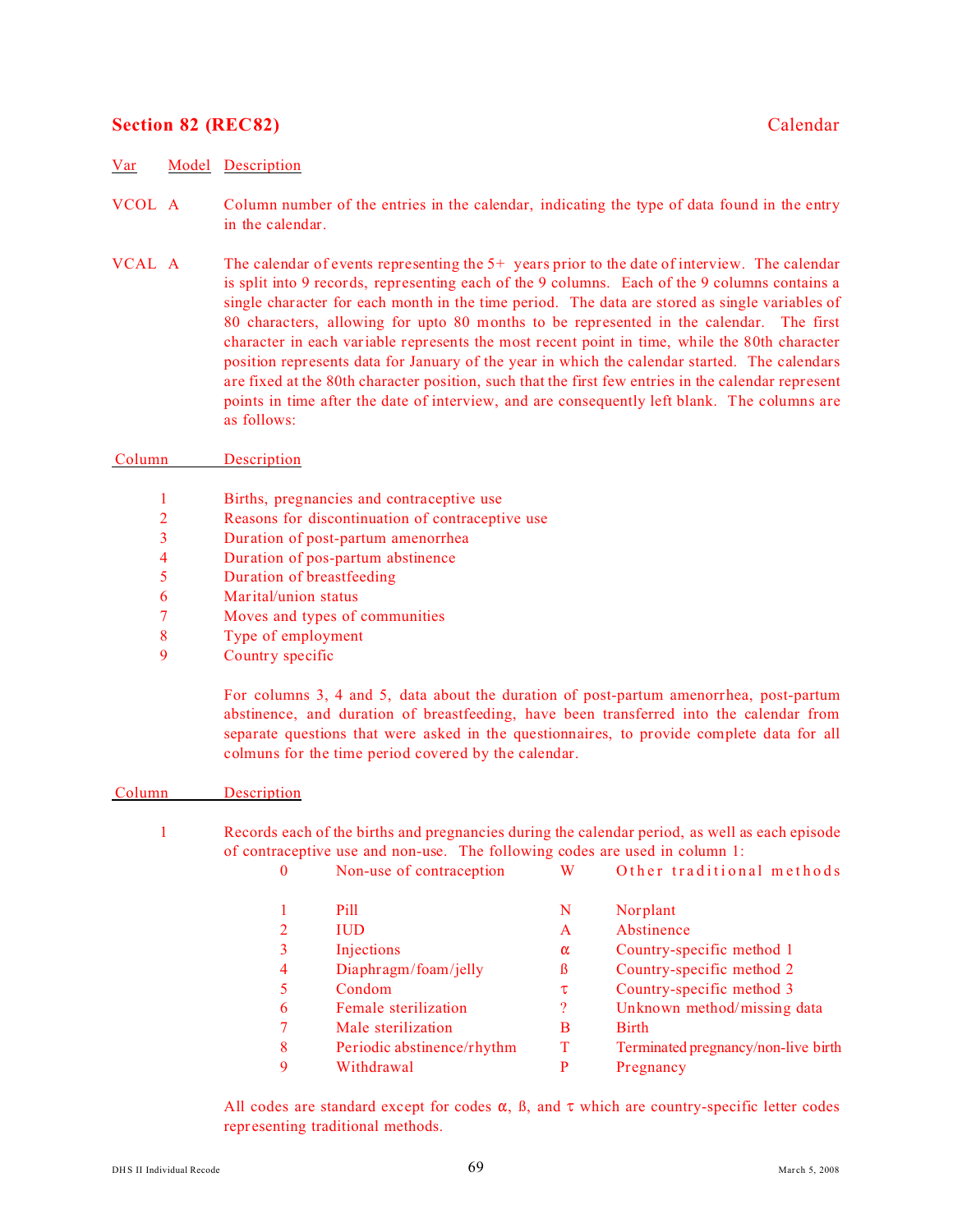## Section 82 (REC82) — Calendar

| Var | Model | Description |
|---|---|---|
| VCOL | A | Column number of the entries in the calendar, indicating the type of data found in the entry in the calendar. |
| VCAL | A | The calendar of events representing the 5+ years prior to the date of interview. The calendar is split into 9 records, representing each of the 9 columns. Each of the 9 columns contains a single character for each month in the time period. The data are stored as single variables of 80 characters, allowing for upto 80 months to be represented in the calendar. The first character in each variable represents the most recent point in time, while the 80th character position represents data for January of the year in which the calendar started. The calendars are fixed at the 80th character position, such that the first few entries in the calendar represent points in time after the date of interview, and are consequently left blank. The columns are as follows: |

| Column | Description |
|---|---|
| 1 | Births, pregnancies and contraceptive use |
| 2 | Reasons for discontinuation of contraceptive use |
| 3 | Duration of post-partum amenorrhea |
| 4 | Duration of pos-partum abstinence |
| 5 | Duration of breastfeeding |
| 6 | Marital/union status |
| 7 | Moves and types of communities |
| 8 | Type of employment |
| 9 | Country specific |

For columns 3, 4 and 5, data about the duration of post-partum amenorrhea, post-partum abstinence, and duration of breastfeeding, have been transferred into the calendar from separate questions that were asked in the questionnaires, to provide complete data for all colmuns for the time period covered by the calendar.

| Column | Description |
|---|---|
| 1 | Records each of the births and pregnancies during the calendar period, as well as each episode of contraceptive use and non-use. The following codes are used in column 1: |

| Code | Description | Code | Description |
|---|---|---|---|
| 0 | Non-use of contraception | W | Other traditional methods |
| 1 | Pill | N | Norplant |
| 2 | IUD | A | Abstinence |
| 3 | Injections | α | Country-specific method 1 |
| 4 | Diaphragm/foam/jelly | ß | Country-specific method 2 |
| 5 | Condom | τ | Country-specific method 3 |
| 6 | Female sterilization | ? | Unknown method/missing data |
| 7 | Male sterilization | B | Birth |
| 8 | Periodic abstinence/rhythm | T | Terminated pregnancy/non-live birth |
| 9 | Withdrawal | P | Pregnancy |

All codes are standard except for codes α, ß, and τ which are country-specific letter codes representing traditional methods.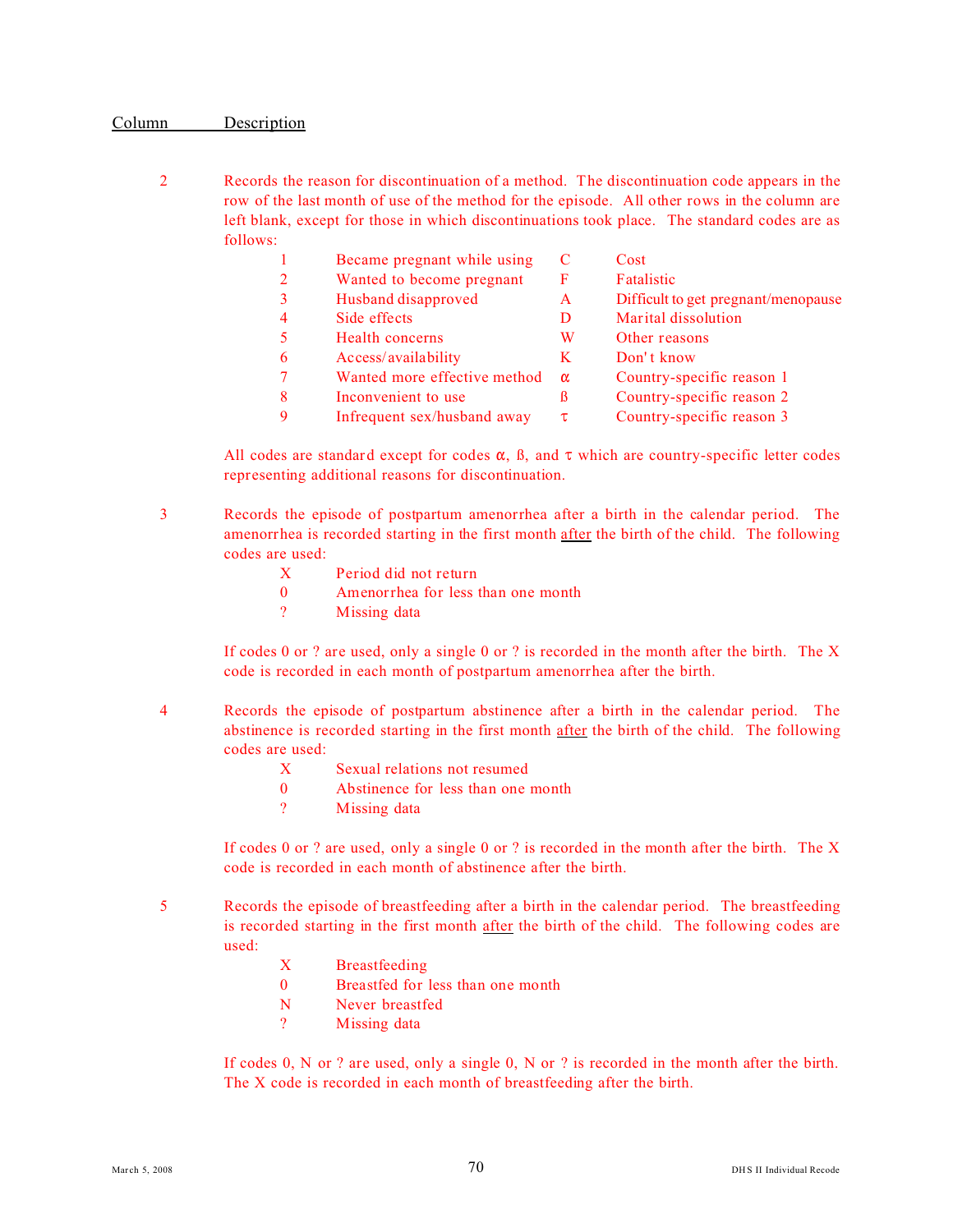| Column | Description |
|---|---|

2 Records the reason for discontinuation of a method. The discontinuation code appears in the row of the last month of use of the method for the episode. All other rows in the column are left blank, except for those in which discontinuations took place. The standard codes are as follows:

| | | | |
|---|---|---|---|
| 1 | Became pregnant while using | C | Cost |
| 2 | Wanted to become pregnant | F | Fatalistic |
| 3 | Husband disapproved | A | Difficult to get pregnant/menopause |
| 4 | Side effects | D | Marital dissolution |
| 5 | Health concerns | W | Other reasons |
| 6 | Access/availability | K | Don't know |
| 7 | Wanted more effective method | α | Country-specific reason 1 |
| 8 | Inconvenient to use | ß | Country-specific reason 2 |
| 9 | Infrequent sex/husband away | τ | Country-specific reason 3 |

All codes are standard except for codes α, ß, and τ which are country-specific letter codes representing additional reasons for discontinuation.

3 Records the episode of postpartum amenorrhea after a birth in the calendar period. The amenorrhea is recorded starting in the first month after the birth of the child. The following codes are used:

| | |
|---|---|
| X | Period did not return |
| 0 | Amenorrhea for less than one month |
| ? | Missing data |

If codes 0 or ? are used, only a single 0 or ? is recorded in the month after the birth. The X code is recorded in each month of postpartum amenorrhea after the birth.

4 Records the episode of postpartum abstinence after a birth in the calendar period. The abstinence is recorded starting in the first month after the birth of the child. The following codes are used:

| | |
|---|---|
| X | Sexual relations not resumed |
| 0 | Abstinence for less than one month |
| ? | Missing data |

If codes 0 or ? are used, only a single 0 or ? is recorded in the month after the birth. The X code is recorded in each month of abstinence after the birth.

5 Records the episode of breastfeeding after a birth in the calendar period. The breastfeeding is recorded starting in the first month after the birth of the child. The following codes are used:

| | |
|---|---|
| X | Breastfeeding |
| 0 | Breastfed for less than one month |
| N | Never breastfed |
| ? | Missing data |

If codes 0, N or ? are used, only a single 0, N or ? is recorded in the month after the birth. The X code is recorded in each month of breastfeeding after the birth.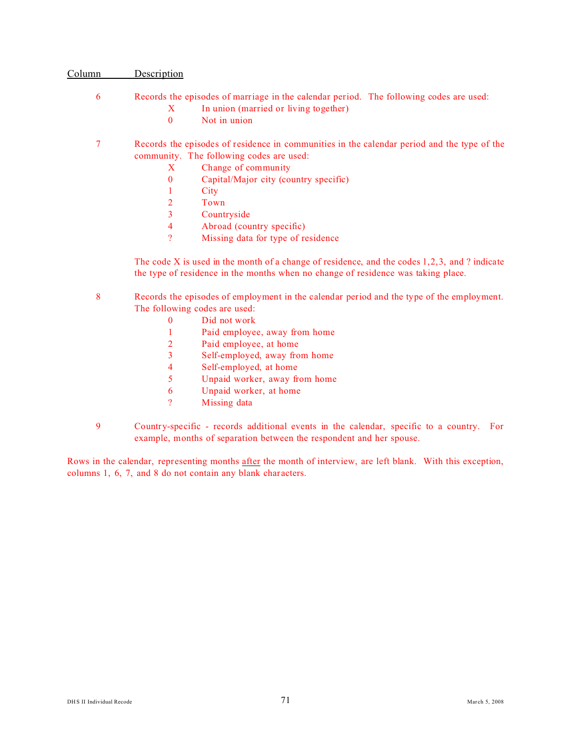| Column | Description |
|---|---|
| 6 | Records the episodes of marriage in the calendar period. The following codes are used: |
| | X In union (married or living together) |
| | 0 Not in union |
| 7 | Records the episodes of residence in communities in the calendar period and the type of the community. The following codes are used: |
| | X Change of community |
| | 0 Capital/Major city (country specific) |
| | 1 City |
| | 2 Town |
| | 3 Countryside |
| | 4 Abroad (country specific) |
| | ? Missing data for type of residence |
| | The code X is used in the month of a change of residence, and the codes 1,2,3, and ? indicate the type of residence in the months when no change of residence was taking place. |
| 8 | Records the episodes of employment in the calendar period and the type of the employment. The following codes are used: |
| | 0 Did not work |
| | 1 Paid employee, away from home |
| | 2 Paid employee, at home |
| | 3 Self-employed, away from home |
| | 4 Self-employed, at home |
| | 5 Unpaid worker, away from home |
| | 6 Unpaid worker, at home |
| | ? Missing data |
| 9 | Country-specific - records additional events in the calendar, specific to a country. For example, months of separation between the respondent and her spouse. |

Rows in the calendar, representing months after the month of interview, are left blank. With this exception, columns 1, 6, 7, and 8 do not contain any blank characters.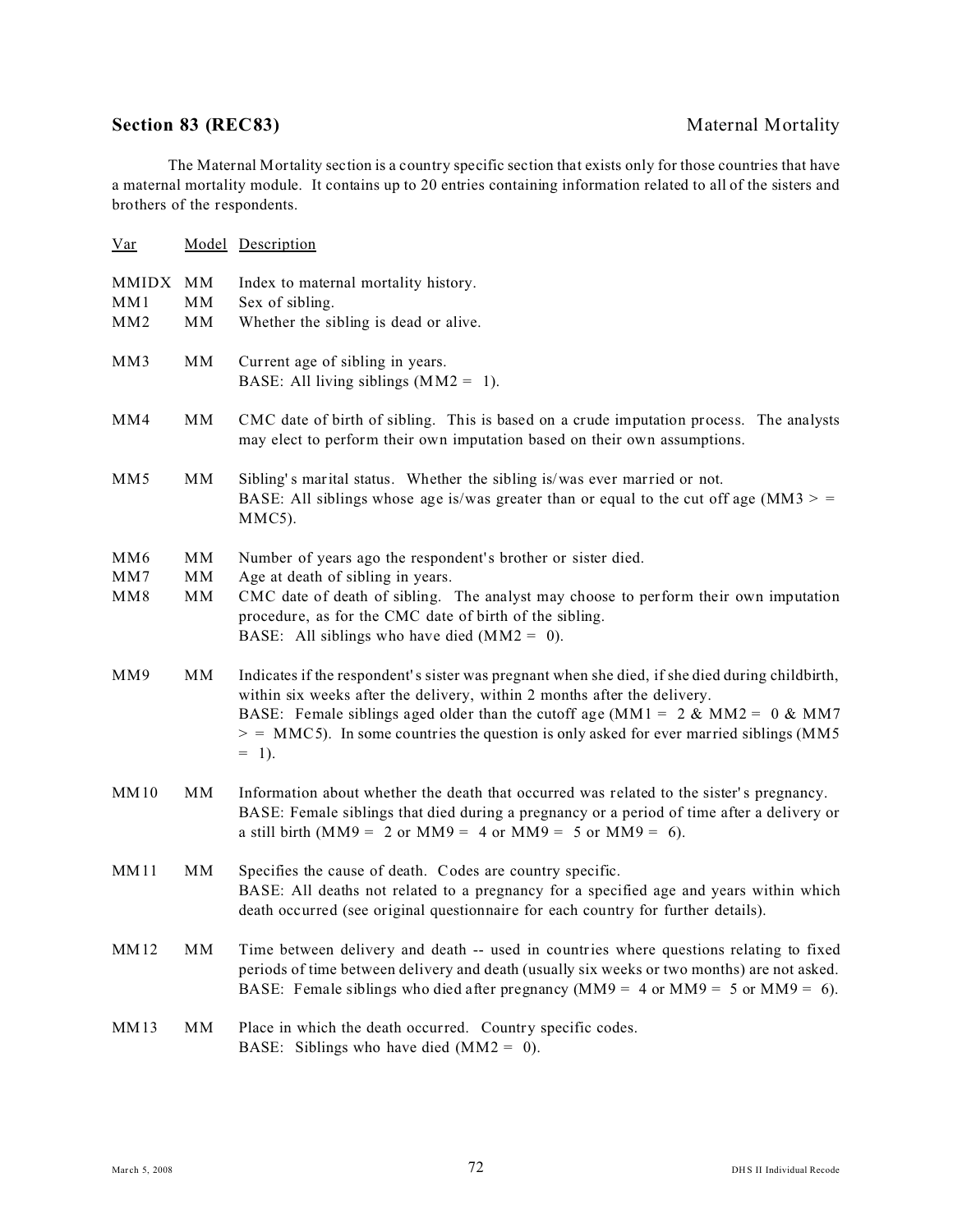## Section 83 (REC83) Maternal Mortality

The Maternal Mortality section is a country specific section that exists only for those countries that have a maternal mortality module. It contains up to 20 entries containing information related to all of the sisters and brothers of the respondents.

| Var | Model | Description |
|---|---|---|
| MMIDX | MM | Index to maternal mortality history. |
| MM1 | MM | Sex of sibling. |
| MM2 | MM | Whether the sibling is dead or alive. |
| MM3 | MM | Current age of sibling in years.<br>BASE: All living siblings (MM2 = 1). |
| MM4 | MM | CMC date of birth of sibling. This is based on a crude imputation process. The analysts may elect to perform their own imputation based on their own assumptions. |
| MM5 | MM | Sibling's marital status. Whether the sibling is/was ever married or not.<br>BASE: All siblings whose age is/was greater than or equal to the cut off age (MM3 > = MMC5). |
| MM6 | MM | Number of years ago the respondent's brother or sister died. |
| MM7 | MM | Age at death of sibling in years. |
| MM8 | MM | CMC date of death of sibling. The analyst may choose to perform their own imputation procedure, as for the CMC date of birth of the sibling.<br>BASE: All siblings who have died (MM2 = 0). |
| MM9 | MM | Indicates if the respondent's sister was pregnant when she died, if she died during childbirth, within six weeks after the delivery, within 2 months after the delivery.<br>BASE: Female siblings aged older than the cutoff age (MM1 = 2 & MM2 = 0 & MM7 > = MMC5). In some countries the question is only asked for ever married siblings (MM5 = 1). |
| MM10 | MM | Information about whether the death that occurred was related to the sister's pregnancy.<br>BASE: Female siblings that died during a pregnancy or a period of time after a delivery or a still birth (MM9 = 2 or MM9 = 4 or MM9 = 5 or MM9 = 6). |
| MM11 | MM | Specifies the cause of death. Codes are country specific.<br>BASE: All deaths not related to a pregnancy for a specified age and years within which death occurred (see original questionnaire for each country for further details). |
| MM12 | MM | Time between delivery and death -- used in countries where questions relating to fixed periods of time between delivery and death (usually six weeks or two months) are not asked.<br>BASE: Female siblings who died after pregnancy (MM9 = 4 or MM9 = 5 or MM9 = 6). |
| MM13 | MM | Place in which the death occurred. Country specific codes.<br>BASE: Siblings who have died (MM2 = 0). |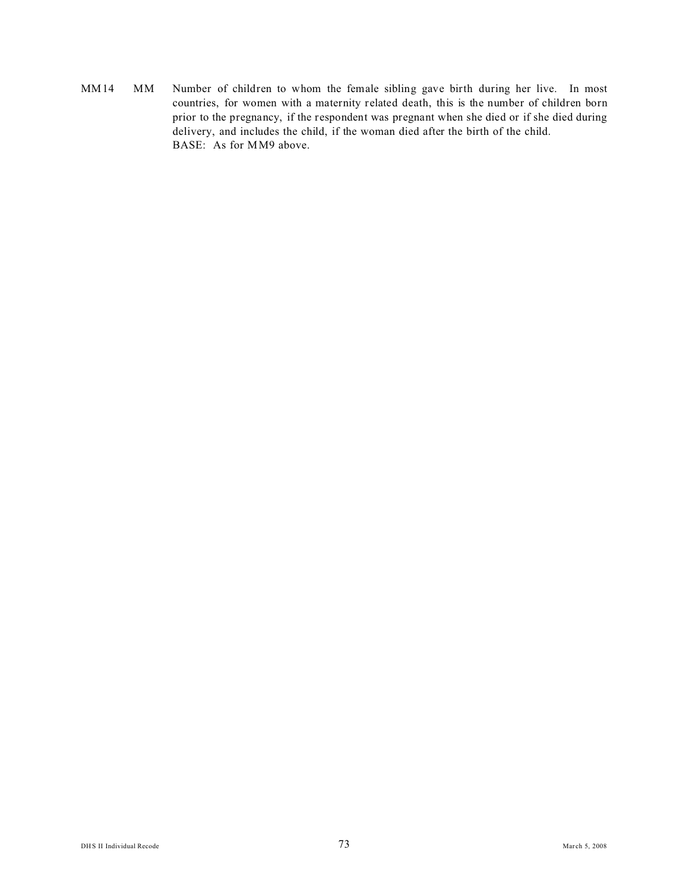MM14 MM Number of children to whom the female sibling gave birth during her live. In most countries, for women with a maternity related death, this is the number of children born prior to the pregnancy, if the respondent was pregnant when she died or if she died during delivery, and includes the child, if the woman died after the birth of the child.
BASE: As for MM9 above.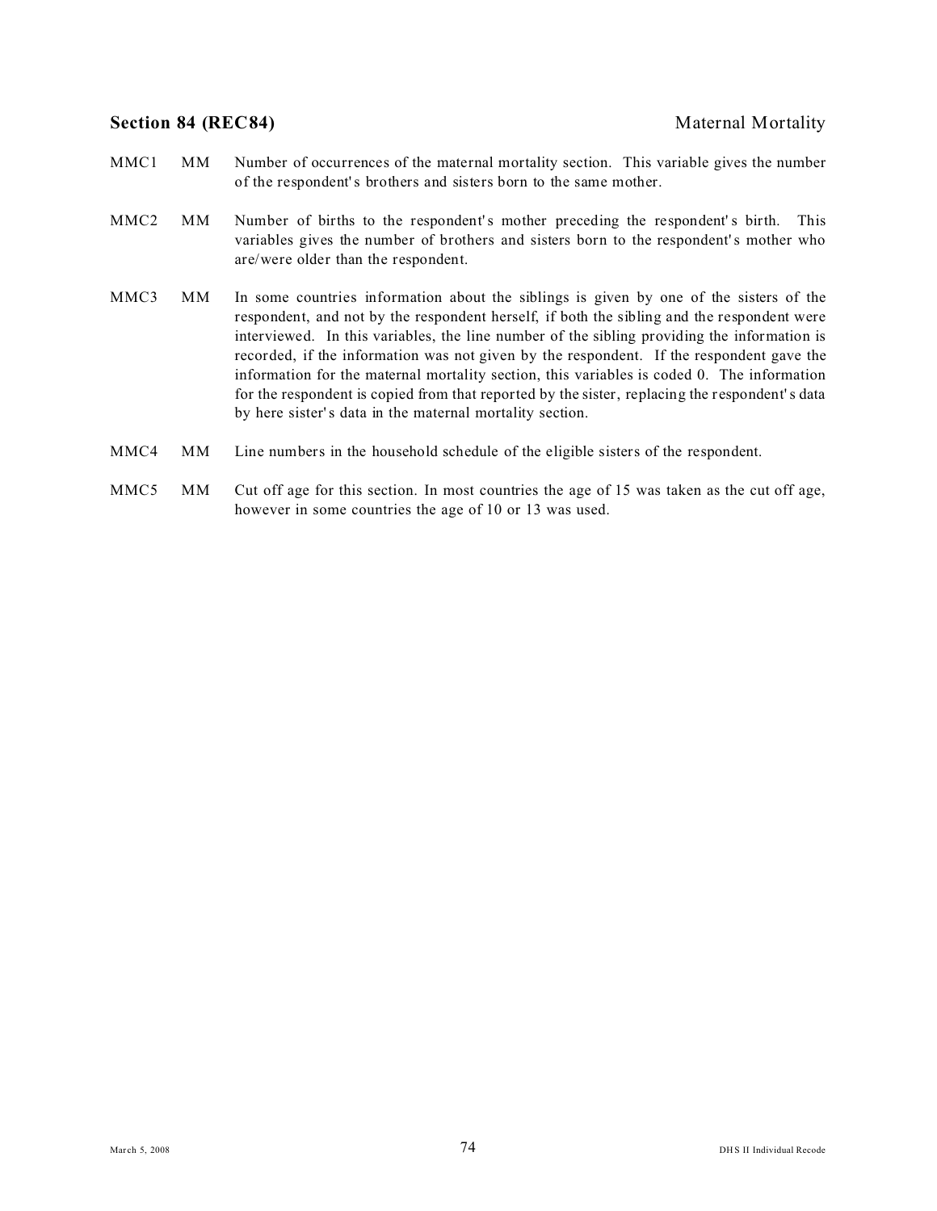## Section 84 (REC84) Maternal Mortality

| | | |
|---|---|---|
| MMC1 | MM | Number of occurrences of the maternal mortality section. This variable gives the number of the respondent's brothers and sisters born to the same mother. |
| MMC2 | MM | Number of births to the respondent's mother preceding the respondent's birth. This variables gives the number of brothers and sisters born to the respondent's mother who are/were older than the respondent. |
| MMC3 | MM | In some countries information about the siblings is given by one of the sisters of the respondent, and not by the respondent herself, if both the sibling and the respondent were interviewed. In this variables, the line number of the sibling providing the information is recorded, if the information was not given by the respondent. If the respondent gave the information for the maternal mortality section, this variables is coded 0. The information for the respondent is copied from that reported by the sister, replacing the respondent's data by here sister's data in the maternal mortality section. |
| MMC4 | MM | Line numbers in the household schedule of the eligible sisters of the respondent. |
| MMC5 | MM | Cut off age for this section. In most countries the age of 15 was taken as the cut off age, however in some countries the age of 10 or 13 was used. |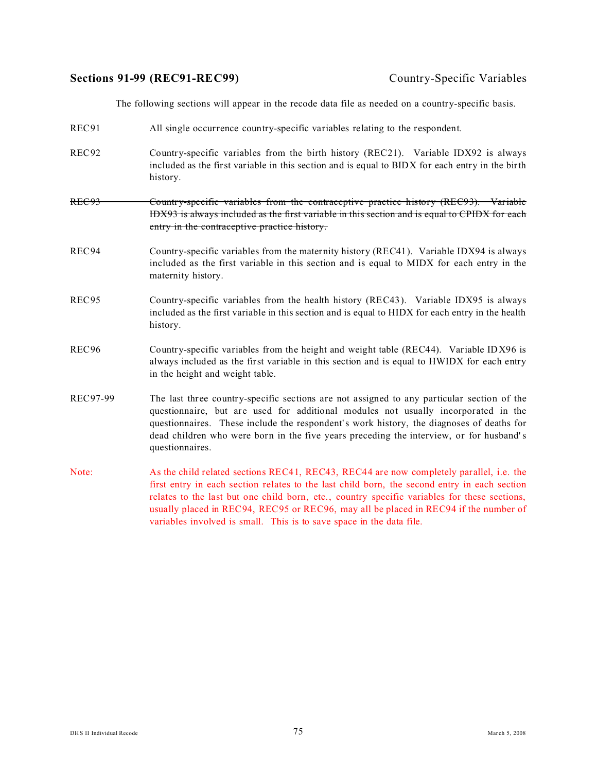## Sections 91-99 (REC91-REC99) Country-Specific Variables

The following sections will appear in the recode data file as needed on a country-specific basis.

REC91 All single occurrence country-specific variables relating to the respondent.

REC92 Country-specific variables from the birth history (REC21). Variable IDX92 is always included as the first variable in this section and is equal to BIDX for each entry in the birth history.

~~REC93 Country-specific variables from the contraceptive practice history (REC93). Variable IDX93 is always included as the first variable in this section and is equal to CPIDX for each entry in the contraceptive practice history.~~

REC94 Country-specific variables from the maternity history (REC41). Variable IDX94 is always included as the first variable in this section and is equal to MIDX for each entry in the maternity history.

REC95 Country-specific variables from the health history (REC43). Variable IDX95 is always included as the first variable in this section and is equal to HIDX for each entry in the health history.

REC96 Country-specific variables from the height and weight table (REC44). Variable IDX96 is always included as the first variable in this section and is equal to HWIDX for each entry in the height and weight table.

REC97-99 The last three country-specific sections are not assigned to any particular section of the questionnaire, but are used for additional modules not usually incorporated in the questionnaires. These include the respondent's work history, the diagnoses of deaths for dead children who were born in the five years preceding the interview, or for husband's questionnaires.

Note: As the child related sections REC41, REC43, REC44 are now completely parallel, i.e. the first entry in each section relates to the last child born, the second entry in each section relates to the last but one child born, etc., country specific variables for these sections, usually placed in REC94, REC95 or REC96, may all be placed in REC94 if the number of variables involved is small. This is to save space in the data file.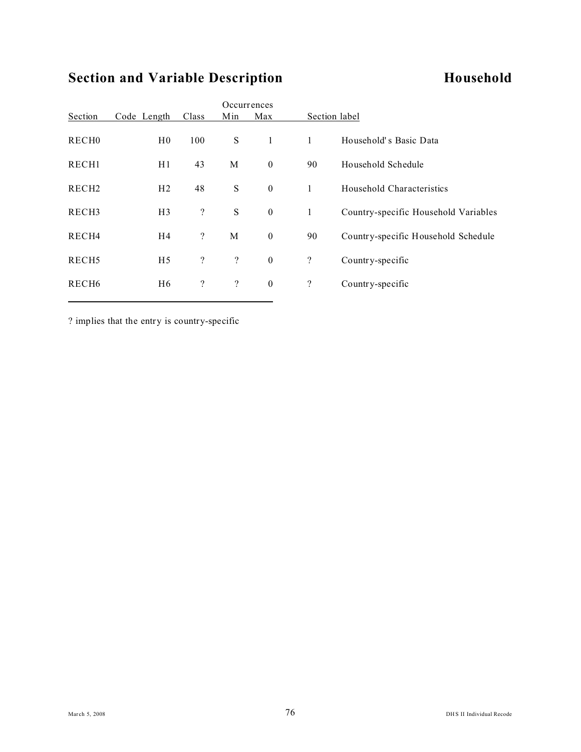## Section and Variable Description **Household**

| Section | Code | Length | Class | Occurrences Min | Max | Section label |
|---|---|---|---|---|---|---|
| RECH0 | H0 | 100 | S | 1 | 1 | Household' s Basic Data |
| RECH1 | H1 | 43 | M | 0 | 90 | Household Schedule |
| RECH2 | H2 | 48 | S | 0 | 1 | Household Characteristics |
| RECH3 | H3 | ? | S | 0 | 1 | Country-specific Household Variables |
| RECH4 | H4 | ? | M | 0 | 90 | Country-specific Household Schedule |
| RECH5 | H5 | ? | ? | 0 | ? | Country-specific |
| RECH6 | H6 | ? | ? | 0 | ? | Country-specific |

? implies that the entry is country-specific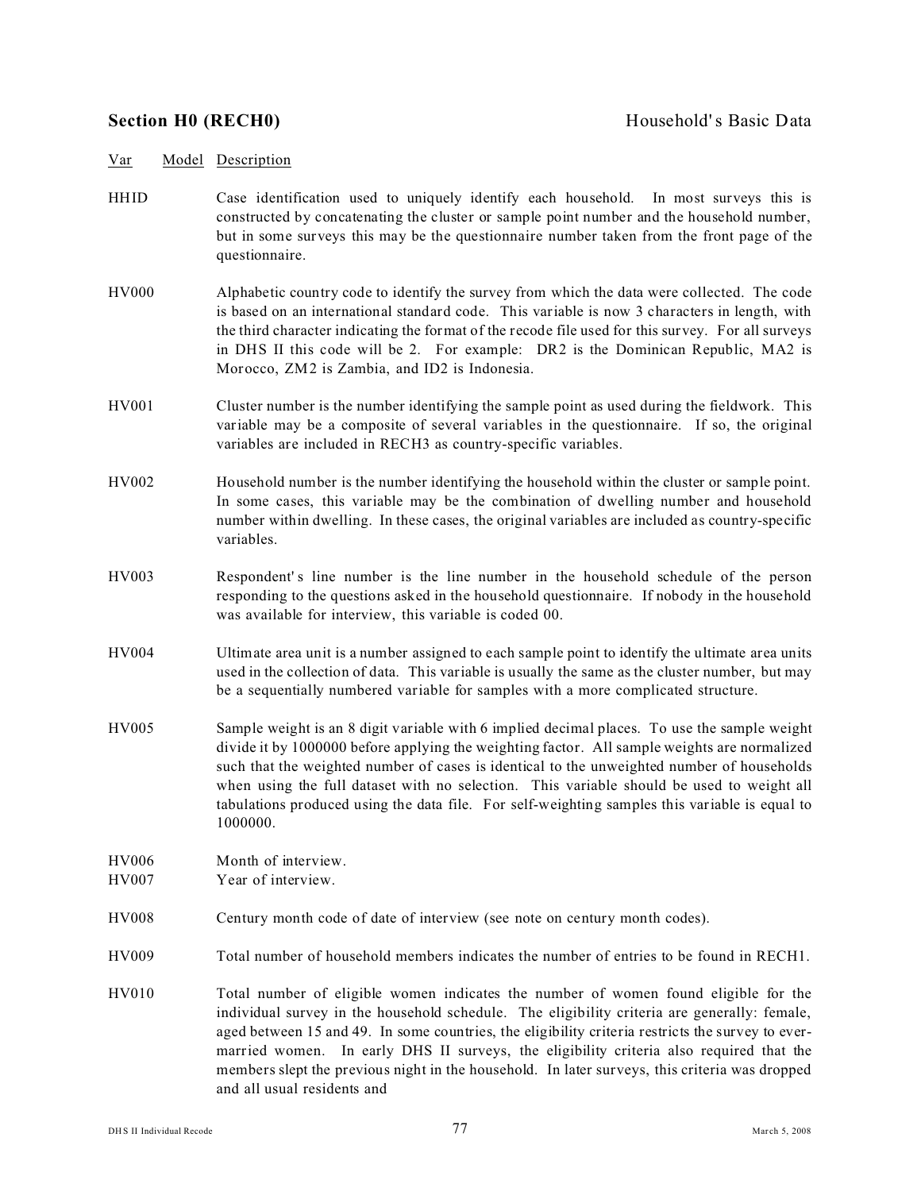## Section H0 (RECH0) Household's Basic Data

| Var | Model | Description |
|---|---|---|
| HHID | | Case identification used to uniquely identify each household. In most surveys this is constructed by concatenating the cluster or sample point number and the household number, but in some surveys this may be the questionnaire number taken from the front page of the questionnaire. |
| HV000 | | Alphabetic country code to identify the survey from which the data were collected. The code is based on an international standard code. This variable is now 3 characters in length, with the third character indicating the format of the recode file used for this survey. For all surveys in DHS II this code will be 2. For example: DR2 is the Dominican Republic, MA2 is Morocco, ZM2 is Zambia, and ID2 is Indonesia. |
| HV001 | | Cluster number is the number identifying the sample point as used during the fieldwork. This variable may be a composite of several variables in the questionnaire. If so, the original variables are included in RECH3 as country-specific variables. |
| HV002 | | Household number is the number identifying the household within the cluster or sample point. In some cases, this variable may be the combination of dwelling number and household number within dwelling. In these cases, the original variables are included as country-specific variables. |
| HV003 | | Respondent's line number is the line number in the household schedule of the person responding to the questions asked in the household questionnaire. If nobody in the household was available for interview, this variable is coded 00. |
| HV004 | | Ultimate area unit is a number assigned to each sample point to identify the ultimate area units used in the collection of data. This variable is usually the same as the cluster number, but may be a sequentially numbered variable for samples with a more complicated structure. |
| HV005 | | Sample weight is an 8 digit variable with 6 implied decimal places. To use the sample weight divide it by 1000000 before applying the weighting factor. All sample weights are normalized such that the weighted number of cases is identical to the unweighted number of households when using the full dataset with no selection. This variable should be used to weight all tabulations produced using the data file. For self-weighting samples this variable is equal to 1000000. |
| HV006 | | Month of interview. |
| HV007 | | Year of interview. |
| HV008 | | Century month code of date of interview (see note on century month codes). |
| HV009 | | Total number of household members indicates the number of entries to be found in RECH1. |
| HV010 | | Total number of eligible women indicates the number of women found eligible for the individual survey in the household schedule. The eligibility criteria are generally: female, aged between 15 and 49. In some countries, the eligibility criteria restricts the survey to ever-married women. In early DHS II surveys, the eligibility criteria also required that the members slept the previous night in the household. In later surveys, this criteria was dropped and all usual residents and |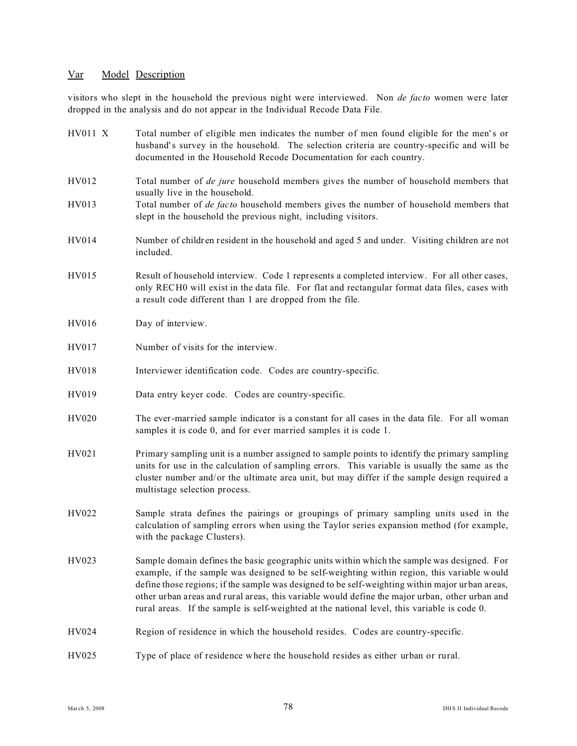| Var | Model | Description |
|---|---|---|

visitors who slept in the household the previous night were interviewed. Non *de facto* women were later dropped in the analysis and do not appear in the Individual Recode Data File.

| | | |
|---|---|---|
| HV011 | X | Total number of eligible men indicates the number of men found eligible for the men's or husband's survey in the household. The selection criteria are country-specific and will be documented in the Household Recode Documentation for each country. |
| HV012 | | Total number of *de jure* household members gives the number of household members that usually live in the household. |
| HV013 | | Total number of *de facto* household members gives the number of household members that slept in the household the previous night, including visitors. |
| HV014 | | Number of children resident in the household and aged 5 and under. Visiting children are not included. |
| HV015 | | Result of household interview. Code 1 represents a completed interview. For all other cases, only RECH0 will exist in the data file. For flat and rectangular format data files, cases with a result code different than 1 are dropped from the file. |
| HV016 | | Day of interview. |
| HV017 | | Number of visits for the interview. |
| HV018 | | Interviewer identification code. Codes are country-specific. |
| HV019 | | Data entry keyer code. Codes are country-specific. |
| HV020 | | The ever-married sample indicator is a constant for all cases in the data file. For all woman samples it is code 0, and for ever married samples it is code 1. |
| HV021 | | Primary sampling unit is a number assigned to sample points to identify the primary sampling units for use in the calculation of sampling errors. This variable is usually the same as the cluster number and/or the ultimate area unit, but may differ if the sample design required a multistage selection process. |
| HV022 | | Sample strata defines the pairings or groupings of primary sampling units used in the calculation of sampling errors when using the Taylor series expansion method (for example, with the package Clusters). |
| HV023 | | Sample domain defines the basic geographic units within which the sample was designed. For example, if the sample was designed to be self-weighting within region, this variable would define those regions; if the sample was designed to be self-weighting within major urban areas, other urban areas and rural areas, this variable would define the major urban, other urban and rural areas. If the sample is self-weighted at the national level, this variable is code 0. |
| HV024 | | Region of residence in which the household resides. Codes are country-specific. |
| HV025 | | Type of place of residence where the household resides as either urban or rural. |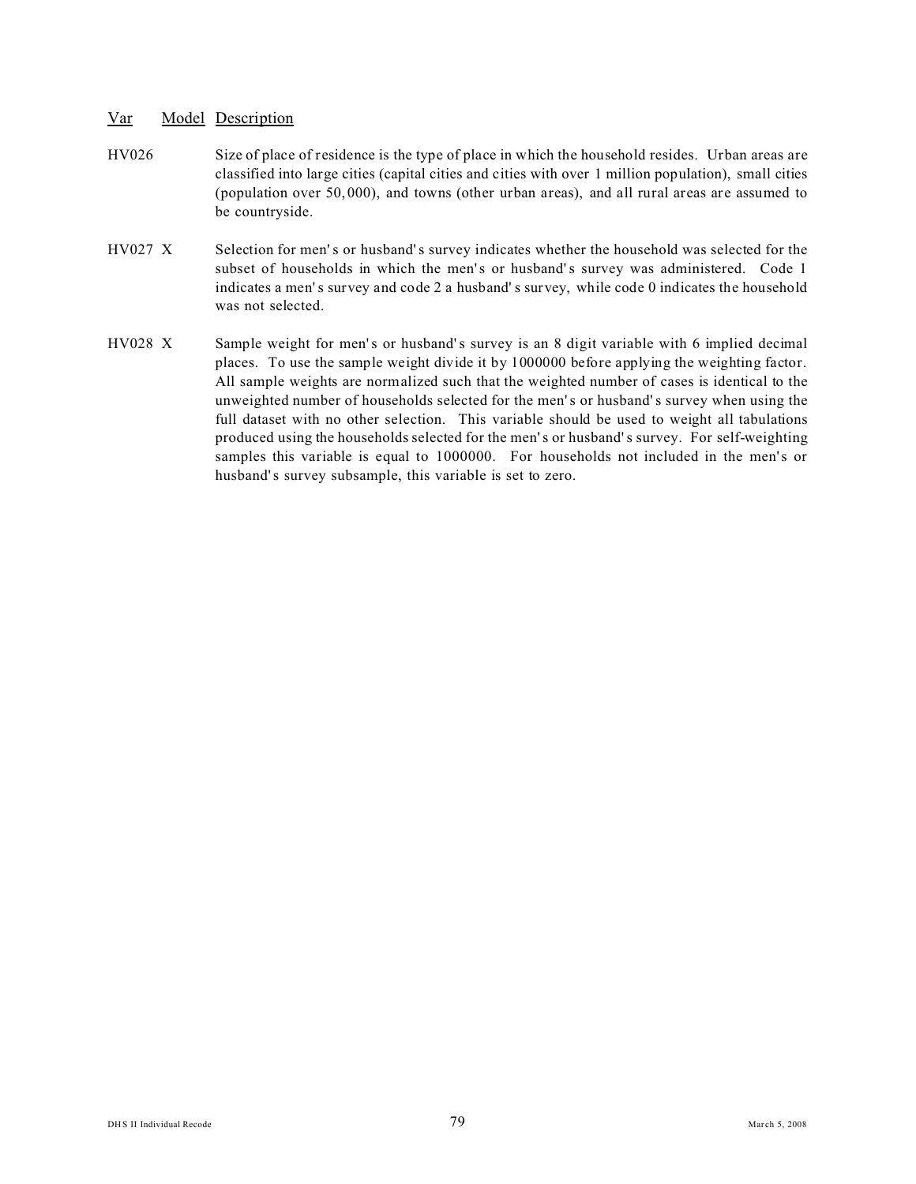| Var | Model | Description |
|---|---|---|
| HV026 | | Size of place of residence is the type of place in which the household resides. Urban areas are classified into large cities (capital cities and cities with over 1 million population), small cities (population over 50,000), and towns (other urban areas), and all rural areas are assumed to be countryside. |
| HV027 | X | Selection for men's or husband's survey indicates whether the household was selected for the subset of households in which the men's or husband's survey was administered. Code 1 indicates a men's survey and code 2 a husband's survey, while code 0 indicates the household was not selected. |
| HV028 | X | Sample weight for men's or husband's survey is an 8 digit variable with 6 implied decimal places. To use the sample weight divide it by 1000000 before applying the weighting factor. All sample weights are normalized such that the weighted number of cases is identical to the unweighted number of households selected for the men's or husband's survey when using the full dataset with no other selection. This variable should be used to weight all tabulations produced using the households selected for the men's or husband's survey. For self-weighting samples this variable is equal to 1000000. For households not included in the men's or husband's survey subsample, this variable is set to zero. |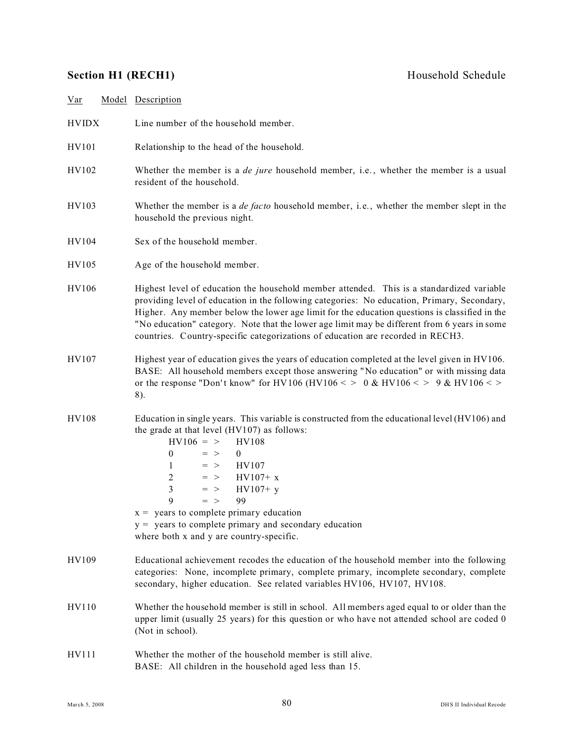## Section H1 (RECH1) — Household Schedule

| Var | Model | Description |
|---|---|---|
| HVIDX | | Line number of the household member. |
| HV101 | | Relationship to the head of the household. |
| HV102 | | Whether the member is a *de jure* household member, i.e., whether the member is a usual resident of the household. |
| HV103 | | Whether the member is a *de facto* household member, i.e., whether the member slept in the household the previous night. |
| HV104 | | Sex of the household member. |
| HV105 | | Age of the household member. |
| HV106 | | Highest level of education the household member attended. This is a standardized variable providing level of education in the following categories: No education, Primary, Secondary, Higher. Any member below the lower age limit for the education questions is classified in the "No education" category. Note that the lower age limit may be different from 6 years in some countries. Country-specific categorizations of education are recorded in RECH3. |
| HV107 | | Highest year of education gives the years of education completed at the level given in HV106. BASE: All household members except those answering "No education" or with missing data or the response "Don't know" for HV106 (HV106 < > 0 & HV106 < > 9 & HV106 < > 8). |
| HV108 | | Education in single years. This variable is constructed from the educational level (HV106) and the grade at that level (HV107) as follows: |

| HV106 | = > | HV108 |
|---|---|---|
| 0 | = > | 0 |
| 1 | = > | HV107 |
| 2 | = > | HV107+ x |
| 3 | = > | HV107+ y |
| 9 | = > | 99 |

x = years to complete primary education
y = years to complete primary and secondary education
where both x and y are country-specific.

| Var | Model | Description |
|---|---|---|
| HV109 | | Educational achievement recodes the education of the household member into the following categories: None, incomplete primary, complete primary, incomplete secondary, complete secondary, higher education. See related variables HV106, HV107, HV108. |
| HV110 | | Whether the household member is still in school. All members aged equal to or older than the upper limit (usually 25 years) for this question or who have not attended school are coded 0 (Not in school). |
| HV111 | | Whether the mother of the household member is still alive. BASE: All children in the household aged less than 15. |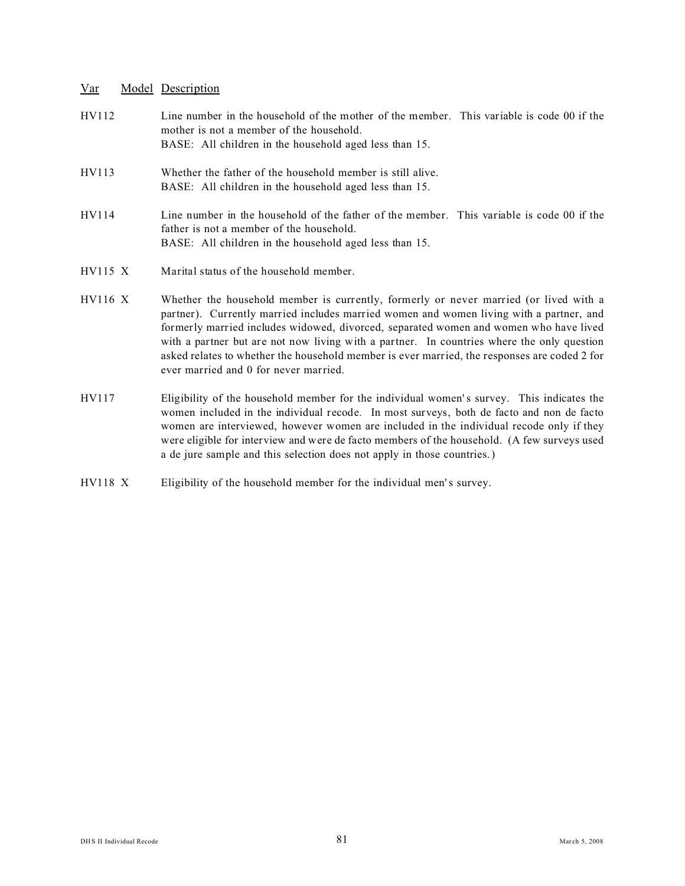| Var | Model | Description |
|---|---|---|
| HV112 | | Line number in the household of the mother of the member. This variable is code 00 if the mother is not a member of the household.<br>BASE: All children in the household aged less than 15. |
| HV113 | | Whether the father of the household member is still alive.<br>BASE: All children in the household aged less than 15. |
| HV114 | | Line number in the household of the father of the member. This variable is code 00 if the father is not a member of the household.<br>BASE: All children in the household aged less than 15. |
| HV115 | X | Marital status of the household member. |
| HV116 | X | Whether the household member is currently, formerly or never married (or lived with a partner). Currently married includes married women and women living with a partner, and formerly married includes widowed, divorced, separated women and women who have lived with a partner but are not now living with a partner. In countries where the only question asked relates to whether the household member is ever married, the responses are coded 2 for ever married and 0 for never married. |
| HV117 | | Eligibility of the household member for the individual women's survey. This indicates the women included in the individual recode. In most surveys, both de facto and non de facto women are interviewed, however women are included in the individual recode only if they were eligible for interview and were de facto members of the household. (A few surveys used a de jure sample and this selection does not apply in those countries.) |
| HV118 | X | Eligibility of the household member for the individual men's survey. |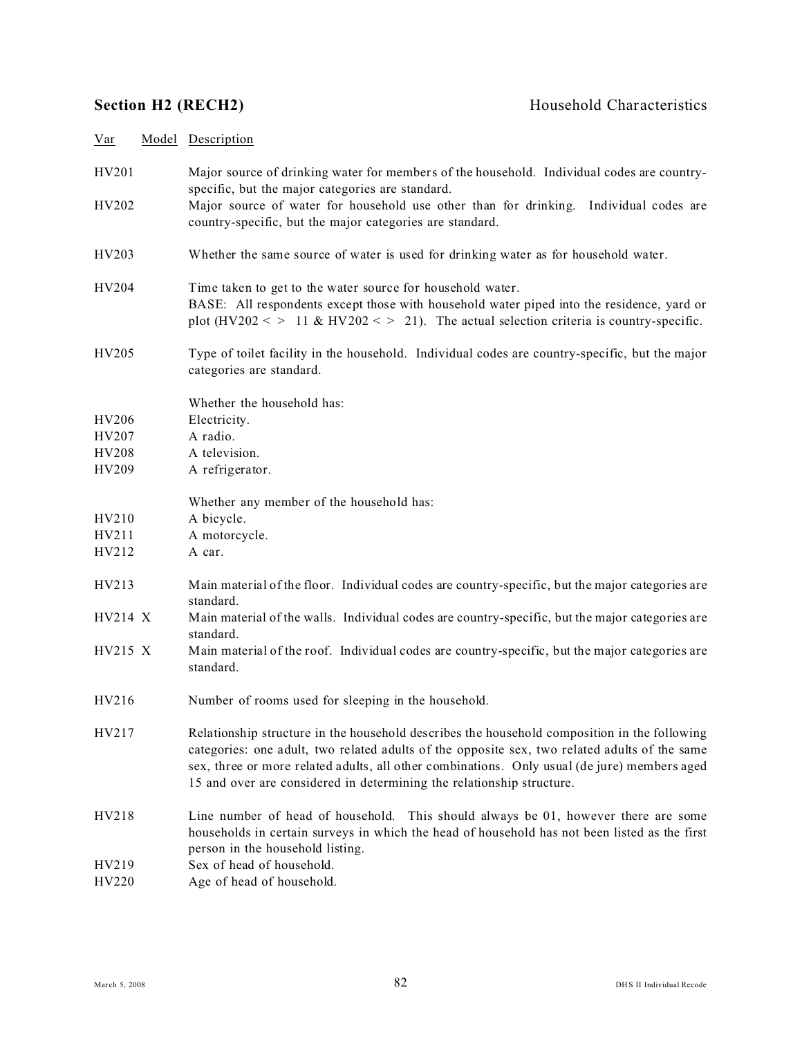## Section H2 (RECH2) Household Characteristics

| Var | Model | Description |
|---|---|---|
| HV201 | | Major source of drinking water for members of the household. Individual codes are country-specific, but the major categories are standard. |
| HV202 | | Major source of water for household use other than for drinking. Individual codes are country-specific, but the major categories are standard. |
| HV203 | | Whether the same source of water is used for drinking water as for household water. |
| HV204 | | Time taken to get to the water source for household water. BASE: All respondents except those with household water piped into the residence, yard or plot (HV202 < > 11 & HV202 < > 21). The actual selection criteria is country-specific. |
| HV205 | | Type of toilet facility in the household. Individual codes are country-specific, but the major categories are standard. |
| | | Whether the household has: |
| HV206 | | Electricity. |
| HV207 | | A radio. |
| HV208 | | A television. |
| HV209 | | A refrigerator. |
| | | Whether any member of the household has: |
| HV210 | | A bicycle. |
| HV211 | | A motorcycle. |
| HV212 | | A car. |
| HV213 | | Main material of the floor. Individual codes are country-specific, but the major categories are standard. |
| HV214 | X | Main material of the walls. Individual codes are country-specific, but the major categories are standard. |
| HV215 | X | Main material of the roof. Individual codes are country-specific, but the major categories are standard. |
| HV216 | | Number of rooms used for sleeping in the household. |
| HV217 | | Relationship structure in the household describes the household composition in the following categories: one adult, two related adults of the opposite sex, two related adults of the same sex, three or more related adults, all other combinations. Only usual (de jure) members aged 15 and over are considered in determining the relationship structure. |
| HV218 | | Line number of head of household. This should always be 01, however there are some households in certain surveys in which the head of household has not been listed as the first person in the household listing. |
| HV219 | | Sex of head of household. |
| HV220 | | Age of head of household. |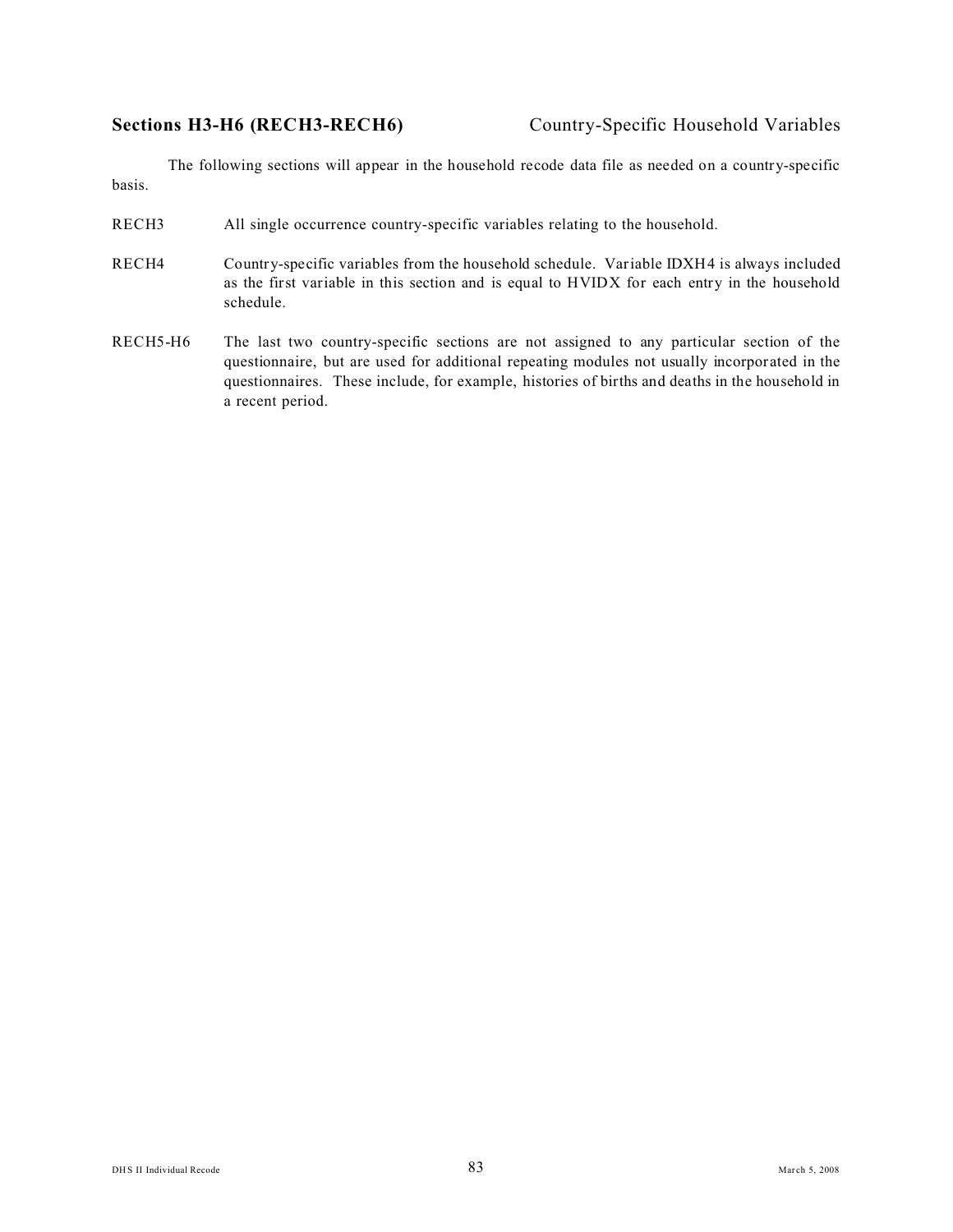## Sections H3-H6 (RECH3-RECH6) Country-Specific Household Variables

The following sections will appear in the household recode data file as needed on a country-specific basis.

| | |
|---|---|
| RECH3 | All single occurrence country-specific variables relating to the household. |
| RECH4 | Country-specific variables from the household schedule. Variable IDXH4 is always included as the first variable in this section and is equal to HVIDX for each entry in the household schedule. |
| RECH5-H6 | The last two country-specific sections are not assigned to any particular section of the questionnaire, but are used for additional repeating modules not usually incorporated in the questionnaires. These include, for example, histories of births and deaths in the household in a recent period. |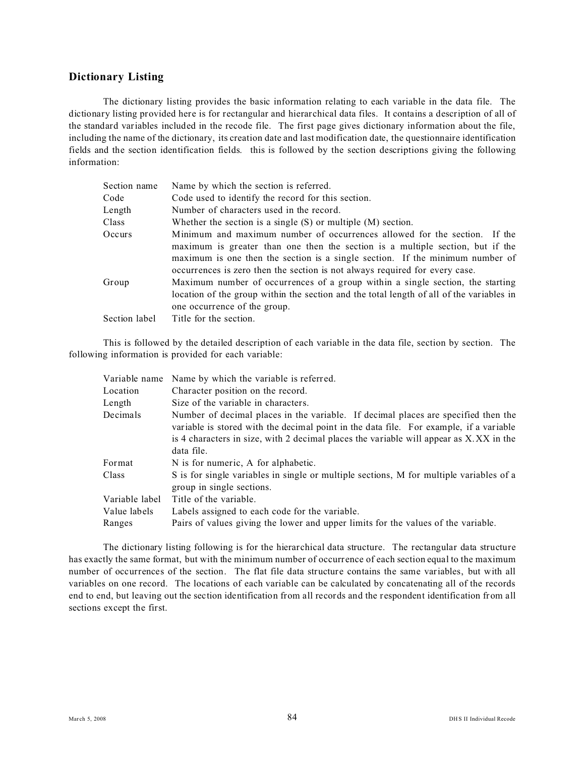## Dictionary Listing

The dictionary listing provides the basic information relating to each variable in the data file. The dictionary listing provided here is for rectangular and hierarchical data files. It contains a description of all of the standard variables included in the recode file. The first page gives dictionary information about the file, including the name of the dictionary, its creation date and last modification date, the questionnaire identification fields and the section identification fields. this is followed by the section descriptions giving the following information:

| | |
|---|---|
| Section name | Name by which the section is referred. |
| Code | Code used to identify the record for this section. |
| Length | Number of characters used in the record. |
| Class | Whether the section is a single (S) or multiple (M) section. |
| Occurs | Minimum and maximum number of occurrences allowed for the section. If the maximum is greater than one then the section is a multiple section, but if the maximum is one then the section is a single section. If the minimum number of occurrences is zero then the section is not always required for every case. |
| Group | Maximum number of occurrences of a group within a single section, the starting location of the group within the section and the total length of all of the variables in one occurrence of the group. |
| Section label | Title for the section. |

This is followed by the detailed description of each variable in the data file, section by section. The following information is provided for each variable:

| | |
|---|---|
| Variable name | Name by which the variable is referred. |
| Location | Character position on the record. |
| Length | Size of the variable in characters. |
| Decimals | Number of decimal places in the variable. If decimal places are specified then the variable is stored with the decimal point in the data file. For example, if a variable is 4 characters in size, with 2 decimal places the variable will appear as X.XX in the data file. |
| Format | N is for numeric, A for alphabetic. |
| Class | S is for single variables in single or multiple sections, M for multiple variables of a group in single sections. |
| Variable label | Title of the variable. |
| Value labels | Labels assigned to each code for the variable. |
| Ranges | Pairs of values giving the lower and upper limits for the values of the variable. |

The dictionary listing following is for the hierarchical data structure. The rectangular data structure has exactly the same format, but with the minimum number of occurrence of each section equal to the maximum number of occurrences of the section. The flat file data structure contains the same variables, but with all variables on one record. The locations of each variable can be calculated by concatenating all of the records end to end, but leaving out the section identification from all records and the respondent identification from all sections except the first.